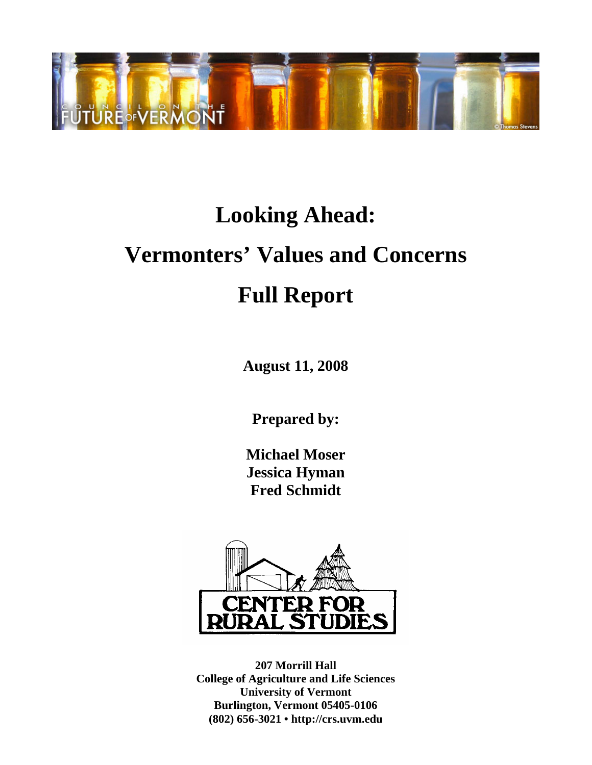COUNCIL ON THE FUTURE OF VERMONT

# Looking Ahead:

# Vermonters' Values and Concerns

# Full Report

**August 11, 2008**

**Prepared by:**

**Michael Moser**
**Jessica Hyman**
**Fred Schmidt**

CENTER FOR RURAL STUDIES

**207 Morrill Hall**
**College of Agriculture and Life Sciences**
**University of Vermont**
**Burlington, Vermont 05405-0106**
**(802) 656-3021 • http://crs.uvm.edu**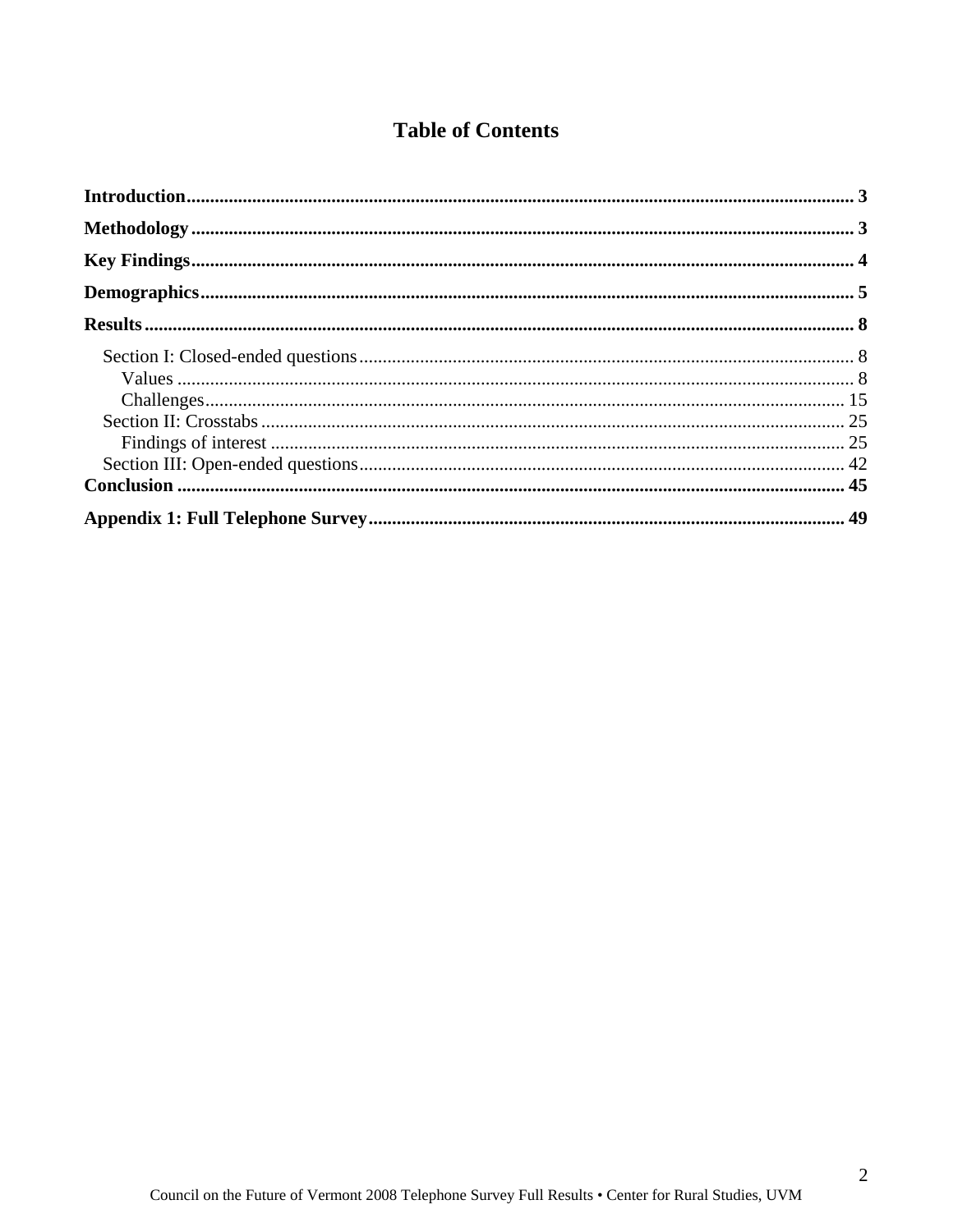# Table of Contents

**Introduction** ........................................................................ 3

**Methodology** ........................................................................ 3

**Key Findings** ........................................................................ 4

**Demographics** ........................................................................ 5

**Results** ........................................................................ 8

- Section I: Closed-ended questions ........................................................................ 8
  - Values ........................................................................ 8
  - Challenges ........................................................................ 15
- Section II: Crosstabs ........................................................................ 25
  - Findings of interest ........................................................................ 25
- Section III: Open-ended questions ........................................................................ 42

**Conclusion** ........................................................................ 45

**Appendix 1: Full Telephone Survey** ........................................................................ 49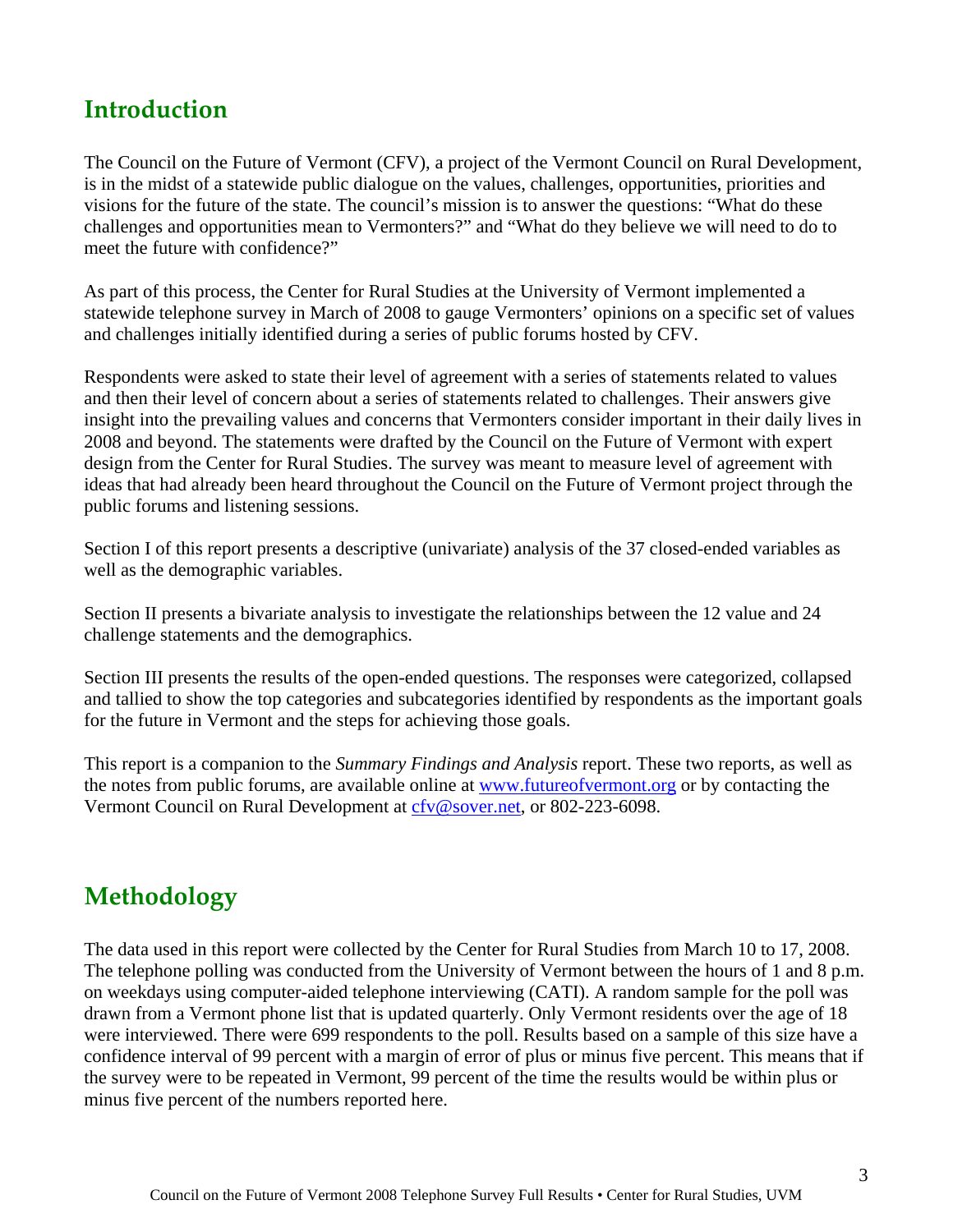## Introduction

The Council on the Future of Vermont (CFV), a project of the Vermont Council on Rural Development, is in the midst of a statewide public dialogue on the values, challenges, opportunities, priorities and visions for the future of the state. The council's mission is to answer the questions: "What do these challenges and opportunities mean to Vermonters?" and "What do they believe we will need to do to meet the future with confidence?"

As part of this process, the Center for Rural Studies at the University of Vermont implemented a statewide telephone survey in March of 2008 to gauge Vermonters' opinions on a specific set of values and challenges initially identified during a series of public forums hosted by CFV.

Respondents were asked to state their level of agreement with a series of statements related to values and then their level of concern about a series of statements related to challenges. Their answers give insight into the prevailing values and concerns that Vermonters consider important in their daily lives in 2008 and beyond. The statements were drafted by the Council on the Future of Vermont with expert design from the Center for Rural Studies. The survey was meant to measure level of agreement with ideas that had already been heard throughout the Council on the Future of Vermont project through the public forums and listening sessions.

Section I of this report presents a descriptive (univariate) analysis of the 37 closed-ended variables as well as the demographic variables.

Section II presents a bivariate analysis to investigate the relationships between the 12 value and 24 challenge statements and the demographics.

Section III presents the results of the open-ended questions. The responses were categorized, collapsed and tallied to show the top categories and subcategories identified by respondents as the important goals for the future in Vermont and the steps for achieving those goals.

This report is a companion to the *Summary Findings and Analysis* report. These two reports, as well as the notes from public forums, are available online at [www.futureofvermont.org](http://www.futureofvermont.org) or by contacting the Vermont Council on Rural Development at [cfv@sover.net](mailto:cfv@sover.net), or 802-223-6098.

## Methodology

The data used in this report were collected by the Center for Rural Studies from March 10 to 17, 2008. The telephone polling was conducted from the University of Vermont between the hours of 1 and 8 p.m. on weekdays using computer-aided telephone interviewing (CATI). A random sample for the poll was drawn from a Vermont phone list that is updated quarterly. Only Vermont residents over the age of 18 were interviewed. There were 699 respondents to the poll. Results based on a sample of this size have a confidence interval of 99 percent with a margin of error of plus or minus five percent. This means that if the survey were to be repeated in Vermont, 99 percent of the time the results would be within plus or minus five percent of the numbers reported here.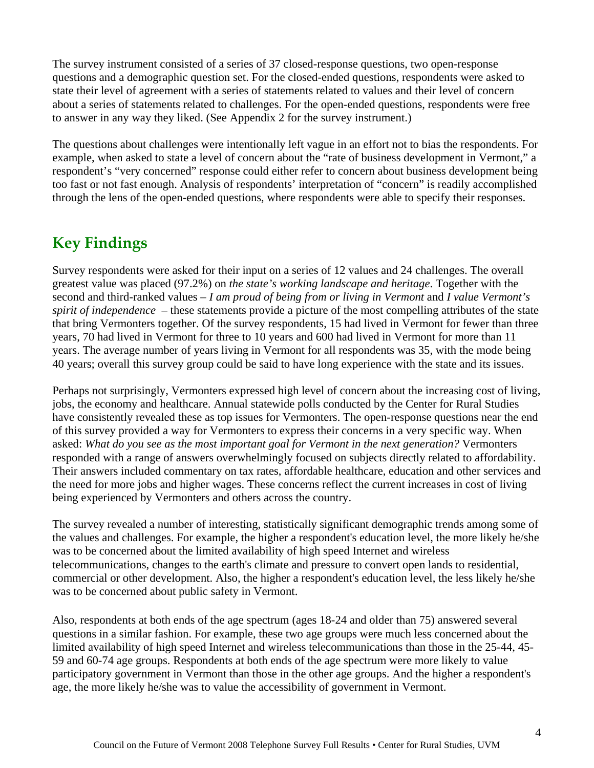The survey instrument consisted of a series of 37 closed-response questions, two open-response questions and a demographic question set. For the closed-ended questions, respondents were asked to state their level of agreement with a series of statements related to values and their level of concern about a series of statements related to challenges. For the open-ended questions, respondents were free to answer in any way they liked. (See Appendix 2 for the survey instrument.)

The questions about challenges were intentionally left vague in an effort not to bias the respondents. For example, when asked to state a level of concern about the "rate of business development in Vermont," a respondent's "very concerned" response could either refer to concern about business development being too fast or not fast enough. Analysis of respondents' interpretation of "concern" is readily accomplished through the lens of the open-ended questions, where respondents were able to specify their responses.

## Key Findings

Survey respondents were asked for their input on a series of 12 values and 24 challenges. The overall greatest value was placed (97.2%) on *the state's working landscape and heritage*. Together with the second and third-ranked values – *I am proud of being from or living in Vermont* and *I value Vermont's spirit of independence* – these statements provide a picture of the most compelling attributes of the state that bring Vermonters together. Of the survey respondents, 15 had lived in Vermont for fewer than three years, 70 had lived in Vermont for three to 10 years and 600 had lived in Vermont for more than 11 years. The average number of years living in Vermont for all respondents was 35, with the mode being 40 years; overall this survey group could be said to have long experience with the state and its issues.

Perhaps not surprisingly, Vermonters expressed high level of concern about the increasing cost of living, jobs, the economy and healthcare. Annual statewide polls conducted by the Center for Rural Studies have consistently revealed these as top issues for Vermonters. The open-response questions near the end of this survey provided a way for Vermonters to express their concerns in a very specific way. When asked: *What do you see as the most important goal for Vermont in the next generation?* Vermonters responded with a range of answers overwhelmingly focused on subjects directly related to affordability. Their answers included commentary on tax rates, affordable healthcare, education and other services and the need for more jobs and higher wages. These concerns reflect the current increases in cost of living being experienced by Vermonters and others across the country.

The survey revealed a number of interesting, statistically significant demographic trends among some of the values and challenges. For example, the higher a respondent's education level, the more likely he/she was to be concerned about the limited availability of high speed Internet and wireless telecommunications, changes to the earth's climate and pressure to convert open lands to residential, commercial or other development. Also, the higher a respondent's education level, the less likely he/she was to be concerned about public safety in Vermont.

Also, respondents at both ends of the age spectrum (ages 18-24 and older than 75) answered several questions in a similar fashion. For example, these two age groups were much less concerned about the limited availability of high speed Internet and wireless telecommunications than those in the 25-44, 45-59 and 60-74 age groups. Respondents at both ends of the age spectrum were more likely to value participatory government in Vermont than those in the other age groups. And the higher a respondent's age, the more likely he/she was to value the accessibility of government in Vermont.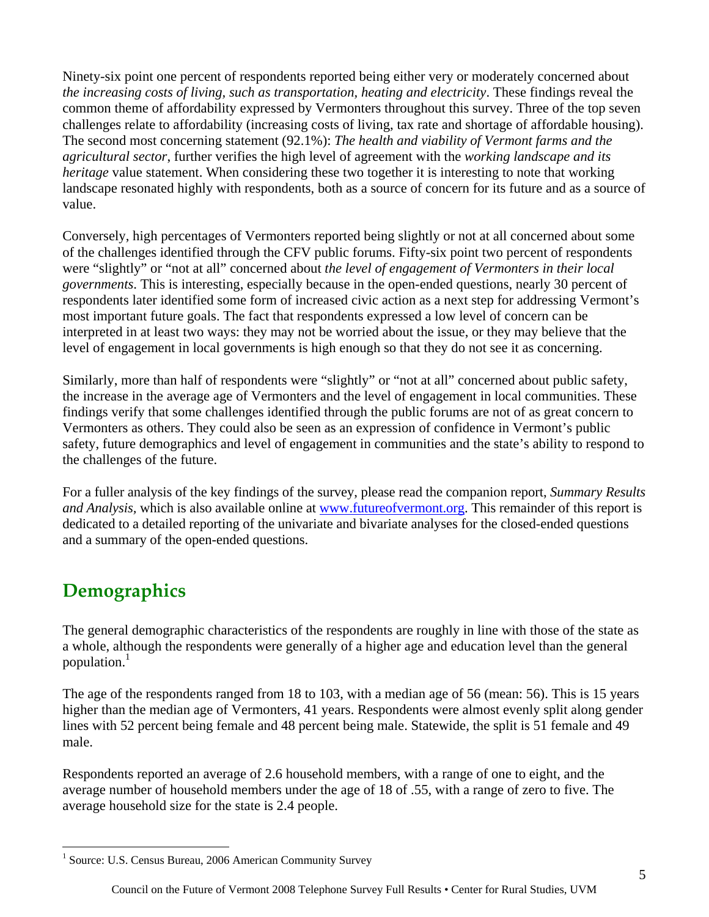Ninety-six point one percent of respondents reported being either very or moderately concerned about *the increasing costs of living, such as transportation, heating and electricity*. These findings reveal the common theme of affordability expressed by Vermonters throughout this survey. Three of the top seven challenges relate to affordability (increasing costs of living, tax rate and shortage of affordable housing). The second most concerning statement (92.1%): *The health and viability of Vermont farms and the agricultural sector*, further verifies the high level of agreement with the *working landscape and its heritage* value statement. When considering these two together it is interesting to note that working landscape resonated highly with respondents, both as a source of concern for its future and as a source of value.

Conversely, high percentages of Vermonters reported being slightly or not at all concerned about some of the challenges identified through the CFV public forums. Fifty-six point two percent of respondents were "slightly" or "not at all" concerned about *the level of engagement of Vermonters in their local governments*. This is interesting, especially because in the open-ended questions, nearly 30 percent of respondents later identified some form of increased civic action as a next step for addressing Vermont's most important future goals. The fact that respondents expressed a low level of concern can be interpreted in at least two ways: they may not be worried about the issue, or they may believe that the level of engagement in local governments is high enough so that they do not see it as concerning.

Similarly, more than half of respondents were "slightly" or "not at all" concerned about public safety, the increase in the average age of Vermonters and the level of engagement in local communities. These findings verify that some challenges identified through the public forums are not of as great concern to Vermonters as others. They could also be seen as an expression of confidence in Vermont's public safety, future demographics and level of engagement in communities and the state's ability to respond to the challenges of the future.

For a fuller analysis of the key findings of the survey, please read the companion report, *Summary Results and Analysis*, which is also available online at www.futureofvermont.org. This remainder of this report is dedicated to a detailed reporting of the univariate and bivariate analyses for the closed-ended questions and a summary of the open-ended questions.

## Demographics

The general demographic characteristics of the respondents are roughly in line with those of the state as a whole, although the respondents were generally of a higher age and education level than the general population.[1]

The age of the respondents ranged from 18 to 103, with a median age of 56 (mean: 56). This is 15 years higher than the median age of Vermonters, 41 years. Respondents were almost evenly split along gender lines with 52 percent being female and 48 percent being male. Statewide, the split is 51 female and 49 male.

Respondents reported an average of 2.6 household members, with a range of one to eight, and the average number of household members under the age of 18 of .55, with a range of zero to five. The average household size for the state is 2.4 people.

[1] Source: U.S. Census Bureau, 2006 American Community Survey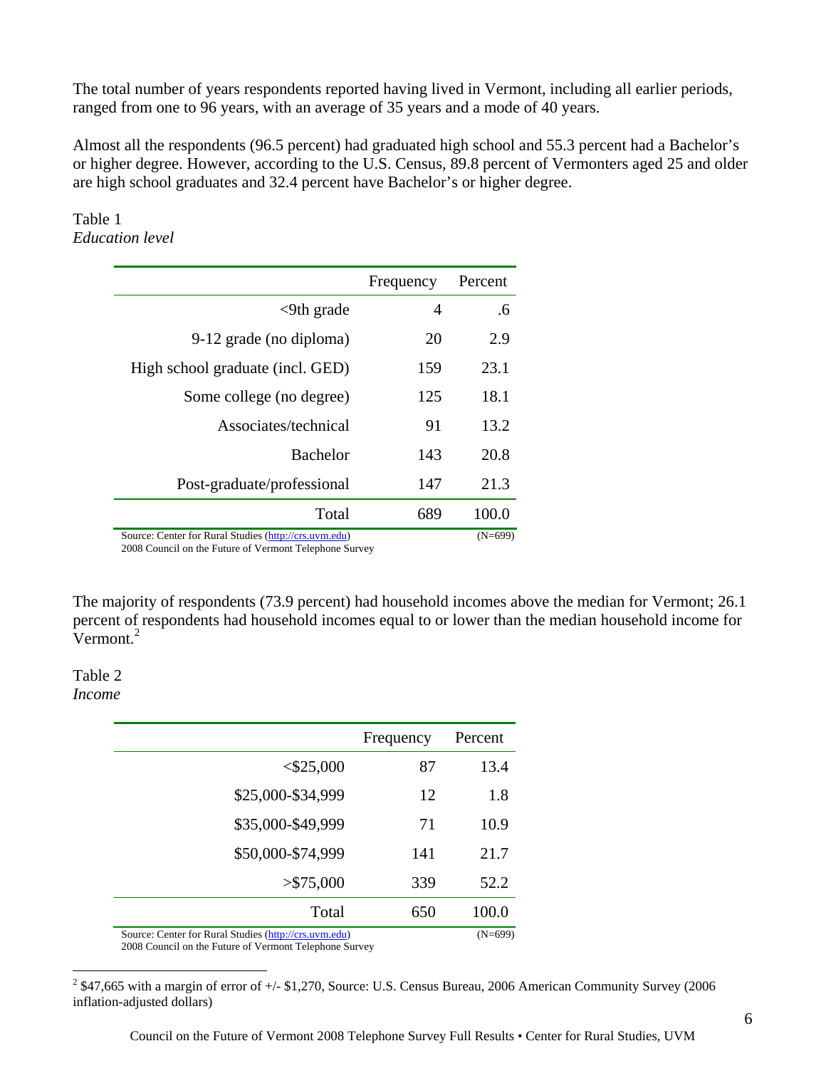The total number of years respondents reported having lived in Vermont, including all earlier periods, ranged from one to 96 years, with an average of 35 years and a mode of 40 years.

Almost all the respondents (96.5 percent) had graduated high school and 55.3 percent had a Bachelor's or higher degree. However, according to the U.S. Census, 89.8 percent of Vermonters aged 25 and older are high school graduates and 32.4 percent have Bachelor's or higher degree.

Table 1
*Education level*

| | Frequency | Percent |
|---|---|---|
| <9th grade | 4 | .6 |
| 9-12 grade (no diploma) | 20 | 2.9 |
| High school graduate (incl. GED) | 159 | 23.1 |
| Some college (no degree) | 125 | 18.1 |
| Associates/technical | 91 | 13.2 |
| Bachelor | 143 | 20.8 |
| Post-graduate/professional | 147 | 21.3 |
| Total | 689 | 100.0 |

Source: Center for Rural Studies (http://crs.uvm.edu) (N=699)
2008 Council on the Future of Vermont Telephone Survey

The majority of respondents (73.9 percent) had household incomes above the median for Vermont; 26.1 percent of respondents had household incomes equal to or lower than the median household income for Vermont.[2]

Table 2
*Income*

| | Frequency | Percent |
|---|---|---|
| <$25,000 | 87 | 13.4 |
| $25,000-$34,999 | 12 | 1.8 |
| $35,000-$49,999 | 71 | 10.9 |
| $50,000-$74,999 | 141 | 21.7 |
| >$75,000 | 339 | 52.2 |
| Total | 650 | 100.0 |

Source: Center for Rural Studies (http://crs.uvm.edu) (N=699)
2008 Council on the Future of Vermont Telephone Survey

[2] $47,665 with a margin of error of +/- $1,270, Source: U.S. Census Bureau, 2006 American Community Survey (2006 inflation-adjusted dollars)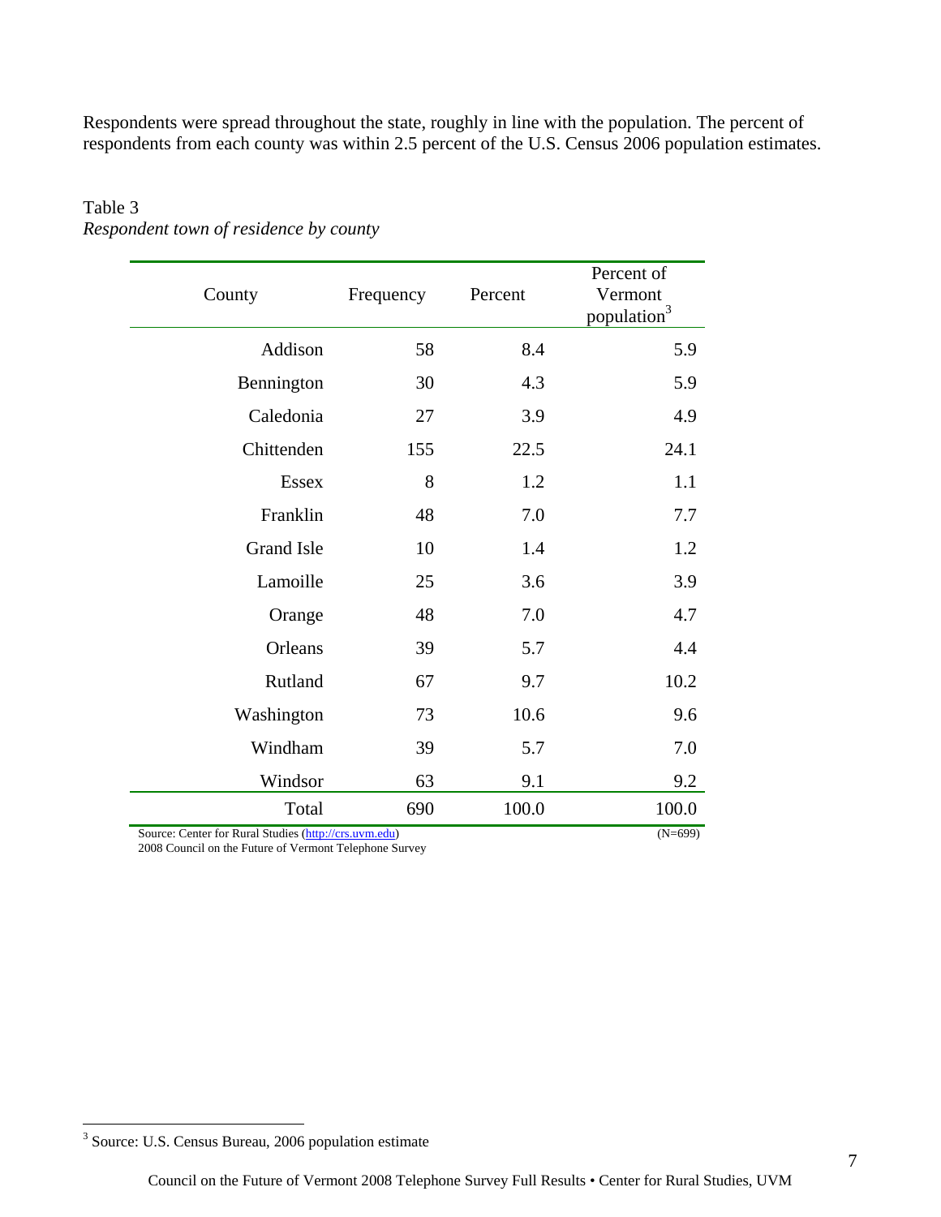Respondents were spread throughout the state, roughly in line with the population. The percent of respondents from each county was within 2.5 percent of the U.S. Census 2006 population estimates.

Table 3
*Respondent town of residence by county*

| County | Frequency | Percent | Percent of Vermont population[3] |
|---|---|---|---|
| Addison | 58 | 8.4 | 5.9 |
| Bennington | 30 | 4.3 | 5.9 |
| Caledonia | 27 | 3.9 | 4.9 |
| Chittenden | 155 | 22.5 | 24.1 |
| Essex | 8 | 1.2 | 1.1 |
| Franklin | 48 | 7.0 | 7.7 |
| Grand Isle | 10 | 1.4 | 1.2 |
| Lamoille | 25 | 3.6 | 3.9 |
| Orange | 48 | 7.0 | 4.7 |
| Orleans | 39 | 5.7 | 4.4 |
| Rutland | 67 | 9.7 | 10.2 |
| Washington | 73 | 10.6 | 9.6 |
| Windham | 39 | 5.7 | 7.0 |
| Windsor | 63 | 9.1 | 9.2 |
| Total | 690 | 100.0 | 100.0 |

Source: Center for Rural Studies (http://crs.uvm.edu) (N=699)
2008 Council on the Future of Vermont Telephone Survey

[3] Source: U.S. Census Bureau, 2006 population estimate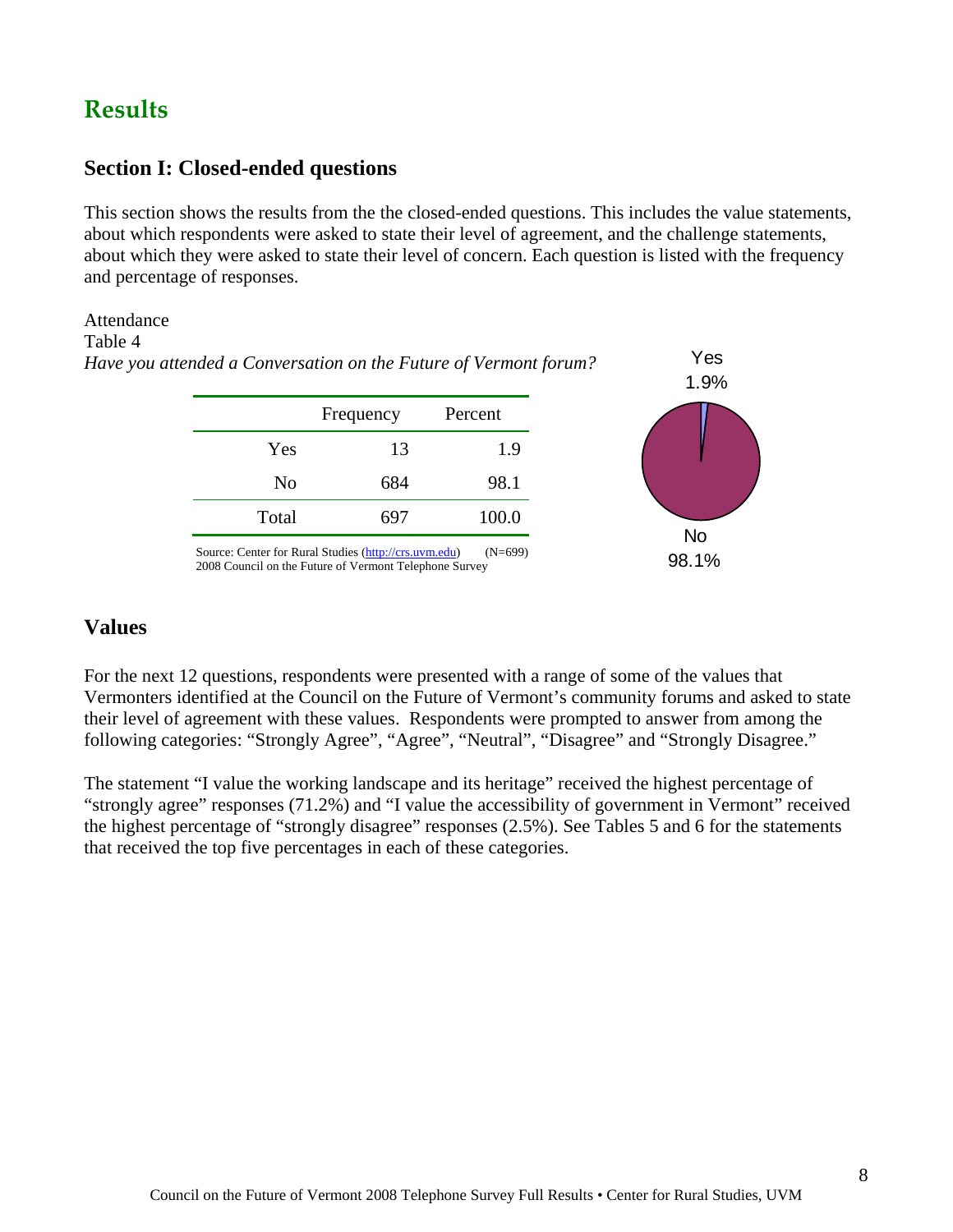## Results

### Section I: Closed-ended questions

This section shows the results from the the closed-ended questions. This includes the value statements, about which respondents were asked to state their level of agreement, and the challenge statements, about which they were asked to state their level of concern. Each question is listed with the frequency and percentage of responses.

Attendance
Table 4
*Have you attended a Conversation on the Future of Vermont forum?*

| | Frequency | Percent |
|---|---|---|
| Yes | 13 | 1.9 |
| No | 684 | 98.1 |
| Total | 697 | 100.0 |

Source: Center for Rural Studies (http://crs.uvm.edu) (N=699)
2008 Council on the Future of Vermont Telephone Survey

Yes 1.9%
No 98.1%

### Values

For the next 12 questions, respondents were presented with a range of some of the values that Vermonters identified at the Council on the Future of Vermont's community forums and asked to state their level of agreement with these values. Respondents were prompted to answer from among the following categories: "Strongly Agree", "Agree", "Neutral", "Disagree" and "Strongly Disagree."

The statement "I value the working landscape and its heritage" received the highest percentage of "strongly agree" responses (71.2%) and "I value the accessibility of government in Vermont" received the highest percentage of "strongly disagree" responses (2.5%). See Tables 5 and 6 for the statements that received the top five percentages in each of these categories.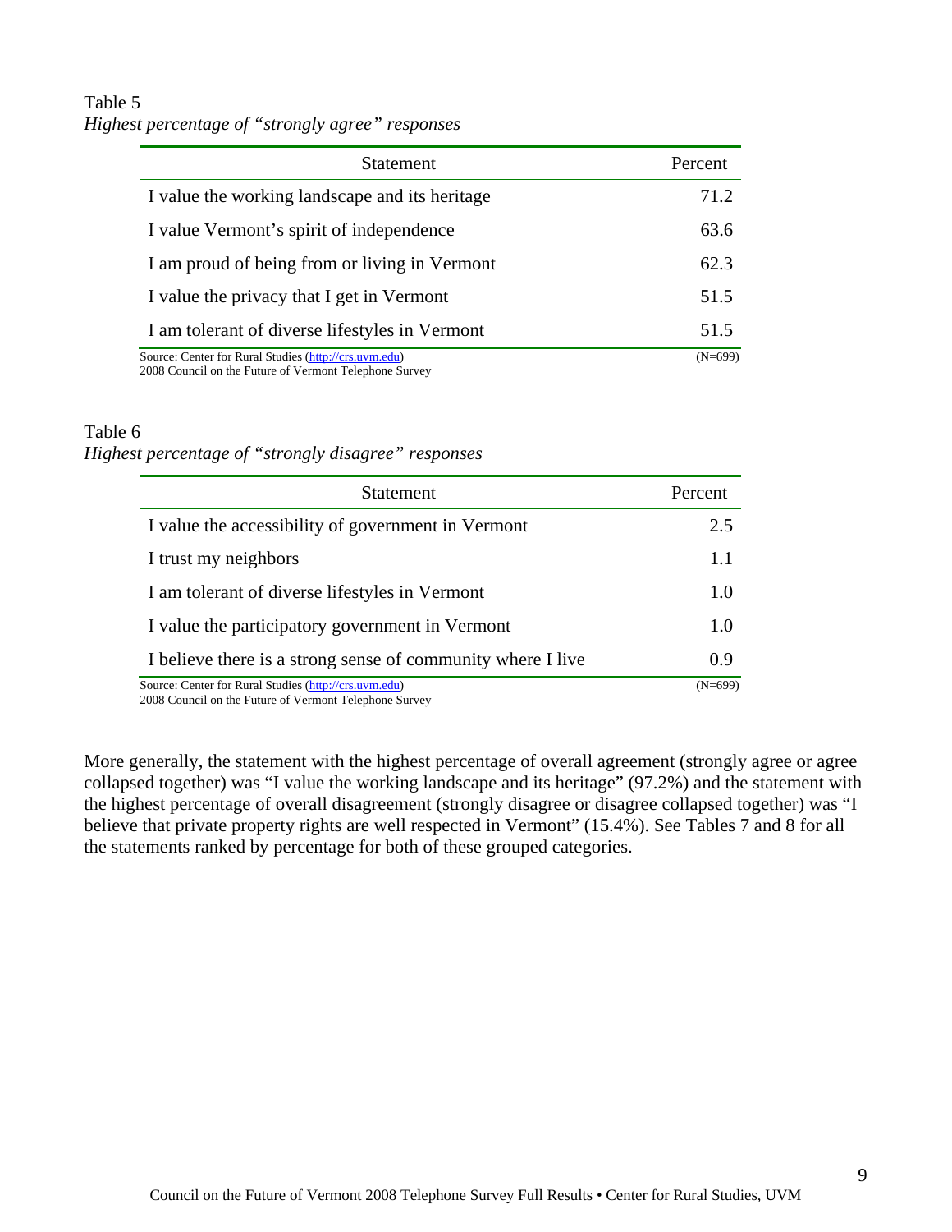Table 5

*Highest percentage of "strongly agree" responses*

| Statement | Percent |
| --- | --- |
| I value the working landscape and its heritage | 71.2 |
| I value Vermont's spirit of independence | 63.6 |
| I am proud of being from or living in Vermont | 62.3 |
| I value the privacy that I get in Vermont | 51.5 |
| I am tolerant of diverse lifestyles in Vermont | 51.5 |

Source: Center for Rural Studies (http://crs.uvm.edu)
2008 Council on the Future of Vermont Telephone Survey
(N=699)

Table 6

*Highest percentage of "strongly disagree" responses*

| Statement | Percent |
| --- | --- |
| I value the accessibility of government in Vermont | 2.5 |
| I trust my neighbors | 1.1 |
| I am tolerant of diverse lifestyles in Vermont | 1.0 |
| I value the participatory government in Vermont | 1.0 |
| I believe there is a strong sense of community where I live | 0.9 |

Source: Center for Rural Studies (http://crs.uvm.edu)
2008 Council on the Future of Vermont Telephone Survey
(N=699)

More generally, the statement with the highest percentage of overall agreement (strongly agree or agree collapsed together) was "I value the working landscape and its heritage" (97.2%) and the statement with the highest percentage of overall disagreement (strongly disagree or disagree collapsed together) was "I believe that private property rights are well respected in Vermont" (15.4%). See Tables 7 and 8 for all the statements ranked by percentage for both of these grouped categories.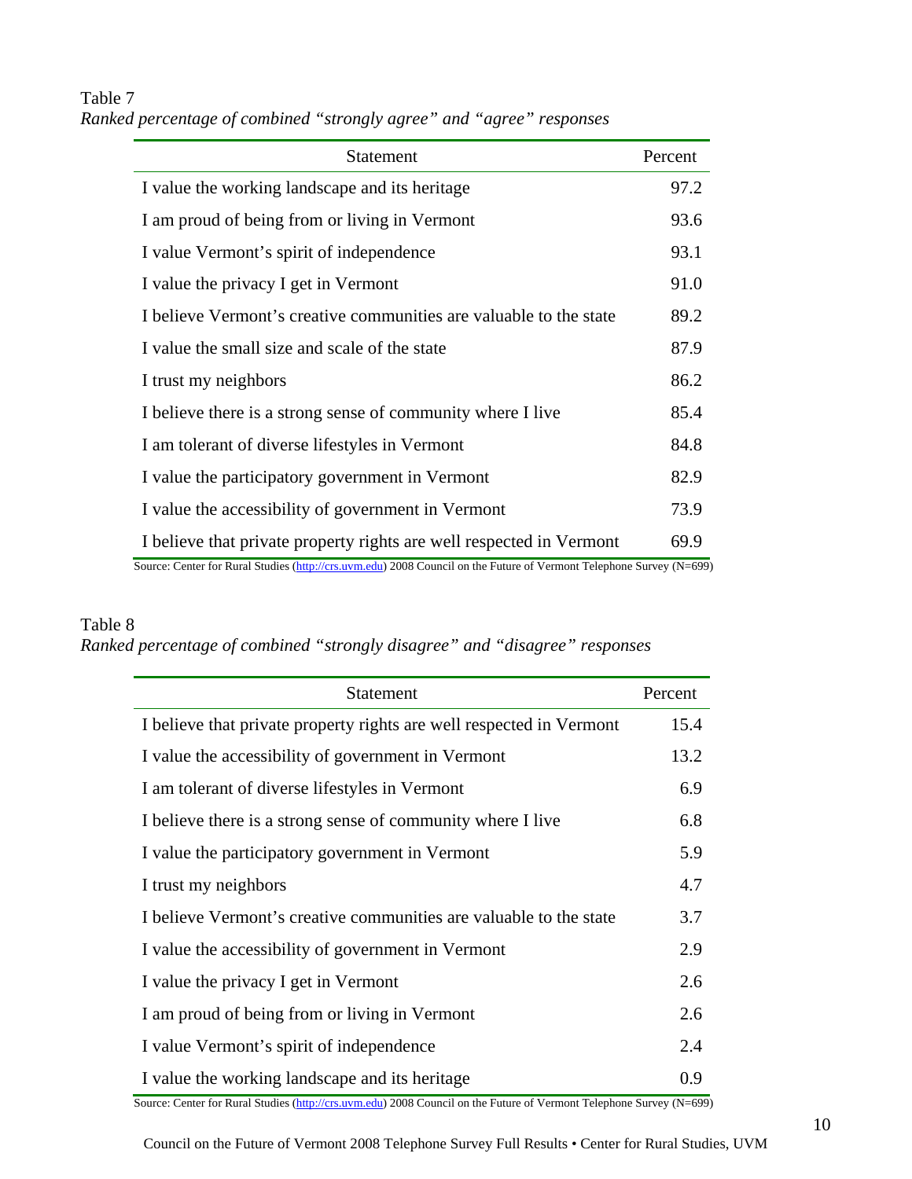Table 7

*Ranked percentage of combined "strongly agree" and "agree" responses*

| Statement | Percent |
|---|---|
| I value the working landscape and its heritage | 97.2 |
| I am proud of being from or living in Vermont | 93.6 |
| I value Vermont's spirit of independence | 93.1 |
| I value the privacy I get in Vermont | 91.0 |
| I believe Vermont's creative communities are valuable to the state | 89.2 |
| I value the small size and scale of the state | 87.9 |
| I trust my neighbors | 86.2 |
| I believe there is a strong sense of community where I live | 85.4 |
| I am tolerant of diverse lifestyles in Vermont | 84.8 |
| I value the participatory government in Vermont | 82.9 |
| I value the accessibility of government in Vermont | 73.9 |
| I believe that private property rights are well respected in Vermont | 69.9 |

Source: Center for Rural Studies (http://crs.uvm.edu) 2008 Council on the Future of Vermont Telephone Survey (N=699)

Table 8

*Ranked percentage of combined "strongly disagree" and "disagree" responses*

| Statement | Percent |
|---|---|
| I believe that private property rights are well respected in Vermont | 15.4 |
| I value the accessibility of government in Vermont | 13.2 |
| I am tolerant of diverse lifestyles in Vermont | 6.9 |
| I believe there is a strong sense of community where I live | 6.8 |
| I value the participatory government in Vermont | 5.9 |
| I trust my neighbors | 4.7 |
| I believe Vermont's creative communities are valuable to the state | 3.7 |
| I value the accessibility of government in Vermont | 2.9 |
| I value the privacy I get in Vermont | 2.6 |
| I am proud of being from or living in Vermont | 2.6 |
| I value Vermont's spirit of independence | 2.4 |
| I value the working landscape and its heritage | 0.9 |

Source: Center for Rural Studies (http://crs.uvm.edu) 2008 Council on the Future of Vermont Telephone Survey (N=699)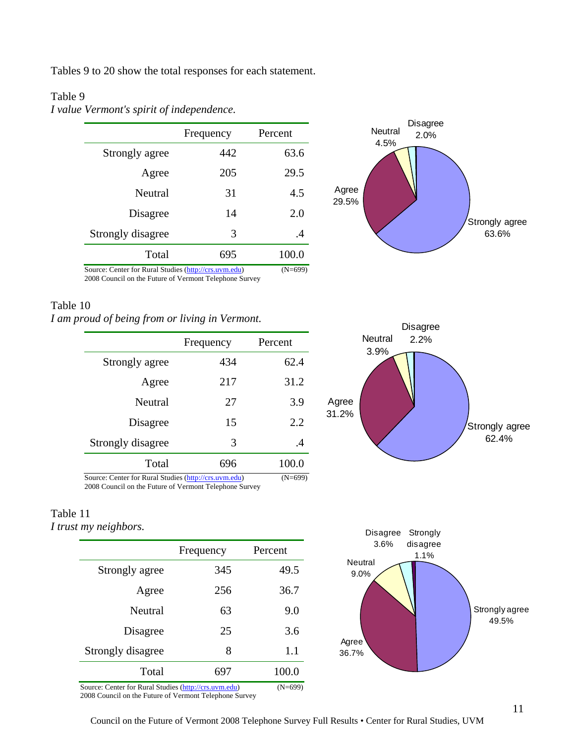Tables 9 to 20 show the total responses for each statement.

Table 9
*I value Vermont's spirit of independence.*

| | Frequency | Percent |
|---|---|---|
| Strongly agree | 442 | 63.6 |
| Agree | 205 | 29.5 |
| Neutral | 31 | 4.5 |
| Disagree | 14 | 2.0 |
| Strongly disagree | 3 | .4 |
| Total | 695 | 100.0 |

Source: Center for Rural Studies (http://crs.uvm.edu) (N=699)
2008 Council on the Future of Vermont Telephone Survey

Table 10
*I am proud of being from or living in Vermont.*

| | Frequency | Percent |
|---|---|---|
| Strongly agree | 434 | 62.4 |
| Agree | 217 | 31.2 |
| Neutral | 27 | 3.9 |
| Disagree | 15 | 2.2 |
| Strongly disagree | 3 | .4 |
| Total | 696 | 100.0 |

Source: Center for Rural Studies (http://crs.uvm.edu) (N=699)
2008 Council on the Future of Vermont Telephone Survey

Table 11
*I trust my neighbors.*

| | Frequency | Percent |
|---|---|---|
| Strongly agree | 345 | 49.5 |
| Agree | 256 | 36.7 |
| Neutral | 63 | 9.0 |
| Disagree | 25 | 3.6 |
| Strongly disagree | 8 | 1.1 |
| Total | 697 | 100.0 |

Source: Center for Rural Studies (http://crs.uvm.edu) (N=699)
2008 Council on the Future of Vermont Telephone Survey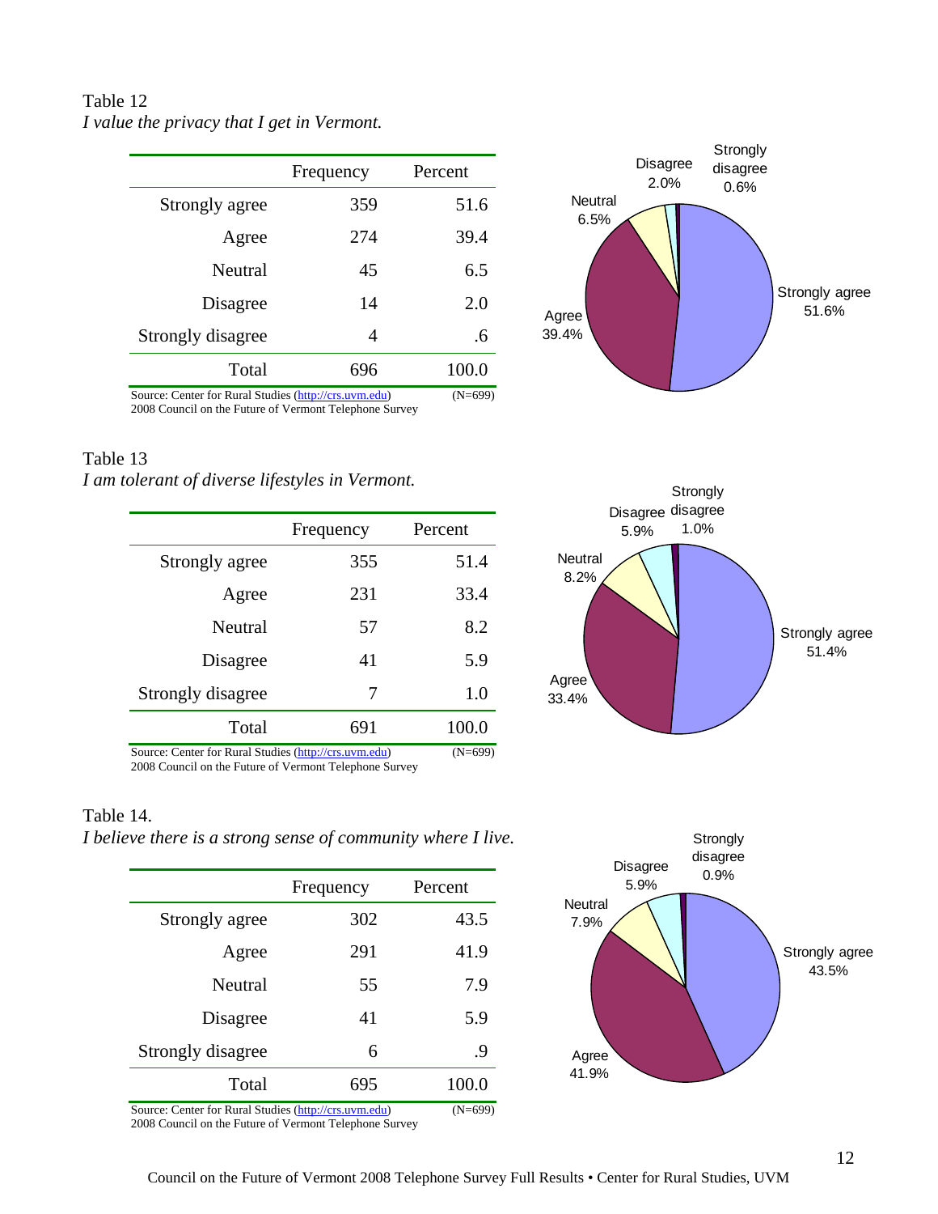Table 12

*I value the privacy that I get in Vermont.*

| | Frequency | Percent |
|---|---|---|
| Strongly agree | 359 | 51.6 |
| Agree | 274 | 39.4 |
| Neutral | 45 | 6.5 |
| Disagree | 14 | 2.0 |
| Strongly disagree | 4 | .6 |
| Total | 696 | 100.0 |

Source: Center for Rural Studies (http://crs.uvm.edu) (N=699)
2008 Council on the Future of Vermont Telephone Survey

Table 13

*I am tolerant of diverse lifestyles in Vermont.*

| | Frequency | Percent |
|---|---|---|
| Strongly agree | 355 | 51.4 |
| Agree | 231 | 33.4 |
| Neutral | 57 | 8.2 |
| Disagree | 41 | 5.9 |
| Strongly disagree | 7 | 1.0 |
| Total | 691 | 100.0 |

Source: Center for Rural Studies (http://crs.uvm.edu) (N=699)
2008 Council on the Future of Vermont Telephone Survey

Table 14.

*I believe there is a strong sense of community where I live.*

| | Frequency | Percent |
|---|---|---|
| Strongly agree | 302 | 43.5 |
| Agree | 291 | 41.9 |
| Neutral | 55 | 7.9 |
| Disagree | 41 | 5.9 |
| Strongly disagree | 6 | .9 |
| Total | 695 | 100.0 |

Source: Center for Rural Studies (http://crs.uvm.edu) (N=699)
2008 Council on the Future of Vermont Telephone Survey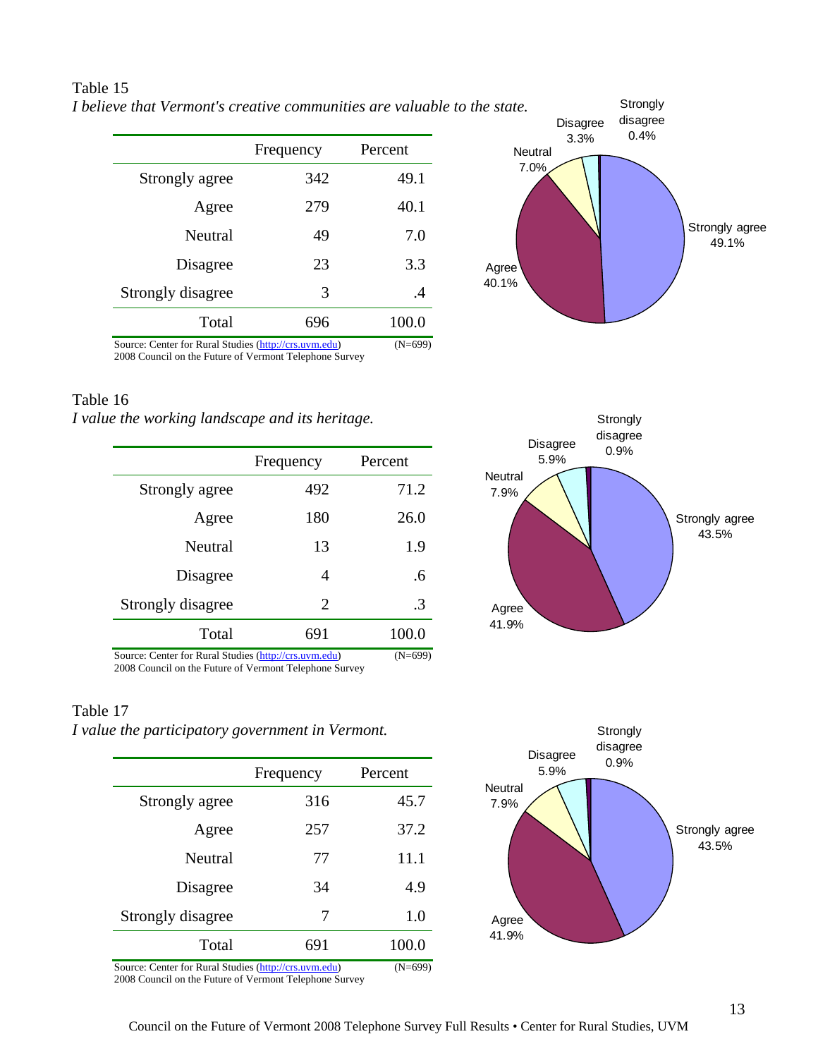Table 15

*I believe that Vermont's creative communities are valuable to the state.*

| | Frequency | Percent |
|---|---|---|
| Strongly agree | 342 | 49.1 |
| Agree | 279 | 40.1 |
| Neutral | 49 | 7.0 |
| Disagree | 23 | 3.3 |
| Strongly disagree | 3 | .4 |
| Total | 696 | 100.0 |

Source: Center for Rural Studies (http://crs.uvm.edu) (N=699)
2008 Council on the Future of Vermont Telephone Survey

Table 16

*I value the working landscape and its heritage.*

| | Frequency | Percent |
|---|---|---|
| Strongly agree | 492 | 71.2 |
| Agree | 180 | 26.0 |
| Neutral | 13 | 1.9 |
| Disagree | 4 | .6 |
| Strongly disagree | 2 | .3 |
| Total | 691 | 100.0 |

Source: Center for Rural Studies (http://crs.uvm.edu) (N=699)
2008 Council on the Future of Vermont Telephone Survey

Table 17

*I value the participatory government in Vermont.*

| | Frequency | Percent |
|---|---|---|
| Strongly agree | 316 | 45.7 |
| Agree | 257 | 37.2 |
| Neutral | 77 | 11.1 |
| Disagree | 34 | 4.9 |
| Strongly disagree | 7 | 1.0 |
| Total | 691 | 100.0 |

Source: Center for Rural Studies (http://crs.uvm.edu) (N=699)
2008 Council on the Future of Vermont Telephone Survey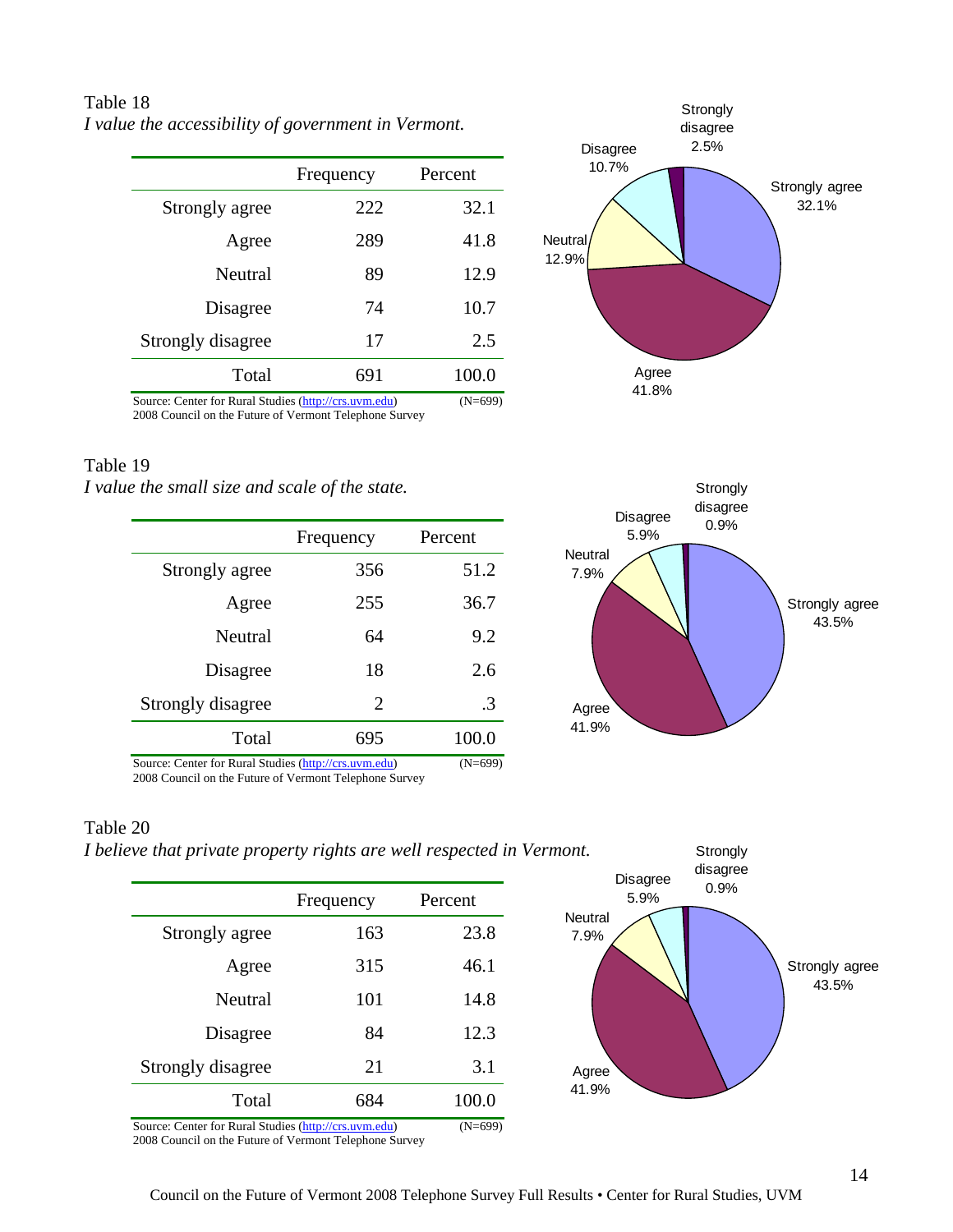Table 18

*I value the accessibility of government in Vermont.*

| | Frequency | Percent |
|---|---|---|
| Strongly agree | 222 | 32.1 |
| Agree | 289 | 41.8 |
| Neutral | 89 | 12.9 |
| Disagree | 74 | 10.7 |
| Strongly disagree | 17 | 2.5 |
| Total | 691 | 100.0 |

Source: Center for Rural Studies (http://crs.uvm.edu) (N=699)
2008 Council on the Future of Vermont Telephone Survey

Table 19

*I value the small size and scale of the state.*

| | Frequency | Percent |
|---|---|---|
| Strongly agree | 356 | 51.2 |
| Agree | 255 | 36.7 |
| Neutral | 64 | 9.2 |
| Disagree | 18 | 2.6 |
| Strongly disagree | 2 | .3 |
| Total | 695 | 100.0 |

Source: Center for Rural Studies (http://crs.uvm.edu) (N=699)
2008 Council on the Future of Vermont Telephone Survey

Table 20

*I believe that private property rights are well respected in Vermont.*

| | Frequency | Percent |
|---|---|---|
| Strongly agree | 163 | 23.8 |
| Agree | 315 | 46.1 |
| Neutral | 101 | 14.8 |
| Disagree | 84 | 12.3 |
| Strongly disagree | 21 | 3.1 |
| Total | 684 | 100.0 |

Source: Center for Rural Studies (http://crs.uvm.edu) (N=699)
2008 Council on the Future of Vermont Telephone Survey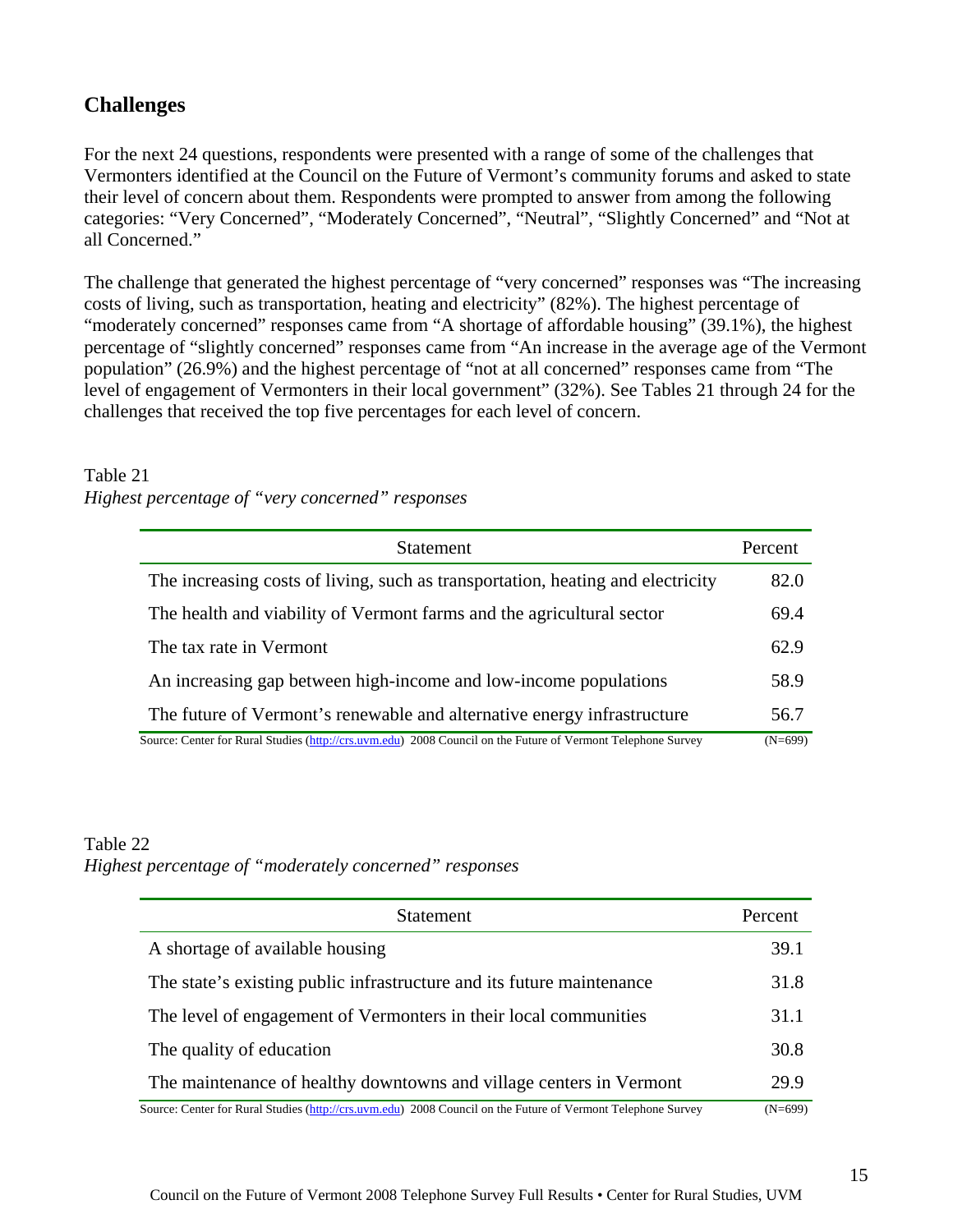## Challenges

For the next 24 questions, respondents were presented with a range of some of the challenges that Vermonters identified at the Council on the Future of Vermont's community forums and asked to state their level of concern about them. Respondents were prompted to answer from among the following categories: "Very Concerned", "Moderately Concerned", "Neutral", "Slightly Concerned" and "Not at all Concerned."

The challenge that generated the highest percentage of "very concerned" responses was "The increasing costs of living, such as transportation, heating and electricity" (82%). The highest percentage of "moderately concerned" responses came from "A shortage of affordable housing" (39.1%), the highest percentage of "slightly concerned" responses came from "An increase in the average age of the Vermont population" (26.9%) and the highest percentage of "not at all concerned" responses came from "The level of engagement of Vermonters in their local government" (32%). See Tables 21 through 24 for the challenges that received the top five percentages for each level of concern.

Table 21
*Highest percentage of "very concerned" responses*

| Statement | Percent |
|---|---|
| The increasing costs of living, such as transportation, heating and electricity | 82.0 |
| The health and viability of Vermont farms and the agricultural sector | 69.4 |
| The tax rate in Vermont | 62.9 |
| An increasing gap between high-income and low-income populations | 58.9 |
| The future of Vermont's renewable and alternative energy infrastructure | 56.7 |

Source: Center for Rural Studies (http://crs.uvm.edu) 2008 Council on the Future of Vermont Telephone Survey (N=699)

Table 22
*Highest percentage of "moderately concerned" responses*

| Statement | Percent |
|---|---|
| A shortage of available housing | 39.1 |
| The state's existing public infrastructure and its future maintenance | 31.8 |
| The level of engagement of Vermonters in their local communities | 31.1 |
| The quality of education | 30.8 |
| The maintenance of healthy downtowns and village centers in Vermont | 29.9 |

Source: Center for Rural Studies (http://crs.uvm.edu) 2008 Council on the Future of Vermont Telephone Survey (N=699)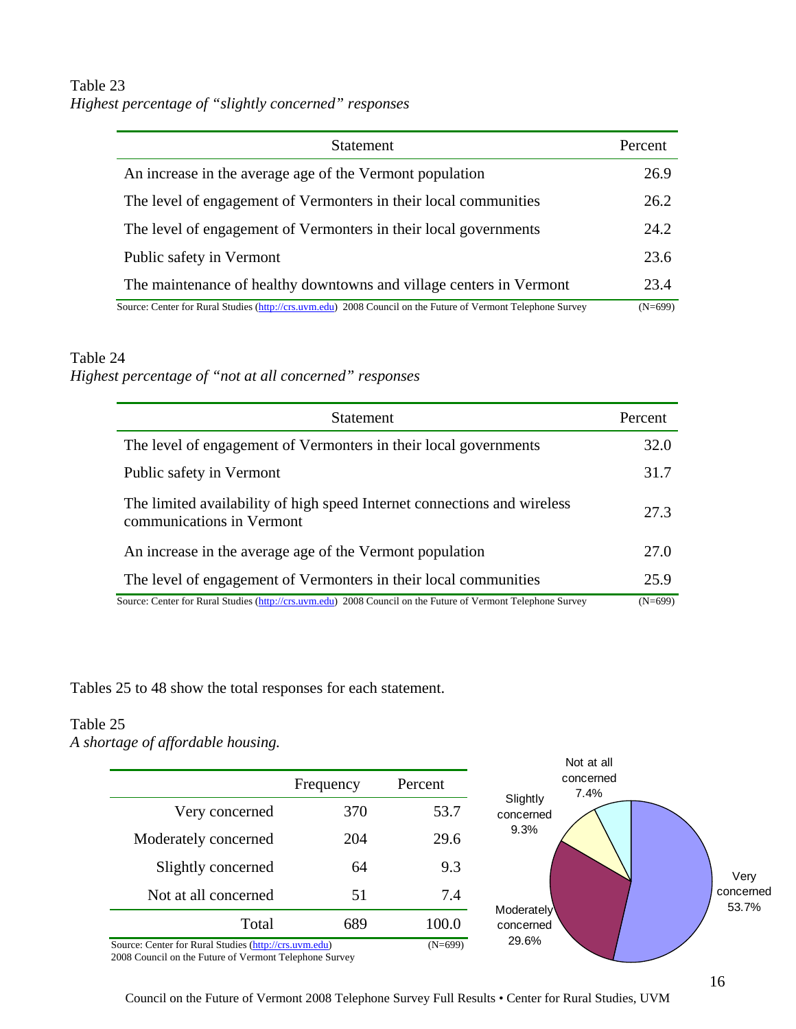Table 23
*Highest percentage of "slightly concerned" responses*

| Statement | Percent |
|---|---|
| An increase in the average age of the Vermont population | 26.9 |
| The level of engagement of Vermonters in their local communities | 26.2 |
| The level of engagement of Vermonters in their local governments | 24.2 |
| Public safety in Vermont | 23.6 |
| The maintenance of healthy downtowns and village centers in Vermont | 23.4 |

Source: Center for Rural Studies (http://crs.uvm.edu) 2008 Council on the Future of Vermont Telephone Survey (N=699)

Table 24
*Highest percentage of "not at all concerned" responses*

| Statement | Percent |
|---|---|
| The level of engagement of Vermonters in their local governments | 32.0 |
| Public safety in Vermont | 31.7 |
| The limited availability of high speed Internet connections and wireless communications in Vermont | 27.3 |
| An increase in the average age of the Vermont population | 27.0 |
| The level of engagement of Vermonters in their local communities | 25.9 |

Source: Center for Rural Studies (http://crs.uvm.edu) 2008 Council on the Future of Vermont Telephone Survey (N=699)

Tables 25 to 48 show the total responses for each statement.

Table 25
*A shortage of affordable housing.*

| | Frequency | Percent |
|---|---|---|
| Very concerned | 370 | 53.7 |
| Moderately concerned | 204 | 29.6 |
| Slightly concerned | 64 | 9.3 |
| Not at all concerned | 51 | 7.4 |
| Total | 689 | 100.0 |

Source: Center for Rural Studies (http://crs.uvm.edu) (N=699)
2008 Council on the Future of Vermont Telephone Survey

Not at all concerned 7.4%
Slightly concerned 9.3%
Moderately concerned 29.6%
Very concerned 53.7%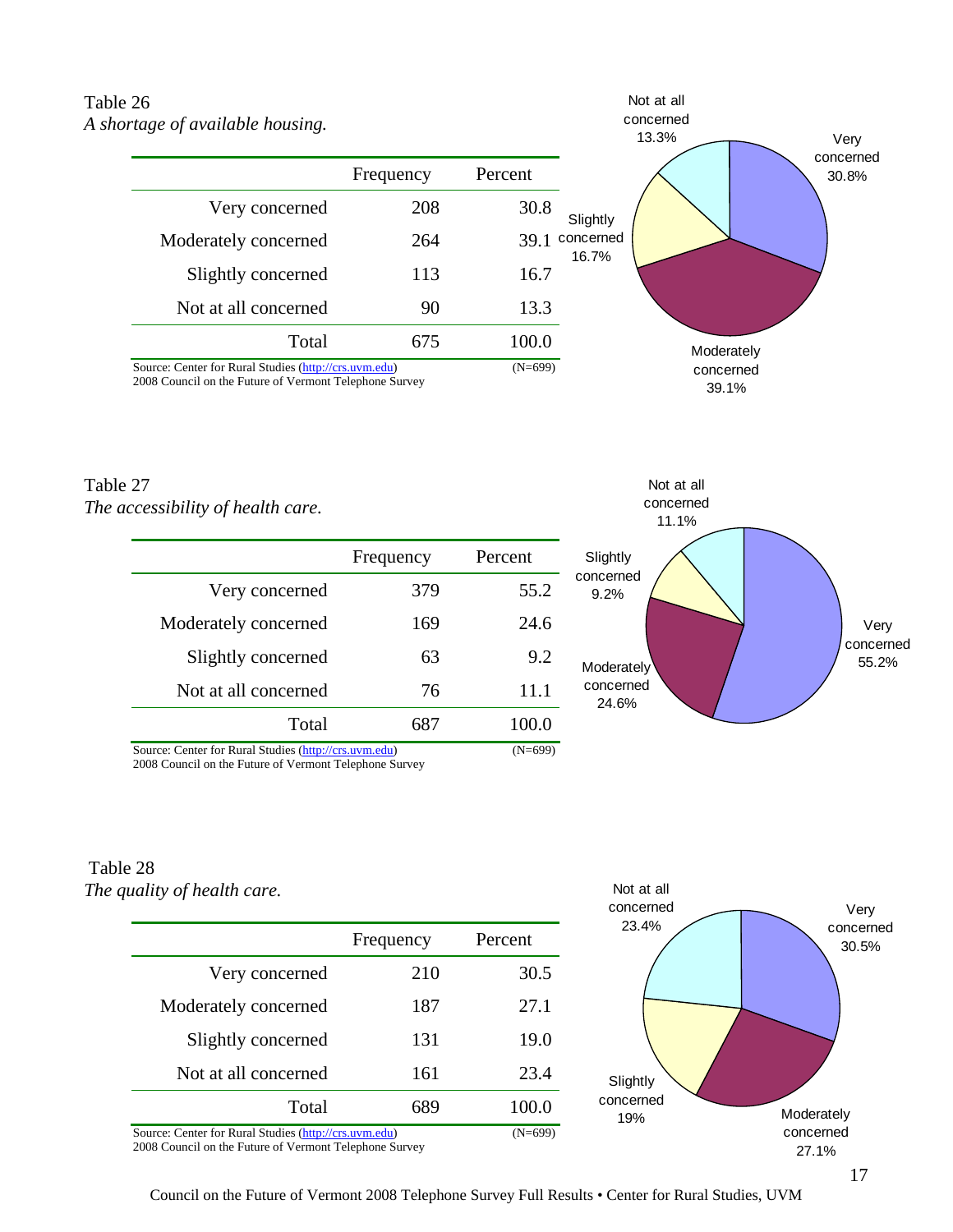Table 26

*A shortage of available housing.*

| | Frequency | Percent |
|---|---|---|
| Very concerned | 208 | 30.8 |
| Moderately concerned | 264 | 39.1 |
| Slightly concerned | 113 | 16.7 |
| Not at all concerned | 90 | 13.3 |
| Total | 675 | 100.0 |

Source: Center for Rural Studies (http://crs.uvm.edu) (N=699)
2008 Council on the Future of Vermont Telephone Survey

Table 27

*The accessibility of health care.*

| | Frequency | Percent |
|---|---|---|
| Very concerned | 379 | 55.2 |
| Moderately concerned | 169 | 24.6 |
| Slightly concerned | 63 | 9.2 |
| Not at all concerned | 76 | 11.1 |
| Total | 687 | 100.0 |

Source: Center for Rural Studies (http://crs.uvm.edu) (N=699)
2008 Council on the Future of Vermont Telephone Survey

Table 28

*The quality of health care.*

| | Frequency | Percent |
|---|---|---|
| Very concerned | 210 | 30.5 |
| Moderately concerned | 187 | 27.1 |
| Slightly concerned | 131 | 19.0 |
| Not at all concerned | 161 | 23.4 |
| Total | 689 | 100.0 |

Source: Center for Rural Studies (http://crs.uvm.edu) (N=699)
2008 Council on the Future of Vermont Telephone Survey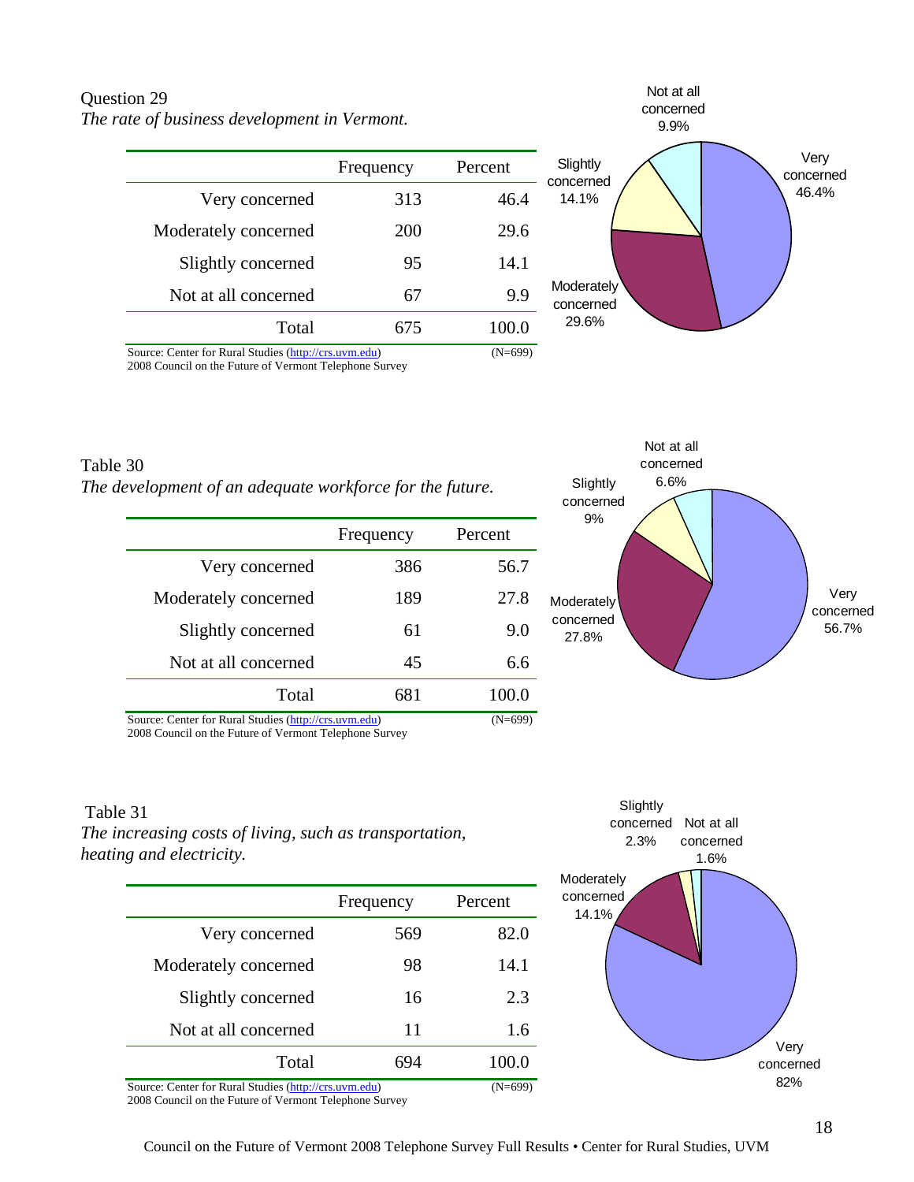Question 29

*The rate of business development in Vermont.*

| | Frequency | Percent |
|---|---|---|
| Very concerned | 313 | 46.4 |
| Moderately concerned | 200 | 29.6 |
| Slightly concerned | 95 | 14.1 |
| Not at all concerned | 67 | 9.9 |
| Total | 675 | 100.0 |

Source: Center for Rural Studies (http://crs.uvm.edu) (N=699)
2008 Council on the Future of Vermont Telephone Survey

Table 30

*The development of an adequate workforce for the future.*

| | Frequency | Percent |
|---|---|---|
| Very concerned | 386 | 56.7 |
| Moderately concerned | 189 | 27.8 |
| Slightly concerned | 61 | 9.0 |
| Not at all concerned | 45 | 6.6 |
| Total | 681 | 100.0 |

Source: Center for Rural Studies (http://crs.uvm.edu) (N=699)
2008 Council on the Future of Vermont Telephone Survey

Table 31

*The increasing costs of living, such as transportation, heating and electricity.*

| | Frequency | Percent |
|---|---|---|
| Very concerned | 569 | 82.0 |
| Moderately concerned | 98 | 14.1 |
| Slightly concerned | 16 | 2.3 |
| Not at all concerned | 11 | 1.6 |
| Total | 694 | 100.0 |

Source: Center for Rural Studies (http://crs.uvm.edu) (N=699)
2008 Council on the Future of Vermont Telephone Survey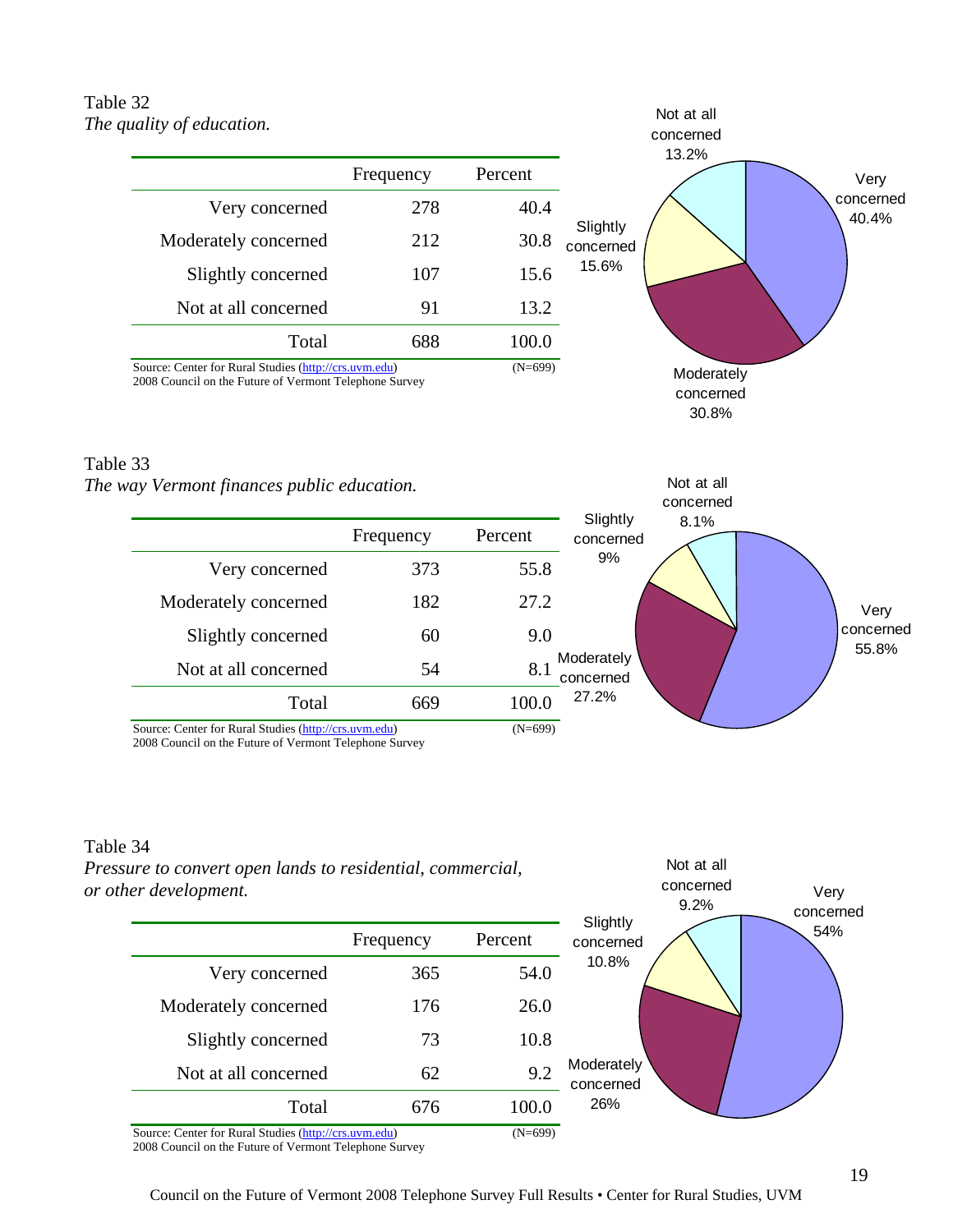Table 32

*The quality of education.*

| | Frequency | Percent |
|---|---|---|
| Very concerned | 278 | 40.4 |
| Moderately concerned | 212 | 30.8 |
| Slightly concerned | 107 | 15.6 |
| Not at all concerned | 91 | 13.2 |
| Total | 688 | 100.0 |

Source: Center for Rural Studies (http://crs.uvm.edu) (N=699)
2008 Council on the Future of Vermont Telephone Survey

Not at all concerned 13.2%
Very concerned 40.4%
Slightly concerned 15.6%
Moderately concerned 30.8%

Table 33

*The way Vermont finances public education.*

| | Frequency | Percent |
|---|---|---|
| Very concerned | 373 | 55.8 |
| Moderately concerned | 182 | 27.2 |
| Slightly concerned | 60 | 9.0 |
| Not at all concerned | 54 | 8.1 |
| Total | 669 | 100.0 |

Source: Center for Rural Studies (http://crs.uvm.edu) (N=699)
2008 Council on the Future of Vermont Telephone Survey

Not at all concerned 8.1%
Slightly concerned 9%
Very concerned 55.8%
Moderately concerned 27.2%

Table 34

*Pressure to convert open lands to residential, commercial, or other development.*

| | Frequency | Percent |
|---|---|---|
| Very concerned | 365 | 54.0 |
| Moderately concerned | 176 | 26.0 |
| Slightly concerned | 73 | 10.8 |
| Not at all concerned | 62 | 9.2 |
| Total | 676 | 100.0 |

Source: Center for Rural Studies (http://crs.uvm.edu) (N=699)
2008 Council on the Future of Vermont Telephone Survey

Not at all concerned 9.2%
Very concerned 54%
Slightly concerned 10.8%
Moderately concerned 26%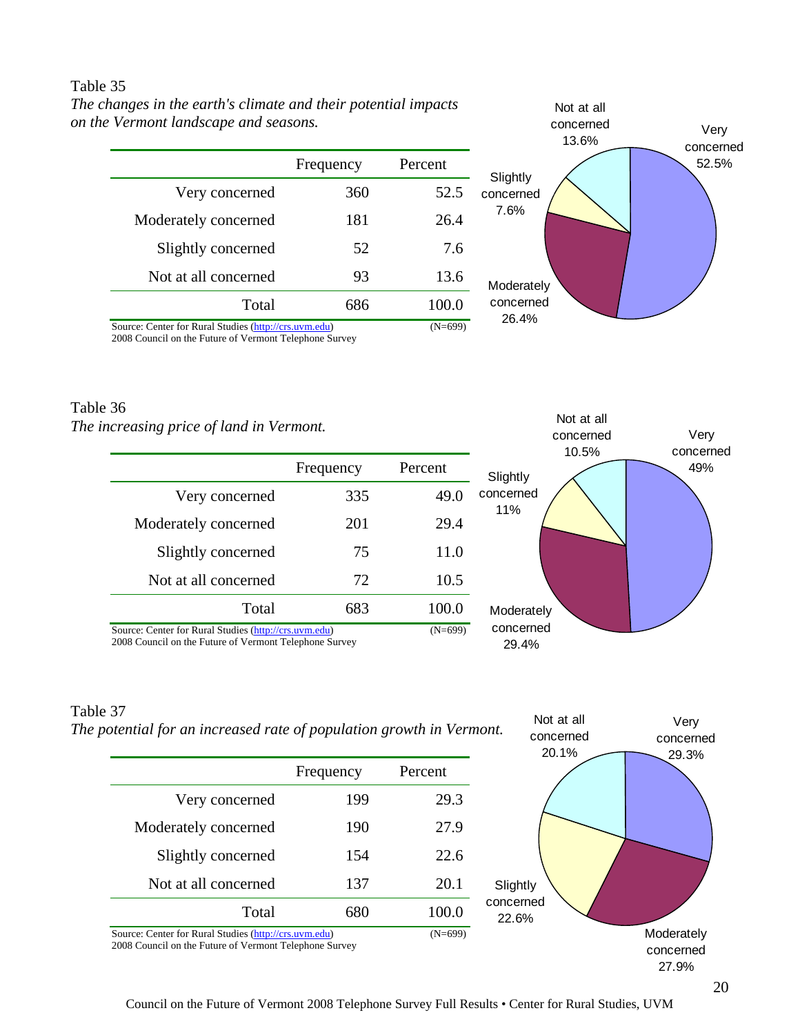Table 35

*The changes in the earth's climate and their potential impacts on the Vermont landscape and seasons.*

| | Frequency | Percent |
|---|---|---|
| Very concerned | 360 | 52.5 |
| Moderately concerned | 181 | 26.4 |
| Slightly concerned | 52 | 7.6 |
| Not at all concerned | 93 | 13.6 |
| Total | 686 | 100.0 |

Source: Center for Rural Studies (http://crs.uvm.edu) (N=699)
2008 Council on the Future of Vermont Telephone Survey

Table 36

*The increasing price of land in Vermont.*

| | Frequency | Percent |
|---|---|---|
| Very concerned | 335 | 49.0 |
| Moderately concerned | 201 | 29.4 |
| Slightly concerned | 75 | 11.0 |
| Not at all concerned | 72 | 10.5 |
| Total | 683 | 100.0 |

Source: Center for Rural Studies (http://crs.uvm.edu) (N=699)
2008 Council on the Future of Vermont Telephone Survey

Table 37

*The potential for an increased rate of population growth in Vermont.*

| | Frequency | Percent |
|---|---|---|
| Very concerned | 199 | 29.3 |
| Moderately concerned | 190 | 27.9 |
| Slightly concerned | 154 | 22.6 |
| Not at all concerned | 137 | 20.1 |
| Total | 680 | 100.0 |

Source: Center for Rural Studies (http://crs.uvm.edu) (N=699)
2008 Council on the Future of Vermont Telephone Survey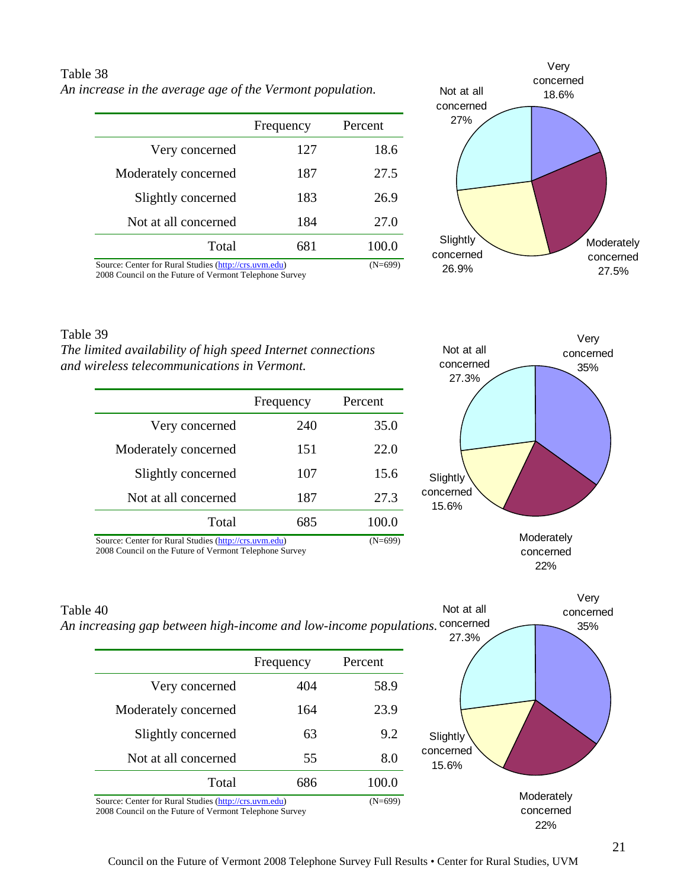Table 38

*An increase in the average age of the Vermont population.*

| | Frequency | Percent |
|---|---|---|
| Very concerned | 127 | 18.6 |
| Moderately concerned | 187 | 27.5 |
| Slightly concerned | 183 | 26.9 |
| Not at all concerned | 184 | 27.0 |
| Total | 681 | 100.0 |

Source: Center for Rural Studies (http://crs.uvm.edu) (N=699)
2008 Council on the Future of Vermont Telephone Survey

Very concerned 18.6%
Moderately concerned 27.5%
Slightly concerned 26.9%
Not at all concerned 27%

Table 39

*The limited availability of high speed Internet connections and wireless telecommunications in Vermont.*

| | Frequency | Percent |
|---|---|---|
| Very concerned | 240 | 35.0 |
| Moderately concerned | 151 | 22.0 |
| Slightly concerned | 107 | 15.6 |
| Not at all concerned | 187 | 27.3 |
| Total | 685 | 100.0 |

Source: Center for Rural Studies (http://crs.uvm.edu) (N=699)
2008 Council on the Future of Vermont Telephone Survey

Very concerned 35%
Moderately concerned 22%
Slightly concerned 15.6%
Not at all concerned 27.3%

Table 40

*An increasing gap between high-income and low-income populations.*

| | Frequency | Percent |
|---|---|---|
| Very concerned | 404 | 58.9 |
| Moderately concerned | 164 | 23.9 |
| Slightly concerned | 63 | 9.2 |
| Not at all concerned | 55 | 8.0 |
| Total | 686 | 100.0 |

Source: Center for Rural Studies (http://crs.uvm.edu) (N=699)
2008 Council on the Future of Vermont Telephone Survey

Very concerned 35%
Moderately concerned 22%
Slightly concerned 15.6%
Not at all concerned 27.3%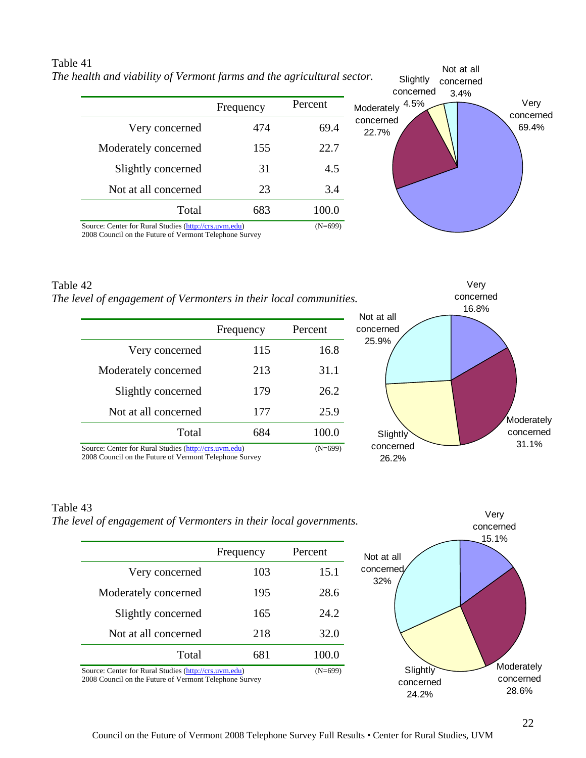Table 41

*The health and viability of Vermont farms and the agricultural sector.*

| | Frequency | Percent |
|---|---|---|
| Very concerned | 474 | 69.4 |
| Moderately concerned | 155 | 22.7 |
| Slightly concerned | 31 | 4.5 |
| Not at all concerned | 23 | 3.4 |
| Total | 683 | 100.0 |

Source: Center for Rural Studies (http://crs.uvm.edu) (N=699)
2008 Council on the Future of Vermont Telephone Survey

Table 42

*The level of engagement of Vermonters in their local communities.*

| | Frequency | Percent |
|---|---|---|
| Very concerned | 115 | 16.8 |
| Moderately concerned | 213 | 31.1 |
| Slightly concerned | 179 | 26.2 |
| Not at all concerned | 177 | 25.9 |
| Total | 684 | 100.0 |

Source: Center for Rural Studies (http://crs.uvm.edu) (N=699)
2008 Council on the Future of Vermont Telephone Survey

Table 43

*The level of engagement of Vermonters in their local governments.*

| | Frequency | Percent |
|---|---|---|
| Very concerned | 103 | 15.1 |
| Moderately concerned | 195 | 28.6 |
| Slightly concerned | 165 | 24.2 |
| Not at all concerned | 218 | 32.0 |
| Total | 681 | 100.0 |

Source: Center for Rural Studies (http://crs.uvm.edu) (N=699)
2008 Council on the Future of Vermont Telephone Survey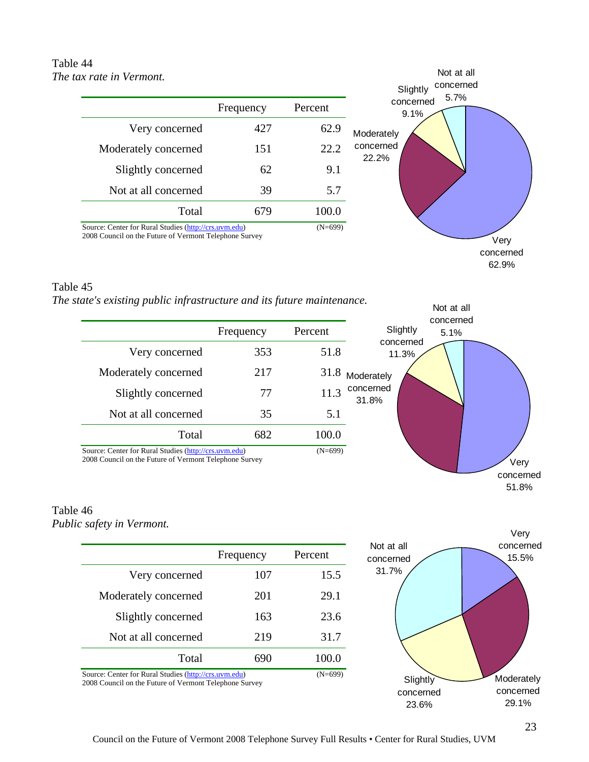Table 44
*The tax rate in Vermont.*

| | Frequency | Percent |
|---|---|---|
| Very concerned | 427 | 62.9 |
| Moderately concerned | 151 | 22.2 |
| Slightly concerned | 62 | 9.1 |
| Not at all concerned | 39 | 5.7 |
| Total | 679 | 100.0 |

Source: Center for Rural Studies (http://crs.uvm.edu) (N=699)
2008 Council on the Future of Vermont Telephone Survey

Table 45
*The state's existing public infrastructure and its future maintenance.*

| | Frequency | Percent |
|---|---|---|
| Very concerned | 353 | 51.8 |
| Moderately concerned | 217 | 31.8 |
| Slightly concerned | 77 | 11.3 |
| Not at all concerned | 35 | 5.1 |
| Total | 682 | 100.0 |

Source: Center for Rural Studies (http://crs.uvm.edu) (N=699)
2008 Council on the Future of Vermont Telephone Survey

Table 46
*Public safety in Vermont.*

| | Frequency | Percent |
|---|---|---|
| Very concerned | 107 | 15.5 |
| Moderately concerned | 201 | 29.1 |
| Slightly concerned | 163 | 23.6 |
| Not at all concerned | 219 | 31.7 |
| Total | 690 | 100.0 |

Source: Center for Rural Studies (http://crs.uvm.edu) (N=699)
2008 Council on the Future of Vermont Telephone Survey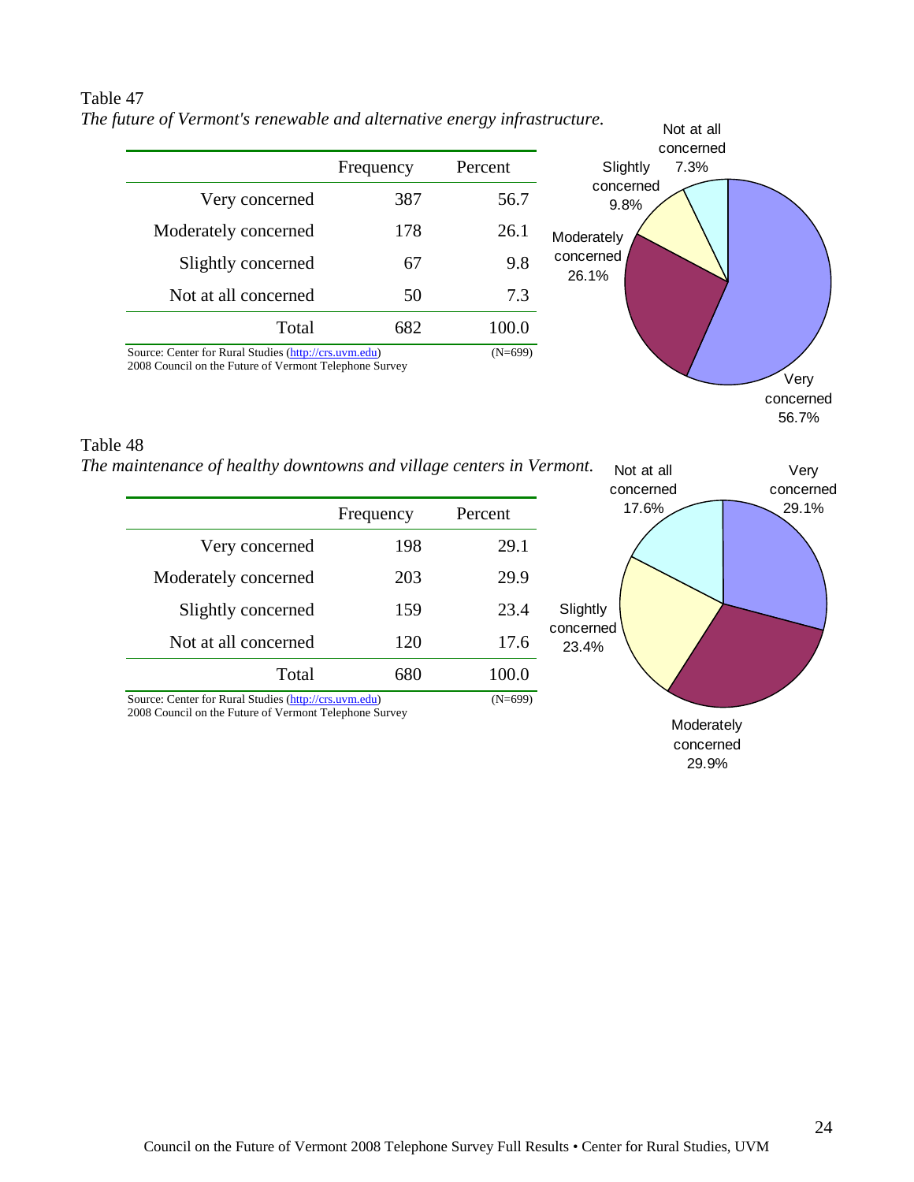Table 47

*The future of Vermont's renewable and alternative energy infrastructure.*

| | Frequency | Percent |
|---|---|---|
| Very concerned | 387 | 56.7 |
| Moderately concerned | 178 | 26.1 |
| Slightly concerned | 67 | 9.8 |
| Not at all concerned | 50 | 7.3 |
| Total | 682 | 100.0 |

Source: Center for Rural Studies (http://crs.uvm.edu) (N=699)
2008 Council on the Future of Vermont Telephone Survey

Table 48

*The maintenance of healthy downtowns and village centers in Vermont.*

| | Frequency | Percent |
|---|---|---|
| Very concerned | 198 | 29.1 |
| Moderately concerned | 203 | 29.9 |
| Slightly concerned | 159 | 23.4 |
| Not at all concerned | 120 | 17.6 |
| Total | 680 | 100.0 |

Source: Center for Rural Studies (http://crs.uvm.edu) (N=699)
2008 Council on the Future of Vermont Telephone Survey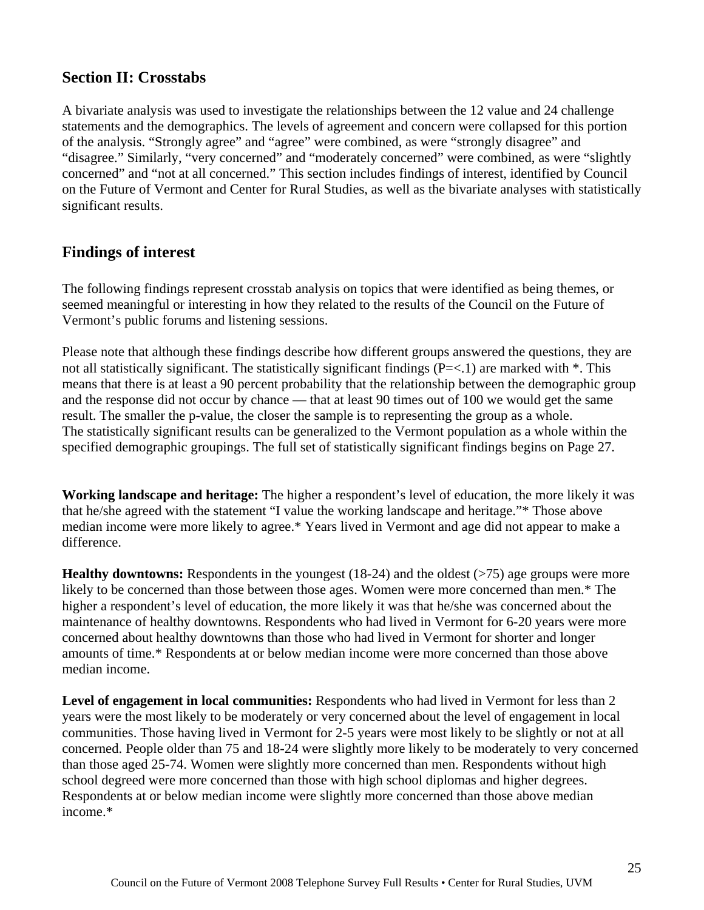## Section II: Crosstabs

A bivariate analysis was used to investigate the relationships between the 12 value and 24 challenge statements and the demographics. The levels of agreement and concern were collapsed for this portion of the analysis. "Strongly agree" and "agree" were combined, as were "strongly disagree" and "disagree." Similarly, "very concerned" and "moderately concerned" were combined, as were "slightly concerned" and "not at all concerned." This section includes findings of interest, identified by Council on the Future of Vermont and Center for Rural Studies, as well as the bivariate analyses with statistically significant results.

## Findings of interest

The following findings represent crosstab analysis on topics that were identified as being themes, or seemed meaningful or interesting in how they related to the results of the Council on the Future of Vermont's public forums and listening sessions.

Please note that although these findings describe how different groups answered the questions, they are not all statistically significant. The statistically significant findings (P=<.1) are marked with *. This means that there is at least a 90 percent probability that the relationship between the demographic group and the response did not occur by chance — that at least 90 times out of 100 we would get the same result. The smaller the p-value, the closer the sample is to representing the group as a whole. The statistically significant results can be generalized to the Vermont population as a whole within the specified demographic groupings. The full set of statistically significant findings begins on Page 27.

**Working landscape and heritage:** The higher a respondent's level of education, the more likely it was that he/she agreed with the statement "I value the working landscape and heritage."* Those above median income were more likely to agree.* Years lived in Vermont and age did not appear to make a difference.

**Healthy downtowns:** Respondents in the youngest (18-24) and the oldest (>75) age groups were more likely to be concerned than those between those ages. Women were more concerned than men.* The higher a respondent's level of education, the more likely it was that he/she was concerned about the maintenance of healthy downtowns. Respondents who had lived in Vermont for 6-20 years were more concerned about healthy downtowns than those who had lived in Vermont for shorter and longer amounts of time.* Respondents at or below median income were more concerned than those above median income.

**Level of engagement in local communities:** Respondents who had lived in Vermont for less than 2 years were the most likely to be moderately or very concerned about the level of engagement in local communities. Those having lived in Vermont for 2-5 years were most likely to be slightly or not at all concerned. People older than 75 and 18-24 were slightly more likely to be moderately to very concerned than those aged 25-74. Women were slightly more concerned than men. Respondents without high school degreed were more concerned than those with high school diplomas and higher degrees. Respondents at or below median income were slightly more concerned than those above median income.*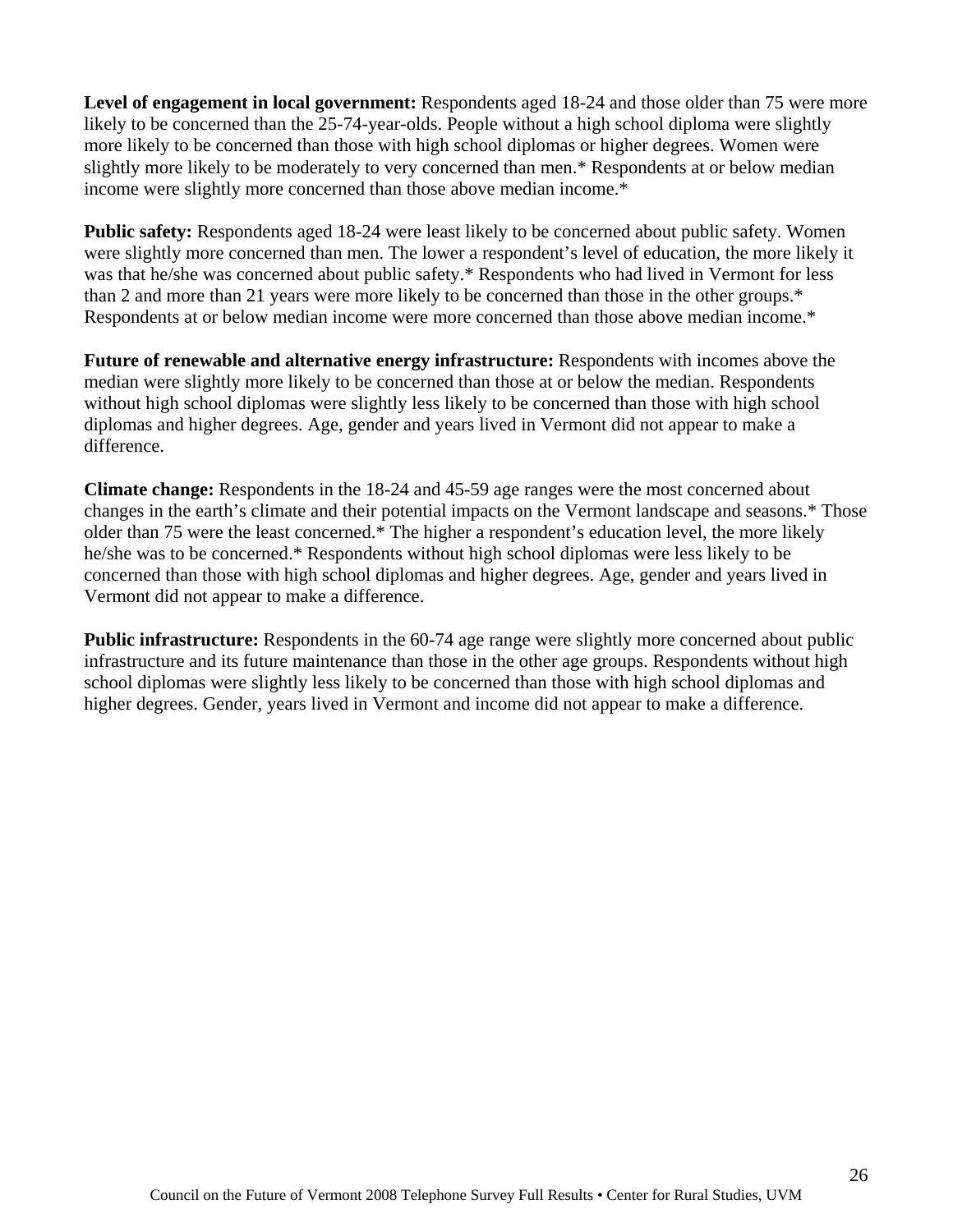**Level of engagement in local government:** Respondents aged 18-24 and those older than 75 were more likely to be concerned than the 25-74-year-olds. People without a high school diploma were slightly more likely to be concerned than those with high school diplomas or higher degrees. Women were slightly more likely to be moderately to very concerned than men.* Respondents at or below median income were slightly more concerned than those above median income.*

**Public safety:** Respondents aged 18-24 were least likely to be concerned about public safety. Women were slightly more concerned than men. The lower a respondent's level of education, the more likely it was that he/she was concerned about public safety.* Respondents who had lived in Vermont for less than 2 and more than 21 years were more likely to be concerned than those in the other groups.* Respondents at or below median income were more concerned than those above median income.*

**Future of renewable and alternative energy infrastructure:** Respondents with incomes above the median were slightly more likely to be concerned than those at or below the median. Respondents without high school diplomas were slightly less likely to be concerned than those with high school diplomas and higher degrees. Age, gender and years lived in Vermont did not appear to make a difference.

**Climate change:** Respondents in the 18-24 and 45-59 age ranges were the most concerned about changes in the earth's climate and their potential impacts on the Vermont landscape and seasons.* Those older than 75 were the least concerned.* The higher a respondent's education level, the more likely he/she was to be concerned.* Respondents without high school diplomas were less likely to be concerned than those with high school diplomas and higher degrees. Age, gender and years lived in Vermont did not appear to make a difference.

**Public infrastructure:** Respondents in the 60-74 age range were slightly more concerned about public infrastructure and its future maintenance than those in the other age groups. Respondents without high school diplomas were slightly less likely to be concerned than those with high school diplomas and higher degrees. Gender, years lived in Vermont and income did not appear to make a difference.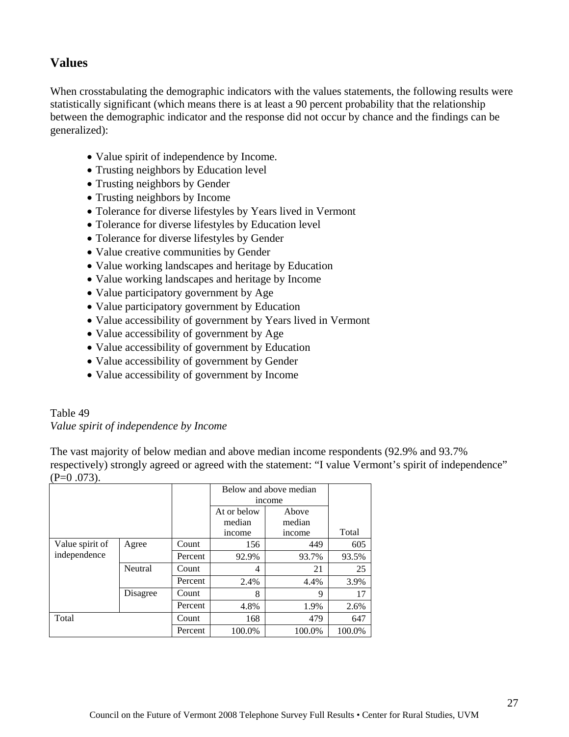## Values

When crosstabulating the demographic indicators with the values statements, the following results were statistically significant (which means there is at least a 90 percent probability that the relationship between the demographic indicator and the response did not occur by chance and the findings can be generalized):

- Value spirit of independence by Income.
- Trusting neighbors by Education level
- Trusting neighbors by Gender
- Trusting neighbors by Income
- Tolerance for diverse lifestyles by Years lived in Vermont
- Tolerance for diverse lifestyles by Education level
- Tolerance for diverse lifestyles by Gender
- Value creative communities by Gender
- Value working landscapes and heritage by Education
- Value working landscapes and heritage by Income
- Value participatory government by Age
- Value participatory government by Education
- Value accessibility of government by Years lived in Vermont
- Value accessibility of government by Age
- Value accessibility of government by Education
- Value accessibility of government by Gender
- Value accessibility of government by Income

Table 49

*Value spirit of independence by Income*

The vast majority of below median and above median income respondents (92.9% and 93.7% respectively) strongly agreed or agreed with the statement: "I value Vermont's spirit of independence" (P=0 .073).

| | | | Below and above median income | | |
|---|---|---|---|---|---|
| | | | At or below median income | Above median income | Total |
| Value spirit of independence | Agree | Count | 156 | 449 | 605 |
| | | Percent | 92.9% | 93.7% | 93.5% |
| | Neutral | Count | 4 | 21 | 25 |
| | | Percent | 2.4% | 4.4% | 3.9% |
| | Disagree | Count | 8 | 9 | 17 |
| | | Percent | 4.8% | 1.9% | 2.6% |
| Total | | Count | 168 | 479 | 647 |
| | | Percent | 100.0% | 100.0% | 100.0% |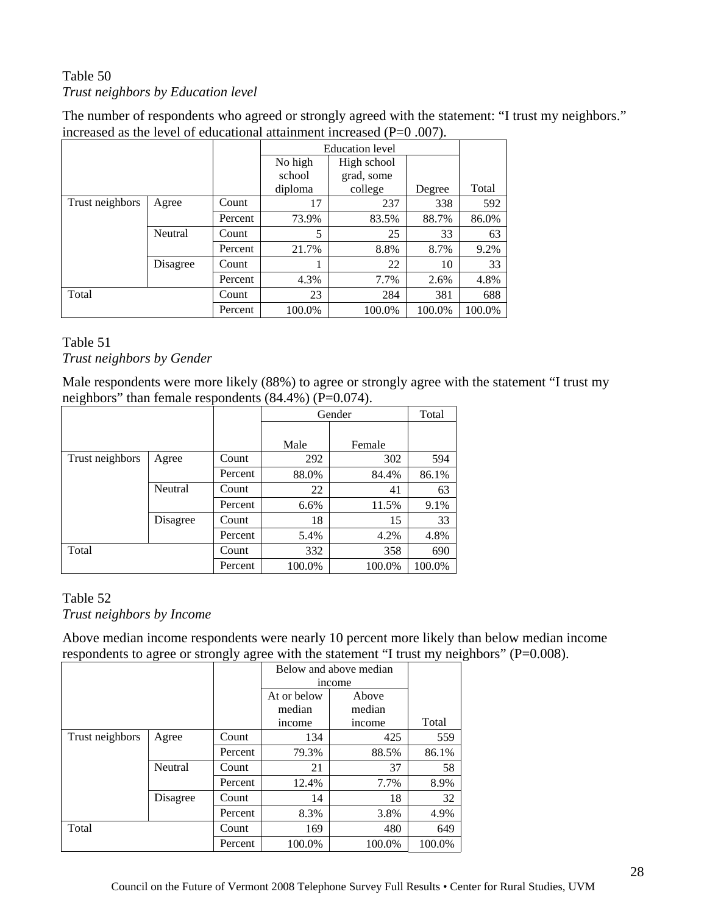Table 50

*Trust neighbors by Education level*

The number of respondents who agreed or strongly agreed with the statement: "I trust my neighbors." increased as the level of educational attainment increased (P=0 .007).

| | | | Education level | | | |
|---|---|---|---|---|---|---|
| | | | No high school diploma | High school grad, some college | Degree | Total |
| Trust neighbors | Agree | Count | 17 | 237 | 338 | 592 |
| | | Percent | 73.9% | 83.5% | 88.7% | 86.0% |
| | Neutral | Count | 5 | 25 | 33 | 63 |
| | | Percent | 21.7% | 8.8% | 8.7% | 9.2% |
| | Disagree | Count | 1 | 22 | 10 | 33 |
| | | Percent | 4.3% | 7.7% | 2.6% | 4.8% |
| Total | | Count | 23 | 284 | 381 | 688 |
| | | Percent | 100.0% | 100.0% | 100.0% | 100.0% |

Table 51

*Trust neighbors by Gender*

Male respondents were more likely (88%) to agree or strongly agree with the statement "I trust my neighbors" than female respondents (84.4%) (P=0.074).

| | | | Gender | | Total |
|---|---|---|---|---|---|
| | | | Male | Female | |
| Trust neighbors | Agree | Count | 292 | 302 | 594 |
| | | Percent | 88.0% | 84.4% | 86.1% |
| | Neutral | Count | 22 | 41 | 63 |
| | | Percent | 6.6% | 11.5% | 9.1% |
| | Disagree | Count | 18 | 15 | 33 |
| | | Percent | 5.4% | 4.2% | 4.8% |
| Total | | Count | 332 | 358 | 690 |
| | | Percent | 100.0% | 100.0% | 100.0% |

Table 52

*Trust neighbors by Income*

Above median income respondents were nearly 10 percent more likely than below median income respondents to agree or strongly agree with the statement "I trust my neighbors" (P=0.008).

| | | | Below and above median income | | |
|---|---|---|---|---|---|
| | | | At or below median income | Above median income | Total |
| Trust neighbors | Agree | Count | 134 | 425 | 559 |
| | | Percent | 79.3% | 88.5% | 86.1% |
| | Neutral | Count | 21 | 37 | 58 |
| | | Percent | 12.4% | 7.7% | 8.9% |
| | Disagree | Count | 14 | 18 | 32 |
| | | Percent | 8.3% | 3.8% | 4.9% |
| Total | | Count | 169 | 480 | 649 |
| | | Percent | 100.0% | 100.0% | 100.0% |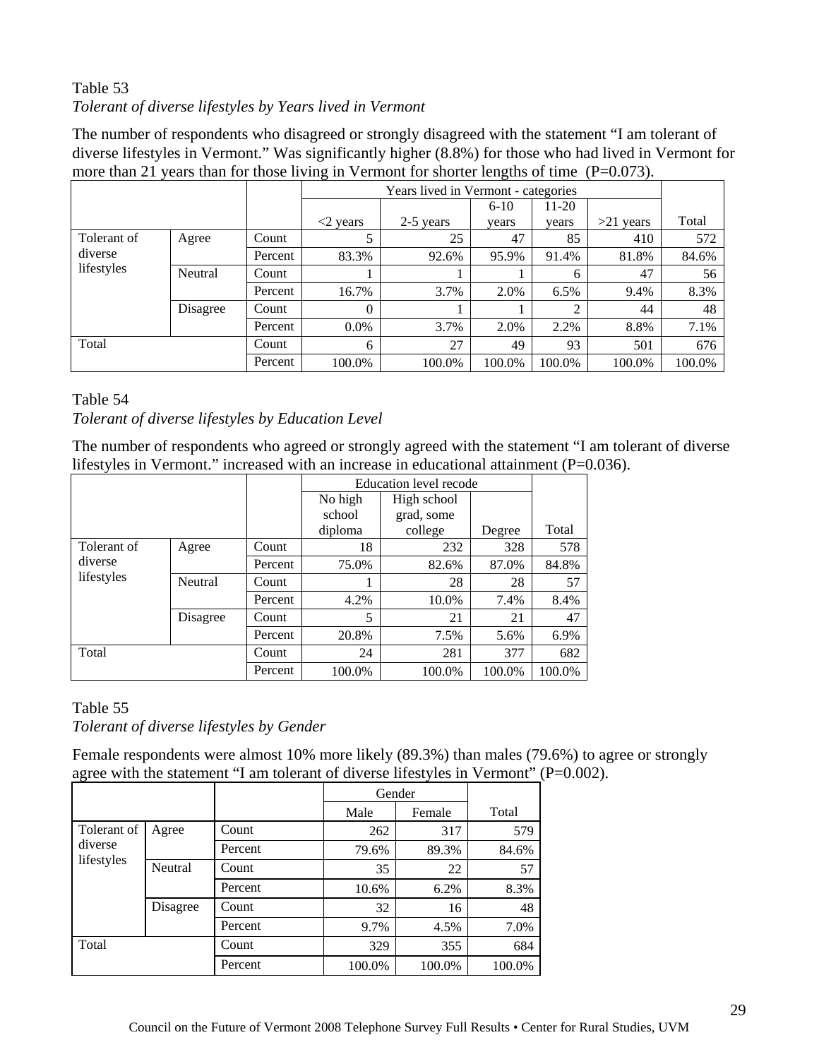Table 53

*Tolerant of diverse lifestyles by Years lived in Vermont*

The number of respondents who disagreed or strongly disagreed with the statement "I am tolerant of diverse lifestyles in Vermont." Was significantly higher (8.8%) for those who had lived in Vermont for more than 21 years than for those living in Vermont for shorter lengths of time (P=0.073).

| | | | Years lived in Vermont - categories | | | | | |
|---|---|---|---|---|---|---|---|---|
| | | | <2 years | 2-5 years | 6-10 years | 11-20 years | >21 years | Total |
| Tolerant of diverse lifestyles | Agree | Count | 5 | 25 | 47 | 85 | 410 | 572 |
| | | Percent | 83.3% | 92.6% | 95.9% | 91.4% | 81.8% | 84.6% |
| | Neutral | Count | 1 | 1 | 1 | 6 | 47 | 56 |
| | | Percent | 16.7% | 3.7% | 2.0% | 6.5% | 9.4% | 8.3% |
| | Disagree | Count | 0 | 1 | 1 | 2 | 44 | 48 |
| | | Percent | 0.0% | 3.7% | 2.0% | 2.2% | 8.8% | 7.1% |
| Total | | Count | 6 | 27 | 49 | 93 | 501 | 676 |
| | | Percent | 100.0% | 100.0% | 100.0% | 100.0% | 100.0% | 100.0% |

Table 54

*Tolerant of diverse lifestyles by Education Level*

The number of respondents who agreed or strongly agreed with the statement "I am tolerant of diverse lifestyles in Vermont." increased with an increase in educational attainment (P=0.036).

| | | | Education level recode | | | |
|---|---|---|---|---|---|---|
| | | | No high school diploma | High school grad, some college | Degree | Total |
| Tolerant of diverse lifestyles | Agree | Count | 18 | 232 | 328 | 578 |
| | | Percent | 75.0% | 82.6% | 87.0% | 84.8% |
| | Neutral | Count | 1 | 28 | 28 | 57 |
| | | Percent | 4.2% | 10.0% | 7.4% | 8.4% |
| | Disagree | Count | 5 | 21 | 21 | 47 |
| | | Percent | 20.8% | 7.5% | 5.6% | 6.9% |
| Total | | Count | 24 | 281 | 377 | 682 |
| | | Percent | 100.0% | 100.0% | 100.0% | 100.0% |

Table 55

*Tolerant of diverse lifestyles by Gender*

Female respondents were almost 10% more likely (89.3%) than males (79.6%) to agree or strongly agree with the statement "I am tolerant of diverse lifestyles in Vermont" (P=0.002).

| | | | Gender | | |
|---|---|---|---|---|---|
| | | | Male | Female | Total |
| Tolerant of diverse lifestyles | Agree | Count | 262 | 317 | 579 |
| | | Percent | 79.6% | 89.3% | 84.6% |
| | Neutral | Count | 35 | 22 | 57 |
| | | Percent | 10.6% | 6.2% | 8.3% |
| | Disagree | Count | 32 | 16 | 48 |
| | | Percent | 9.7% | 4.5% | 7.0% |
| Total | | Count | 329 | 355 | 684 |
| | | Percent | 100.0% | 100.0% | 100.0% |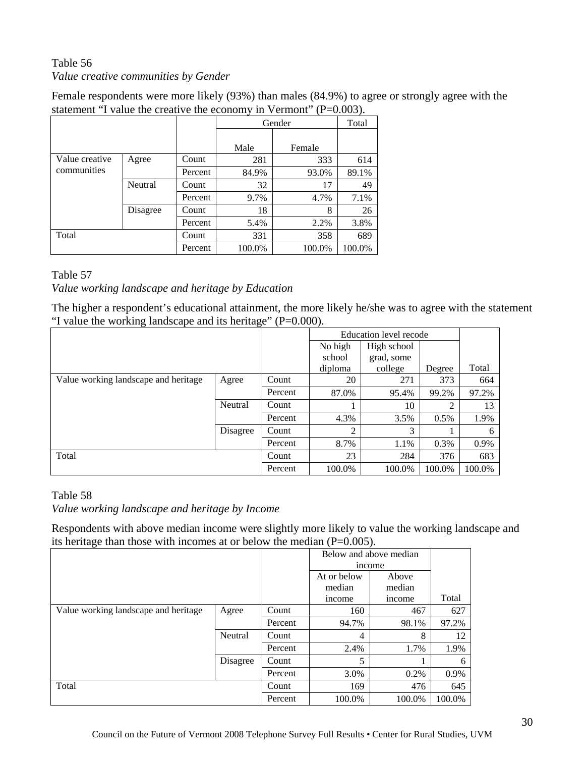Table 56

*Value creative communities by Gender*

Female respondents were more likely (93%) than males (84.9%) to agree or strongly agree with the statement "I value the creative the economy in Vermont" (P=0.003).

| | | | Gender | | Total |
|---|---|---|---|---|---|
| | | | Male | Female | |
| Value creative communities | Agree | Count | 281 | 333 | 614 |
| | | Percent | 84.9% | 93.0% | 89.1% |
| | Neutral | Count | 32 | 17 | 49 |
| | | Percent | 9.7% | 4.7% | 7.1% |
| | Disagree | Count | 18 | 8 | 26 |
| | | Percent | 5.4% | 2.2% | 3.8% |
| Total | | Count | 331 | 358 | 689 |
| | | Percent | 100.0% | 100.0% | 100.0% |

Table 57

*Value working landscape and heritage by Education*

The higher a respondent's educational attainment, the more likely he/she was to agree with the statement "I value the working landscape and its heritage" (P=0.000).

| | | | Education level recode | | | |
|---|---|---|---|---|---|---|
| | | | No high school diploma | High school grad, some college | Degree | Total |
| Value working landscape and heritage | Agree | Count | 20 | 271 | 373 | 664 |
| | | Percent | 87.0% | 95.4% | 99.2% | 97.2% |
| | Neutral | Count | 1 | 10 | 2 | 13 |
| | | Percent | 4.3% | 3.5% | 0.5% | 1.9% |
| | Disagree | Count | 2 | 3 | 1 | 6 |
| | | Percent | 8.7% | 1.1% | 0.3% | 0.9% |
| Total | | Count | 23 | 284 | 376 | 683 |
| | | Percent | 100.0% | 100.0% | 100.0% | 100.0% |

Table 58

*Value working landscape and heritage by Income*

Respondents with above median income were slightly more likely to value the working landscape and its heritage than those with incomes at or below the median (P=0.005).

| | | | Below and above median income | | |
|---|---|---|---|---|---|
| | | | At or below median income | Above median income | Total |
| Value working landscape and heritage | Agree | Count | 160 | 467 | 627 |
| | | Percent | 94.7% | 98.1% | 97.2% |
| | Neutral | Count | 4 | 8 | 12 |
| | | Percent | 2.4% | 1.7% | 1.9% |
| | Disagree | Count | 5 | 1 | 6 |
| | | Percent | 3.0% | 0.2% | 0.9% |
| Total | | Count | 169 | 476 | 645 |
| | | Percent | 100.0% | 100.0% | 100.0% |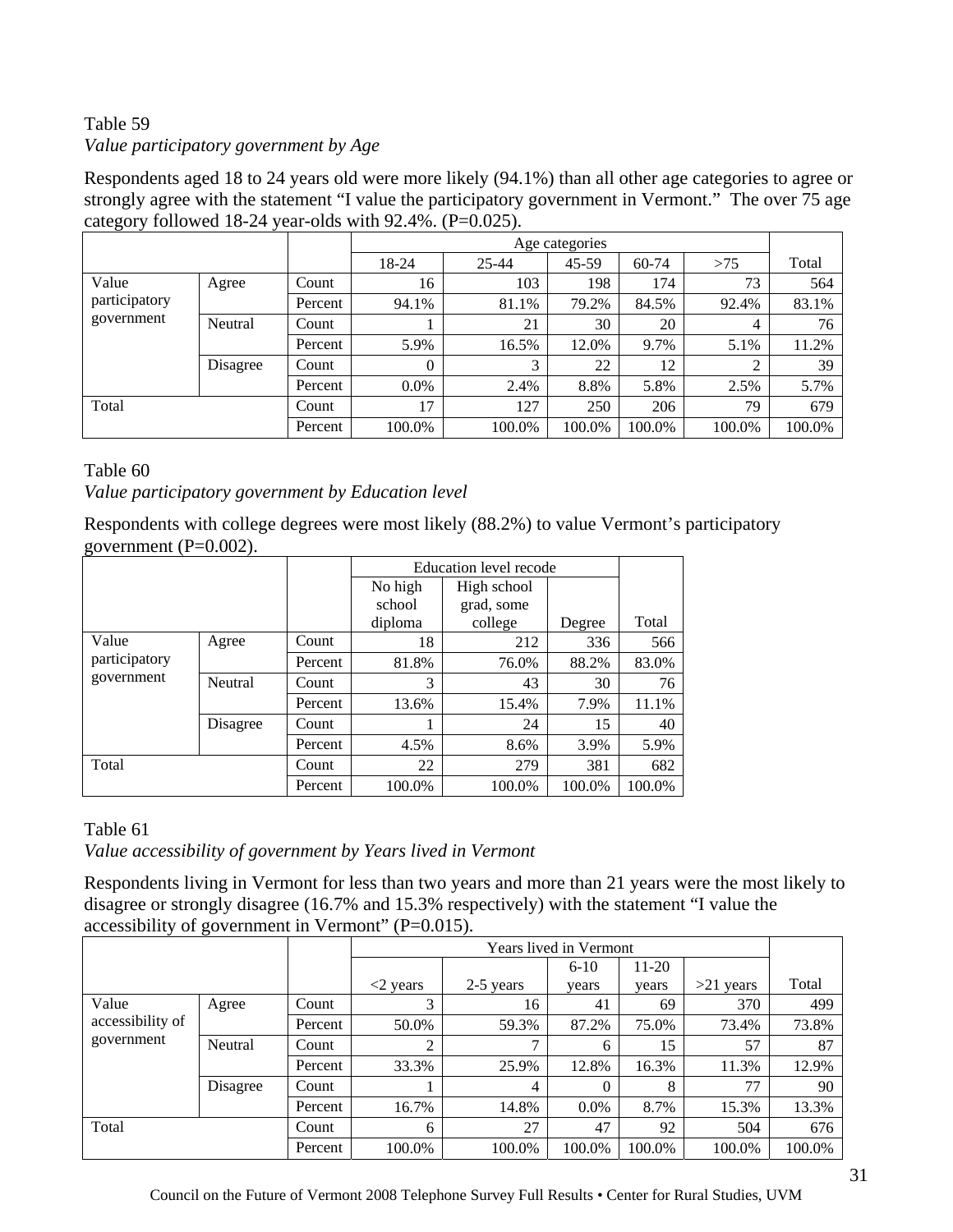Table 59

*Value participatory government by Age*

Respondents aged 18 to 24 years old were more likely (94.1%) than all other age categories to agree or strongly agree with the statement "I value the participatory government in Vermont." The over 75 age category followed 18-24 year-olds with 92.4%. (P=0.025).

| | | | Age categories | | | | | Total |
|---|---|---|---|---|---|---|---|---|
| | | | 18-24 | 25-44 | 45-59 | 60-74 | >75 | |
| Value participatory government | Agree | Count | 16 | 103 | 198 | 174 | 73 | 564 |
| | | Percent | 94.1% | 81.1% | 79.2% | 84.5% | 92.4% | 83.1% |
| | Neutral | Count | 1 | 21 | 30 | 20 | 4 | 76 |
| | | Percent | 5.9% | 16.5% | 12.0% | 9.7% | 5.1% | 11.2% |
| | Disagree | Count | 0 | 3 | 22 | 12 | 2 | 39 |
| | | Percent | 0.0% | 2.4% | 8.8% | 5.8% | 2.5% | 5.7% |
| Total | | Count | 17 | 127 | 250 | 206 | 79 | 679 |
| | | Percent | 100.0% | 100.0% | 100.0% | 100.0% | 100.0% | 100.0% |

Table 60

*Value participatory government by Education level*

Respondents with college degrees were most likely (88.2%) to value Vermont's participatory government (P=0.002).

| | | | Education level recode | | | Total |
|---|---|---|---|---|---|---|
| | | | No high school diploma | High school grad, some college | Degree | |
| Value participatory government | Agree | Count | 18 | 212 | 336 | 566 |
| | | Percent | 81.8% | 76.0% | 88.2% | 83.0% |
| | Neutral | Count | 3 | 43 | 30 | 76 |
| | | Percent | 13.6% | 15.4% | 7.9% | 11.1% |
| | Disagree | Count | 1 | 24 | 15 | 40 |
| | | Percent | 4.5% | 8.6% | 3.9% | 5.9% |
| Total | | Count | 22 | 279 | 381 | 682 |
| | | Percent | 100.0% | 100.0% | 100.0% | 100.0% |

Table 61

*Value accessibility of government by Years lived in Vermont*

Respondents living in Vermont for less than two years and more than 21 years were the most likely to disagree or strongly disagree (16.7% and 15.3% respectively) with the statement "I value the accessibility of government in Vermont" (P=0.015).

| | | | Years lived in Vermont | | | | | Total |
|---|---|---|---|---|---|---|---|---|
| | | | <2 years | 2-5 years | 6-10 years | 11-20 years | >21 years | |
| Value accessibility of government | Agree | Count | 3 | 16 | 41 | 69 | 370 | 499 |
| | | Percent | 50.0% | 59.3% | 87.2% | 75.0% | 73.4% | 73.8% |
| | Neutral | Count | 2 | 7 | 6 | 15 | 57 | 87 |
| | | Percent | 33.3% | 25.9% | 12.8% | 16.3% | 11.3% | 12.9% |
| | Disagree | Count | 1 | 4 | 0 | 8 | 77 | 90 |
| | | Percent | 16.7% | 14.8% | 0.0% | 8.7% | 15.3% | 13.3% |
| Total | | Count | 6 | 27 | 47 | 92 | 504 | 676 |
| | | Percent | 100.0% | 100.0% | 100.0% | 100.0% | 100.0% | 100.0% |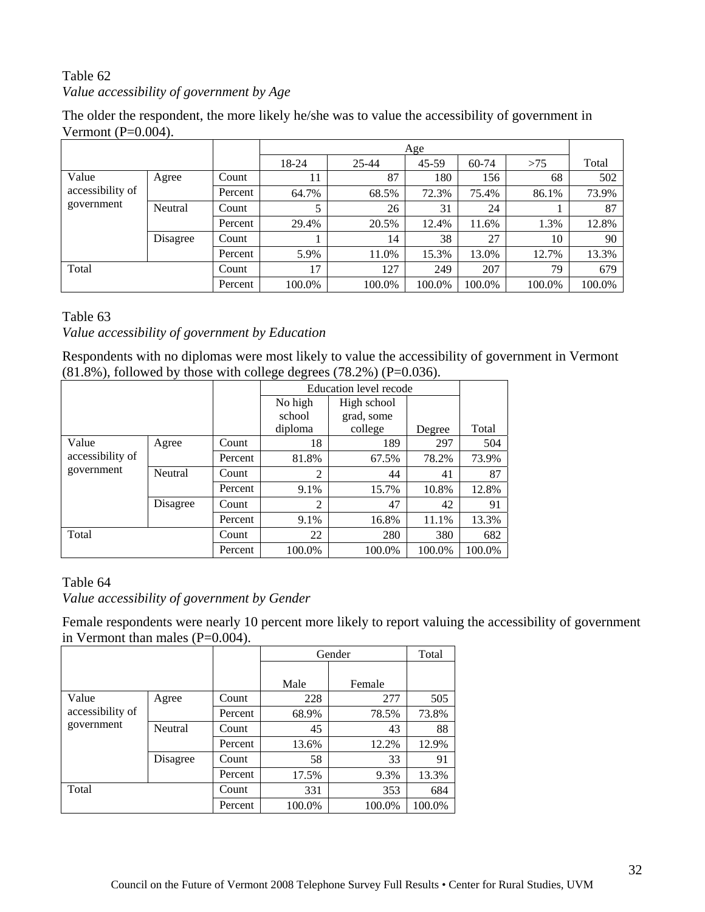Table 62

*Value accessibility of government by Age*

The older the respondent, the more likely he/she was to value the accessibility of government in Vermont (P=0.004).

| | | | Age | | | | | Total |
|---|---|---|---|---|---|---|---|---|
| | | | 18-24 | 25-44 | 45-59 | 60-74 | >75 | |
| Value accessibility of government | Agree | Count | 11 | 87 | 180 | 156 | 68 | 502 |
| | | Percent | 64.7% | 68.5% | 72.3% | 75.4% | 86.1% | 73.9% |
| | Neutral | Count | 5 | 26 | 31 | 24 | 1 | 87 |
| | | Percent | 29.4% | 20.5% | 12.4% | 11.6% | 1.3% | 12.8% |
| | Disagree | Count | 1 | 14 | 38 | 27 | 10 | 90 |
| | | Percent | 5.9% | 11.0% | 15.3% | 13.0% | 12.7% | 13.3% |
| Total | | Count | 17 | 127 | 249 | 207 | 79 | 679 |
| | | Percent | 100.0% | 100.0% | 100.0% | 100.0% | 100.0% | 100.0% |

Table 63

*Value accessibility of government by Education*

Respondents with no diplomas were most likely to value the accessibility of government in Vermont (81.8%), followed by those with college degrees (78.2%) (P=0.036).

| | | | Education level recode | | | Total |
|---|---|---|---|---|---|---|
| | | | No high school diploma | High school grad, some college | Degree | |
| Value accessibility of government | Agree | Count | 18 | 189 | 297 | 504 |
| | | Percent | 81.8% | 67.5% | 78.2% | 73.9% |
| | Neutral | Count | 2 | 44 | 41 | 87 |
| | | Percent | 9.1% | 15.7% | 10.8% | 12.8% |
| | Disagree | Count | 2 | 47 | 42 | 91 |
| | | Percent | 9.1% | 16.8% | 11.1% | 13.3% |
| Total | | Count | 22 | 280 | 380 | 682 |
| | | Percent | 100.0% | 100.0% | 100.0% | 100.0% |

Table 64

*Value accessibility of government by Gender*

Female respondents were nearly 10 percent more likely to report valuing the accessibility of government in Vermont than males (P=0.004).

| | | | Gender | | Total |
|---|---|---|---|---|---|
| | | | Male | Female | |
| Value accessibility of government | Agree | Count | 228 | 277 | 505 |
| | | Percent | 68.9% | 78.5% | 73.8% |
| | Neutral | Count | 45 | 43 | 88 |
| | | Percent | 13.6% | 12.2% | 12.9% |
| | Disagree | Count | 58 | 33 | 91 |
| | | Percent | 17.5% | 9.3% | 13.3% |
| Total | | Count | 331 | 353 | 684 |
| | | Percent | 100.0% | 100.0% | 100.0% |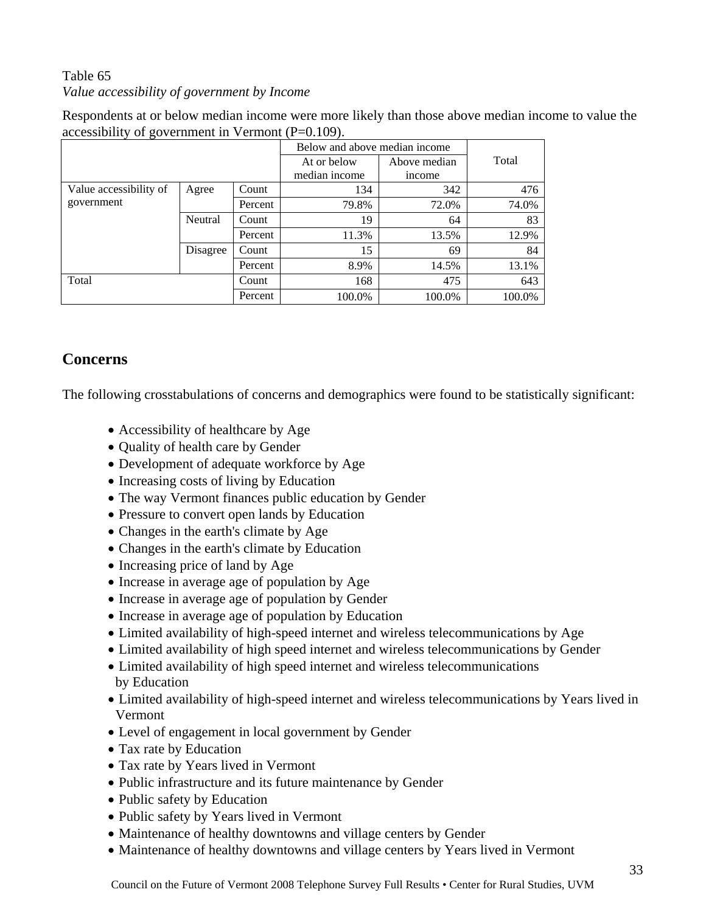Table 65
*Value accessibility of government by Income*

Respondents at or below median income were more likely than those above median income to value the accessibility of government in Vermont (P=0.109).

| | | | Below and above median income | | Total |
|---|---|---|---|---|---|
| | | | At or below median income | Above median income | |
| Value accessibility of government | Agree | Count | 134 | 342 | 476 |
| | | Percent | 79.8% | 72.0% | 74.0% |
| | Neutral | Count | 19 | 64 | 83 |
| | | Percent | 11.3% | 13.5% | 12.9% |
| | Disagree | Count | 15 | 69 | 84 |
| | | Percent | 8.9% | 14.5% | 13.1% |
| Total | | Count | 168 | 475 | 643 |
| | | Percent | 100.0% | 100.0% | 100.0% |

## Concerns

The following crosstabulations of concerns and demographics were found to be statistically significant:

- Accessibility of healthcare by Age
- Quality of health care by Gender
- Development of adequate workforce by Age
- Increasing costs of living by Education
- The way Vermont finances public education by Gender
- Pressure to convert open lands by Education
- Changes in the earth's climate by Age
- Changes in the earth's climate by Education
- Increasing price of land by Age
- Increase in average age of population by Age
- Increase in average age of population by Gender
- Increase in average age of population by Education
- Limited availability of high-speed internet and wireless telecommunications by Age
- Limited availability of high speed internet and wireless telecommunications by Gender
- Limited availability of high speed internet and wireless telecommunications by Education
- Limited availability of high-speed internet and wireless telecommunications by Years lived in Vermont
- Level of engagement in local government by Gender
- Tax rate by Education
- Tax rate by Years lived in Vermont
- Public infrastructure and its future maintenance by Gender
- Public safety by Education
- Public safety by Years lived in Vermont
- Maintenance of healthy downtowns and village centers by Gender
- Maintenance of healthy downtowns and village centers by Years lived in Vermont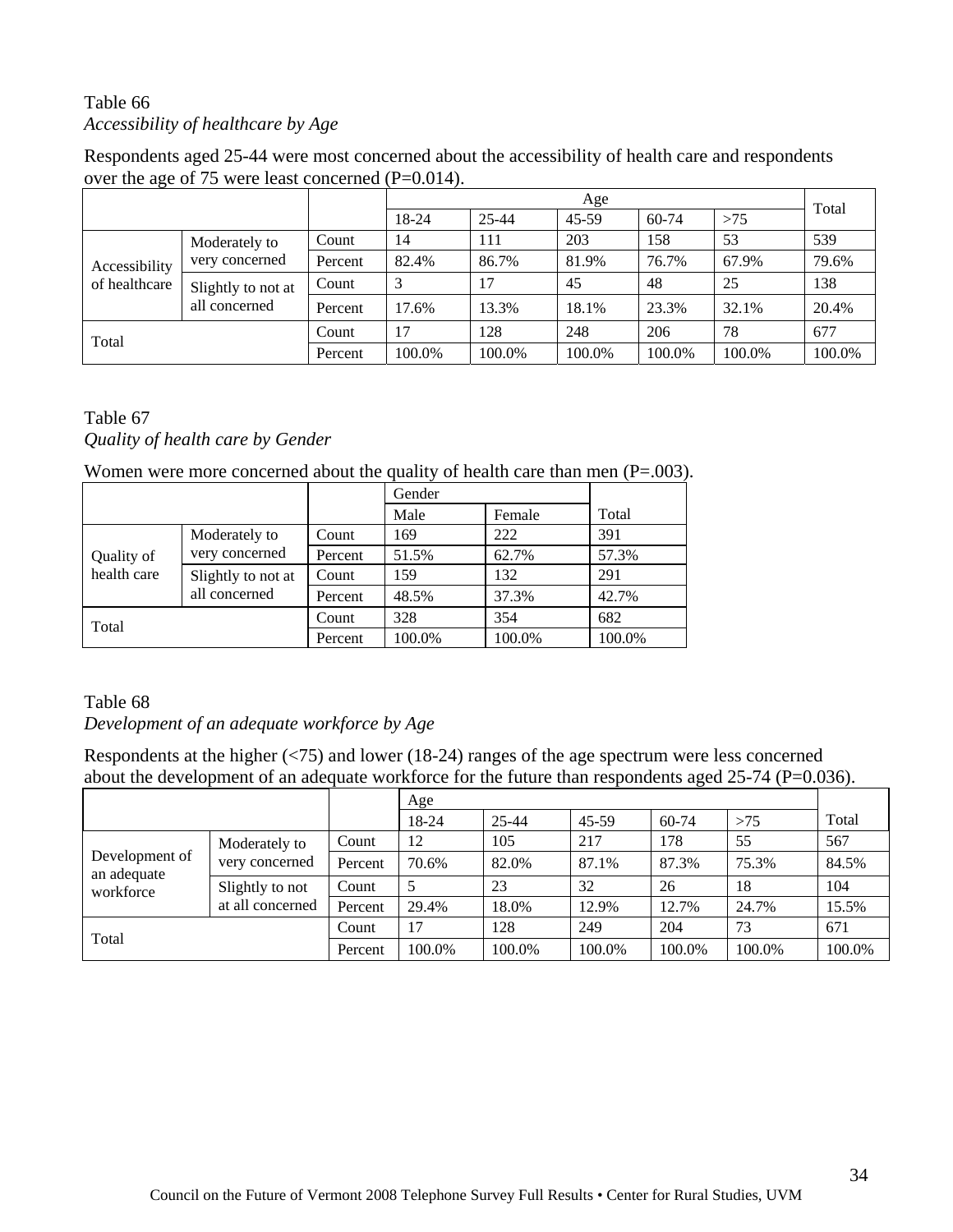Table 66

*Accessibility of healthcare by Age*

Respondents aged 25-44 were most concerned about the accessibility of health care and respondents over the age of 75 were least concerned (P=0.014).

| | | | Age | | | | | Total |
|---|---|---|---|---|---|---|---|---|
| | | | 18-24 | 25-44 | 45-59 | 60-74 | >75 | |
| Accessibility of healthcare | Moderately to very concerned | Count | 14 | 111 | 203 | 158 | 53 | 539 |
| | | Percent | 82.4% | 86.7% | 81.9% | 76.7% | 67.9% | 79.6% |
| | Slightly to not at all concerned | Count | 3 | 17 | 45 | 48 | 25 | 138 |
| | | Percent | 17.6% | 13.3% | 18.1% | 23.3% | 32.1% | 20.4% |
| Total | | Count | 17 | 128 | 248 | 206 | 78 | 677 |
| | | Percent | 100.0% | 100.0% | 100.0% | 100.0% | 100.0% | 100.0% |

Table 67

*Quality of health care by Gender*

Women were more concerned about the quality of health care than men (P=.003).

| | | | Gender | | Total |
|---|---|---|---|---|---|
| | | | Male | Female | |
| Quality of health care | Moderately to very concerned | Count | 169 | 222 | 391 |
| | | Percent | 51.5% | 62.7% | 57.3% |
| | Slightly to not at all concerned | Count | 159 | 132 | 291 |
| | | Percent | 48.5% | 37.3% | 42.7% |
| Total | | Count | 328 | 354 | 682 |
| | | Percent | 100.0% | 100.0% | 100.0% |

Table 68

*Development of an adequate workforce by Age*

Respondents at the higher (<75) and lower (18-24) ranges of the age spectrum were less concerned about the development of an adequate workforce for the future than respondents aged 25-74 (P=0.036).

| | | | Age | | | | | Total |
|---|---|---|---|---|---|---|---|---|
| | | | 18-24 | 25-44 | 45-59 | 60-74 | >75 | |
| Development of an adequate workforce | Moderately to very concerned | Count | 12 | 105 | 217 | 178 | 55 | 567 |
| | | Percent | 70.6% | 82.0% | 87.1% | 87.3% | 75.3% | 84.5% |
| | Slightly to not at all concerned | Count | 5 | 23 | 32 | 26 | 18 | 104 |
| | | Percent | 29.4% | 18.0% | 12.9% | 12.7% | 24.7% | 15.5% |
| Total | | Count | 17 | 128 | 249 | 204 | 73 | 671 |
| | | Percent | 100.0% | 100.0% | 100.0% | 100.0% | 100.0% | 100.0% |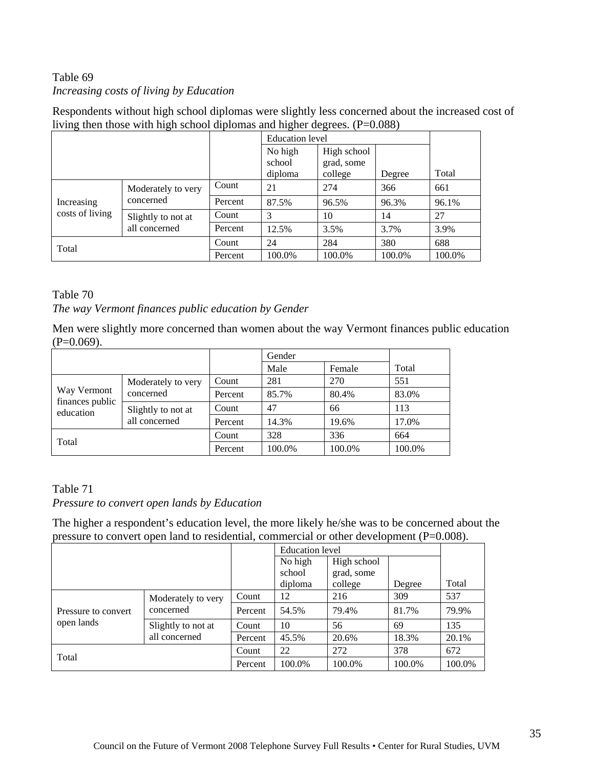Table 69

*Increasing costs of living by Education*

Respondents without high school diplomas were slightly less concerned about the increased cost of living then those with high school diplomas and higher degrees. (P=0.088)

| | | | Education level | | | |
|---|---|---|---|---|---|---|
| | | | No high school diploma | High school grad, some college | Degree | Total |
| Increasing costs of living | Moderately to very concerned | Count | 21 | 274 | 366 | 661 |
| | | Percent | 87.5% | 96.5% | 96.3% | 96.1% |
| | Slightly to not at all concerned | Count | 3 | 10 | 14 | 27 |
| | | Percent | 12.5% | 3.5% | 3.7% | 3.9% |
| Total | | Count | 24 | 284 | 380 | 688 |
| | | Percent | 100.0% | 100.0% | 100.0% | 100.0% |

Table 70

*The way Vermont finances public education by Gender*

Men were slightly more concerned than women about the way Vermont finances public education (P=0.069).

| | | | Gender | | |
|---|---|---|---|---|---|
| | | | Male | Female | Total |
| Way Vermont finances public education | Moderately to very concerned | Count | 281 | 270 | 551 |
| | | Percent | 85.7% | 80.4% | 83.0% |
| | Slightly to not at all concerned | Count | 47 | 66 | 113 |
| | | Percent | 14.3% | 19.6% | 17.0% |
| Total | | Count | 328 | 336 | 664 |
| | | Percent | 100.0% | 100.0% | 100.0% |

Table 71

*Pressure to convert open lands by Education*

The higher a respondent's education level, the more likely he/she was to be concerned about the pressure to convert open land to residential, commercial or other development (P=0.008).

| | | | Education level | | | |
|---|---|---|---|---|---|---|
| | | | No high school diploma | High school grad, some college | Degree | Total |
| Pressure to convert open lands | Moderately to very concerned | Count | 12 | 216 | 309 | 537 |
| | | Percent | 54.5% | 79.4% | 81.7% | 79.9% |
| | Slightly to not at all concerned | Count | 10 | 56 | 69 | 135 |
| | | Percent | 45.5% | 20.6% | 18.3% | 20.1% |
| Total | | Count | 22 | 272 | 378 | 672 |
| | | Percent | 100.0% | 100.0% | 100.0% | 100.0% |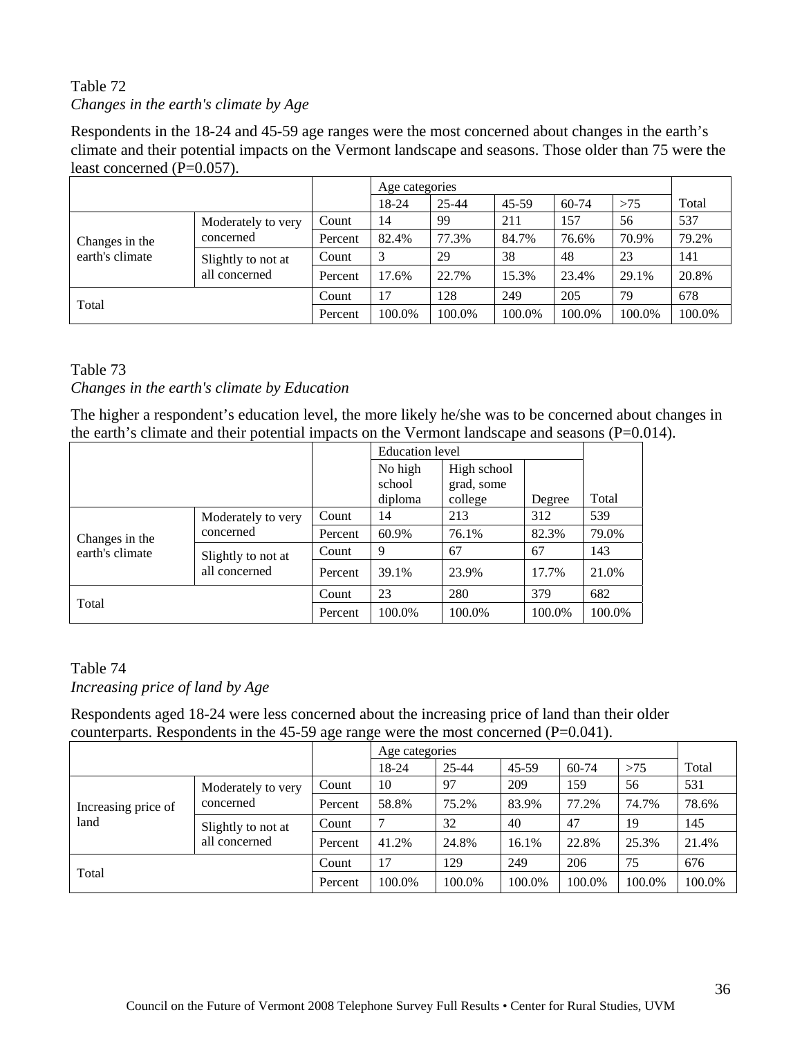Table 72

*Changes in the earth's climate by Age*

Respondents in the 18-24 and 45-59 age ranges were the most concerned about changes in the earth's climate and their potential impacts on the Vermont landscape and seasons. Those older than 75 were the least concerned (P=0.057).

| | | | Age categories | | | | | Total |
|---|---|---|---|---|---|---|---|---|
| | | | 18-24 | 25-44 | 45-59 | 60-74 | >75 | |
| Changes in the earth's climate | Moderately to very concerned | Count | 14 | 99 | 211 | 157 | 56 | 537 |
| | | Percent | 82.4% | 77.3% | 84.7% | 76.6% | 70.9% | 79.2% |
| | Slightly to not at all concerned | Count | 3 | 29 | 38 | 48 | 23 | 141 |
| | | Percent | 17.6% | 22.7% | 15.3% | 23.4% | 29.1% | 20.8% |
| Total | | Count | 17 | 128 | 249 | 205 | 79 | 678 |
| | | Percent | 100.0% | 100.0% | 100.0% | 100.0% | 100.0% | 100.0% |

Table 73

*Changes in the earth's climate by Education*

The higher a respondent's education level, the more likely he/she was to be concerned about changes in the earth's climate and their potential impacts on the Vermont landscape and seasons (P=0.014).

| | | | Education level | | | Total |
|---|---|---|---|---|---|---|
| | | | No high school diploma | High school grad, some college | Degree | |
| Changes in the earth's climate | Moderately to very concerned | Count | 14 | 213 | 312 | 539 |
| | | Percent | 60.9% | 76.1% | 82.3% | 79.0% |
| | Slightly to not at all concerned | Count | 9 | 67 | 67 | 143 |
| | | Percent | 39.1% | 23.9% | 17.7% | 21.0% |
| Total | | Count | 23 | 280 | 379 | 682 |
| | | Percent | 100.0% | 100.0% | 100.0% | 100.0% |

Table 74

*Increasing price of land by Age*

Respondents aged 18-24 were less concerned about the increasing price of land than their older counterparts. Respondents in the 45-59 age range were the most concerned (P=0.041).

| | | | Age categories | | | | | Total |
|---|---|---|---|---|---|---|---|---|
| | | | 18-24 | 25-44 | 45-59 | 60-74 | >75 | |
| Increasing price of land | Moderately to very concerned | Count | 10 | 97 | 209 | 159 | 56 | 531 |
| | | Percent | 58.8% | 75.2% | 83.9% | 77.2% | 74.7% | 78.6% |
| | Slightly to not at all concerned | Count | 7 | 32 | 40 | 47 | 19 | 145 |
| | | Percent | 41.2% | 24.8% | 16.1% | 22.8% | 25.3% | 21.4% |
| Total | | Count | 17 | 129 | 249 | 206 | 75 | 676 |
| | | Percent | 100.0% | 100.0% | 100.0% | 100.0% | 100.0% | 100.0% |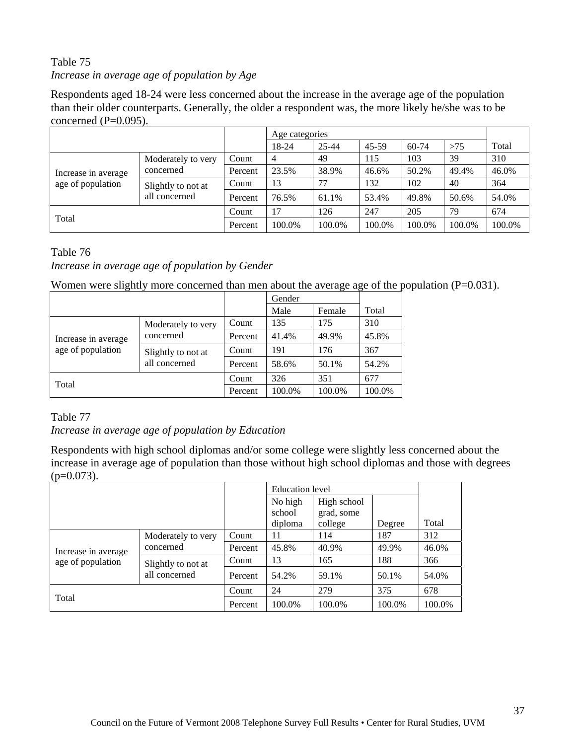Table 75

*Increase in average age of population by Age*

Respondents aged 18-24 were less concerned about the increase in the average age of the population than their older counterparts. Generally, the older a respondent was, the more likely he/she was to be concerned (P=0.095).

| | | | Age categories | | | | | |
|---|---|---|---|---|---|---|---|---|
| | | | 18-24 | 25-44 | 45-59 | 60-74 | >75 | Total |
| Increase in average age of population | Moderately to very concerned | Count | 4 | 49 | 115 | 103 | 39 | 310 |
| | | Percent | 23.5% | 38.9% | 46.6% | 50.2% | 49.4% | 46.0% |
| | Slightly to not at all concerned | Count | 13 | 77 | 132 | 102 | 40 | 364 |
| | | Percent | 76.5% | 61.1% | 53.4% | 49.8% | 50.6% | 54.0% |
| Total | | Count | 17 | 126 | 247 | 205 | 79 | 674 |
| | | Percent | 100.0% | 100.0% | 100.0% | 100.0% | 100.0% | 100.0% |

Table 76

*Increase in average age of population by Gender*

Women were slightly more concerned than men about the average age of the population (P=0.031).

| | | | Gender | | |
|---|---|---|---|---|---|
| | | | Male | Female | Total |
| Increase in average age of population | Moderately to very concerned | Count | 135 | 175 | 310 |
| | | Percent | 41.4% | 49.9% | 45.8% |
| | Slightly to not at all concerned | Count | 191 | 176 | 367 |
| | | Percent | 58.6% | 50.1% | 54.2% |
| Total | | Count | 326 | 351 | 677 |
| | | Percent | 100.0% | 100.0% | 100.0% |

Table 77

*Increase in average age of population by Education*

Respondents with high school diplomas and/or some college were slightly less concerned about the increase in average age of population than those without high school diplomas and those with degrees (p=0.073).

| | | | Education level | | | |
|---|---|---|---|---|---|---|
| | | | No high school diploma | High school grad, some college | Degree | Total |
| Increase in average age of population | Moderately to very concerned | Count | 11 | 114 | 187 | 312 |
| | | Percent | 45.8% | 40.9% | 49.9% | 46.0% |
| | Slightly to not at all concerned | Count | 13 | 165 | 188 | 366 |
| | | Percent | 54.2% | 59.1% | 50.1% | 54.0% |
| Total | | Count | 24 | 279 | 375 | 678 |
| | | Percent | 100.0% | 100.0% | 100.0% | 100.0% |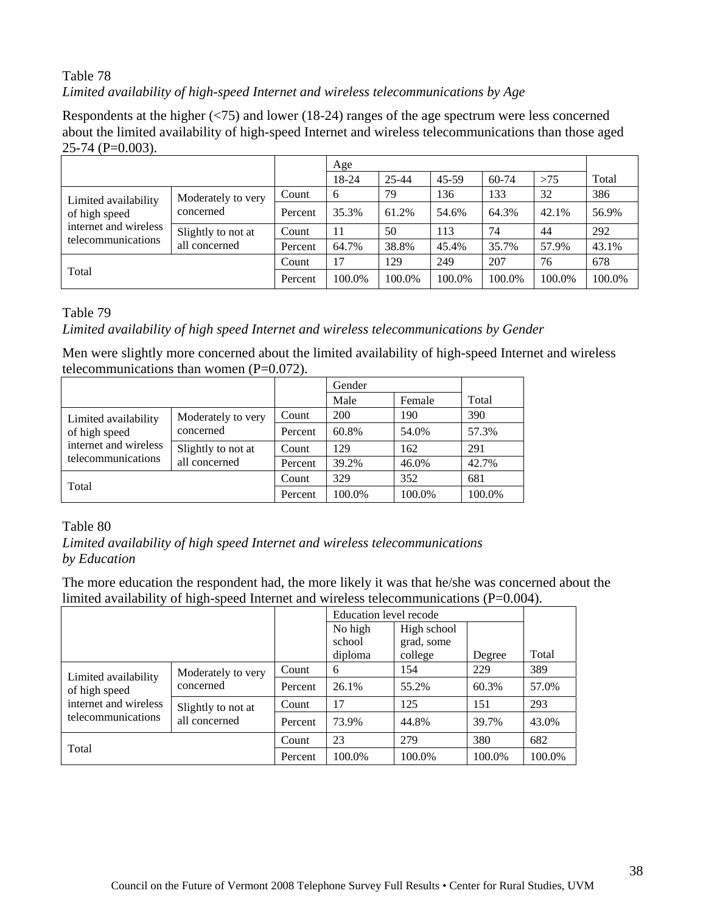Table 78

*Limited availability of high-speed Internet and wireless telecommunications by Age*

Respondents at the higher (<75) and lower (18-24) ranges of the age spectrum were less concerned about the limited availability of high-speed Internet and wireless telecommunications than those aged 25-74 (P=0.003).

| | | | Age | | | | | |
|---|---|---|---|---|---|---|---|---|
| | | | 18-24 | 25-44 | 45-59 | 60-74 | >75 | Total |
| Limited availability of high speed internet and wireless telecommunications | Moderately to very concerned | Count | 6 | 79 | 136 | 133 | 32 | 386 |
| | | Percent | 35.3% | 61.2% | 54.6% | 64.3% | 42.1% | 56.9% |
| | Slightly to not at all concerned | Count | 11 | 50 | 113 | 74 | 44 | 292 |
| | | Percent | 64.7% | 38.8% | 45.4% | 35.7% | 57.9% | 43.1% |
| Total | | Count | 17 | 129 | 249 | 207 | 76 | 678 |
| | | Percent | 100.0% | 100.0% | 100.0% | 100.0% | 100.0% | 100.0% |

Table 79

*Limited availability of high speed Internet and wireless telecommunications by Gender*

Men were slightly more concerned about the limited availability of high-speed Internet and wireless telecommunications than women (P=0.072).

| | | | Gender | | |
|---|---|---|---|---|---|
| | | | Male | Female | Total |
| Limited availability of high speed internet and wireless telecommunications | Moderately to very concerned | Count | 200 | 190 | 390 |
| | | Percent | 60.8% | 54.0% | 57.3% |
| | Slightly to not at all concerned | Count | 129 | 162 | 291 |
| | | Percent | 39.2% | 46.0% | 42.7% |
| Total | | Count | 329 | 352 | 681 |
| | | Percent | 100.0% | 100.0% | 100.0% |

Table 80

*Limited availability of high speed Internet and wireless telecommunications by Education*

The more education the respondent had, the more likely it was that he/she was concerned about the limited availability of high-speed Internet and wireless telecommunications (P=0.004).

| | | | Education level recode | | | |
|---|---|---|---|---|---|---|
| | | | No high school diploma | High school grad, some college | Degree | Total |
| Limited availability of high speed internet and wireless telecommunications | Moderately to very concerned | Count | 6 | 154 | 229 | 389 |
| | | Percent | 26.1% | 55.2% | 60.3% | 57.0% |
| | Slightly to not at all concerned | Count | 17 | 125 | 151 | 293 |
| | | Percent | 73.9% | 44.8% | 39.7% | 43.0% |
| Total | | Count | 23 | 279 | 380 | 682 |
| | | Percent | 100.0% | 100.0% | 100.0% | 100.0% |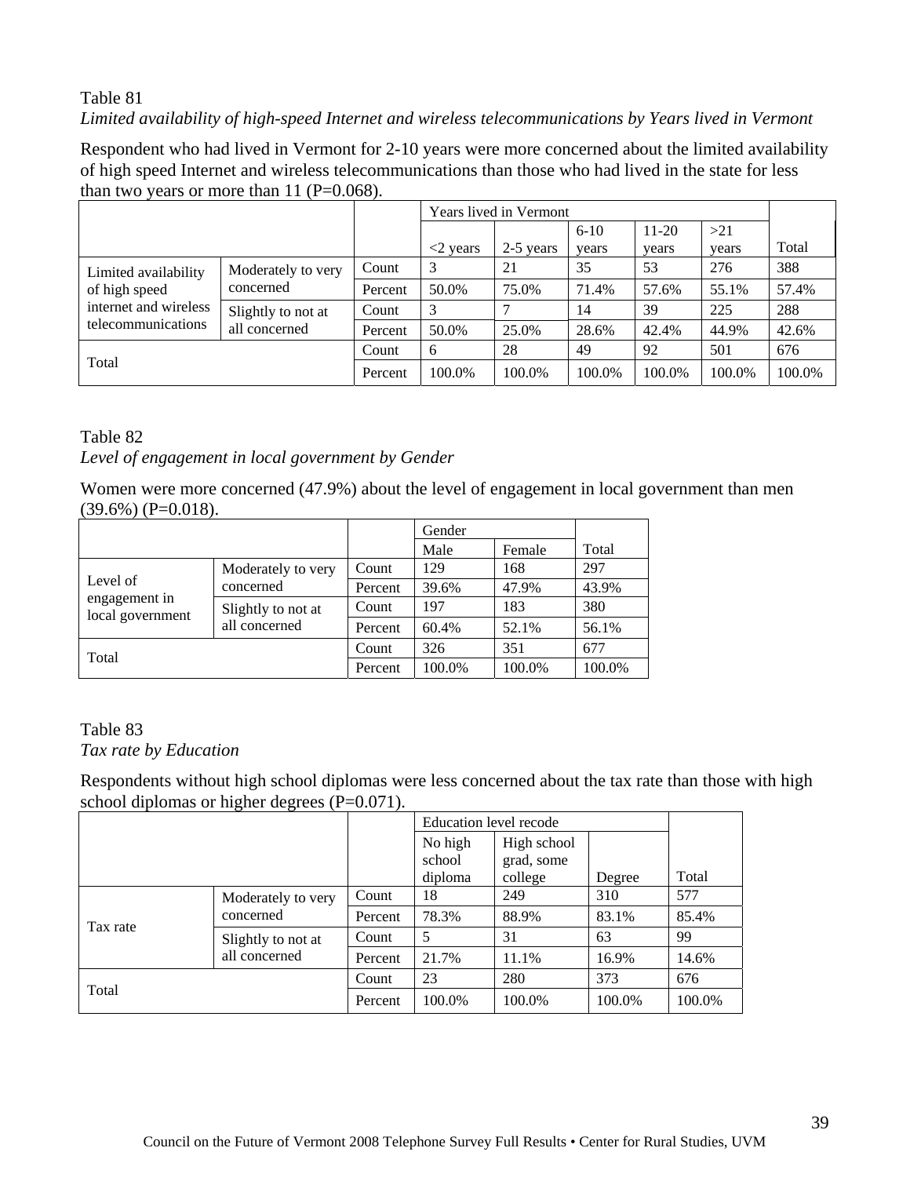Table 81

*Limited availability of high-speed Internet and wireless telecommunications by Years lived in Vermont*

Respondent who had lived in Vermont for 2-10 years were more concerned about the limited availability of high speed Internet and wireless telecommunications than those who had lived in the state for less than two years or more than 11 (P=0.068).

| | | | Years lived in Vermont | | | | | |
|---|---|---|---|---|---|---|---|---|
| | | | <2 years | 2-5 years | 6-10 years | 11-20 years | >21 years | Total |
| Limited availability of high speed internet and wireless telecommunications | Moderately to very concerned | Count | 3 | 21 | 35 | 53 | 276 | 388 |
| | | Percent | 50.0% | 75.0% | 71.4% | 57.6% | 55.1% | 57.4% |
| | Slightly to not at all concerned | Count | 3 | 7 | 14 | 39 | 225 | 288 |
| | | Percent | 50.0% | 25.0% | 28.6% | 42.4% | 44.9% | 42.6% |
| Total | | Count | 6 | 28 | 49 | 92 | 501 | 676 |
| | | Percent | 100.0% | 100.0% | 100.0% | 100.0% | 100.0% | 100.0% |

Table 82

*Level of engagement in local government by Gender*

Women were more concerned (47.9%) about the level of engagement in local government than men (39.6%) (P=0.018).

| | | | Gender | | |
|---|---|---|---|---|---|
| | | | Male | Female | Total |
| Level of engagement in local government | Moderately to very concerned | Count | 129 | 168 | 297 |
| | | Percent | 39.6% | 47.9% | 43.9% |
| | Slightly to not at all concerned | Count | 197 | 183 | 380 |
| | | Percent | 60.4% | 52.1% | 56.1% |
| Total | | Count | 326 | 351 | 677 |
| | | Percent | 100.0% | 100.0% | 100.0% |

Table 83

*Tax rate by Education*

Respondents without high school diplomas were less concerned about the tax rate than those with high school diplomas or higher degrees (P=0.071).

| | | | Education level recode | | | |
|---|---|---|---|---|---|---|
| | | | No high school diploma | High school grad, some college | Degree | Total |
| Tax rate | Moderately to very concerned | Count | 18 | 249 | 310 | 577 |
| | | Percent | 78.3% | 88.9% | 83.1% | 85.4% |
| | Slightly to not at all concerned | Count | 5 | 31 | 63 | 99 |
| | | Percent | 21.7% | 11.1% | 16.9% | 14.6% |
| Total | | Count | 23 | 280 | 373 | 676 |
| | | Percent | 100.0% | 100.0% | 100.0% | 100.0% |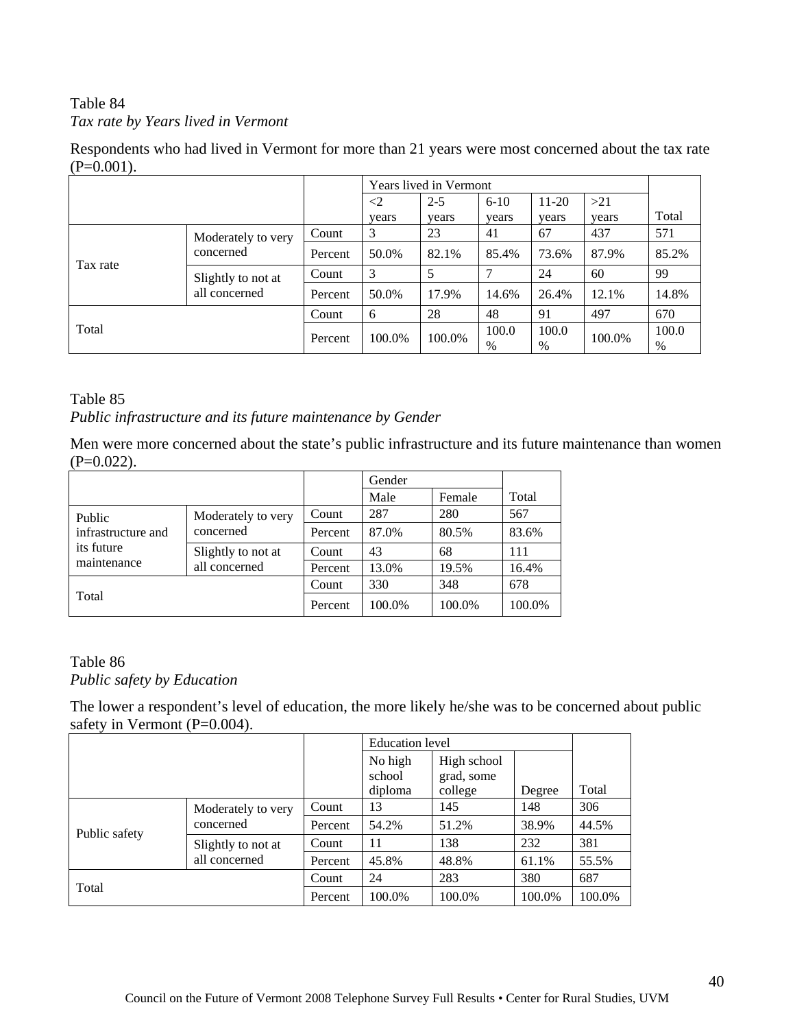Table 84

*Tax rate by Years lived in Vermont*

Respondents who had lived in Vermont for more than 21 years were most concerned about the tax rate (P=0.001).

| | | | Years lived in Vermont | | | | | |
|---|---|---|---|---|---|---|---|---|
| | | | <2 years | 2-5 years | 6-10 years | 11-20 years | >21 years | Total |
| Tax rate | Moderately to very concerned | Count | 3 | 23 | 41 | 67 | 437 | 571 |
| | | Percent | 50.0% | 82.1% | 85.4% | 73.6% | 87.9% | 85.2% |
| | Slightly to not at all concerned | Count | 3 | 5 | 7 | 24 | 60 | 99 |
| | | Percent | 50.0% | 17.9% | 14.6% | 26.4% | 12.1% | 14.8% |
| Total | | Count | 6 | 28 | 48 | 91 | 497 | 670 |
| | | Percent | 100.0% | 100.0% | 100.0% | 100.0% | 100.0% | 100.0% |

Table 85

*Public infrastructure and its future maintenance by Gender*

Men were more concerned about the state's public infrastructure and its future maintenance than women (P=0.022).

| | | | Gender | | |
|---|---|---|---|---|---|
| | | | Male | Female | Total |
| Public infrastructure and its future maintenance | Moderately to very concerned | Count | 287 | 280 | 567 |
| | | Percent | 87.0% | 80.5% | 83.6% |
| | Slightly to not at all concerned | Count | 43 | 68 | 111 |
| | | Percent | 13.0% | 19.5% | 16.4% |
| Total | | Count | 330 | 348 | 678 |
| | | Percent | 100.0% | 100.0% | 100.0% |

Table 86

*Public safety by Education*

The lower a respondent's level of education, the more likely he/she was to be concerned about public safety in Vermont (P=0.004).

| | | | Education level | | | |
|---|---|---|---|---|---|---|
| | | | No high school diploma | High school grad, some college | Degree | Total |
| Public safety | Moderately to very concerned | Count | 13 | 145 | 148 | 306 |
| | | Percent | 54.2% | 51.2% | 38.9% | 44.5% |
| | Slightly to not at all concerned | Count | 11 | 138 | 232 | 381 |
| | | Percent | 45.8% | 48.8% | 61.1% | 55.5% |
| Total | | Count | 24 | 283 | 380 | 687 |
| | | Percent | 100.0% | 100.0% | 100.0% | 100.0% |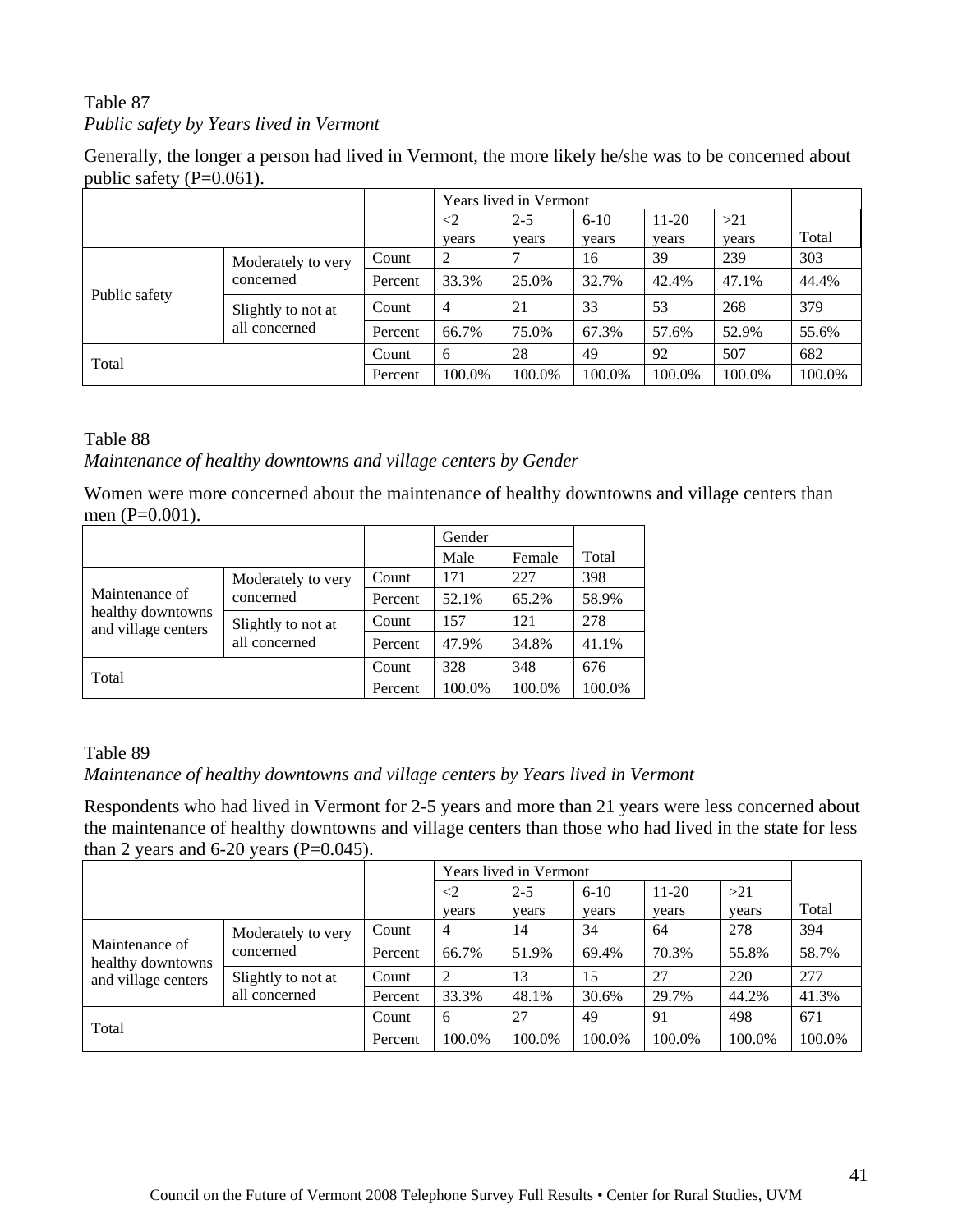Table 87

*Public safety by Years lived in Vermont*

Generally, the longer a person had lived in Vermont, the more likely he/she was to be concerned about public safety (P=0.061).

| | | | Years lived in Vermont | | | | | |
|---|---|---|---|---|---|---|---|---|
| | | | <2 years | 2-5 years | 6-10 years | 11-20 years | >21 years | Total |
| Public safety | Moderately to very concerned | Count | 2 | 7 | 16 | 39 | 239 | 303 |
| | | Percent | 33.3% | 25.0% | 32.7% | 42.4% | 47.1% | 44.4% |
| | Slightly to not at all concerned | Count | 4 | 21 | 33 | 53 | 268 | 379 |
| | | Percent | 66.7% | 75.0% | 67.3% | 57.6% | 52.9% | 55.6% |
| Total | | Count | 6 | 28 | 49 | 92 | 507 | 682 |
| | | Percent | 100.0% | 100.0% | 100.0% | 100.0% | 100.0% | 100.0% |

Table 88

*Maintenance of healthy downtowns and village centers by Gender*

Women were more concerned about the maintenance of healthy downtowns and village centers than men (P=0.001).

| | | | Gender | | |
|---|---|---|---|---|---|
| | | | Male | Female | Total |
| Maintenance of healthy downtowns and village centers | Moderately to very concerned | Count | 171 | 227 | 398 |
| | | Percent | 52.1% | 65.2% | 58.9% |
| | Slightly to not at all concerned | Count | 157 | 121 | 278 |
| | | Percent | 47.9% | 34.8% | 41.1% |
| Total | | Count | 328 | 348 | 676 |
| | | Percent | 100.0% | 100.0% | 100.0% |

Table 89

*Maintenance of healthy downtowns and village centers by Years lived in Vermont*

Respondents who had lived in Vermont for 2-5 years and more than 21 years were less concerned about the maintenance of healthy downtowns and village centers than those who had lived in the state for less than 2 years and 6-20 years (P=0.045).

| | | | Years lived in Vermont | | | | | |
|---|---|---|---|---|---|---|---|---|
| | | | <2 years | 2-5 years | 6-10 years | 11-20 years | >21 years | Total |
| Maintenance of healthy downtowns and village centers | Moderately to very concerned | Count | 4 | 14 | 34 | 64 | 278 | 394 |
| | | Percent | 66.7% | 51.9% | 69.4% | 70.3% | 55.8% | 58.7% |
| | Slightly to not at all concerned | Count | 2 | 13 | 15 | 27 | 220 | 277 |
| | | Percent | 33.3% | 48.1% | 30.6% | 29.7% | 44.2% | 41.3% |
| Total | | Count | 6 | 27 | 49 | 91 | 498 | 671 |
| | | Percent | 100.0% | 100.0% | 100.0% | 100.0% | 100.0% | 100.0% |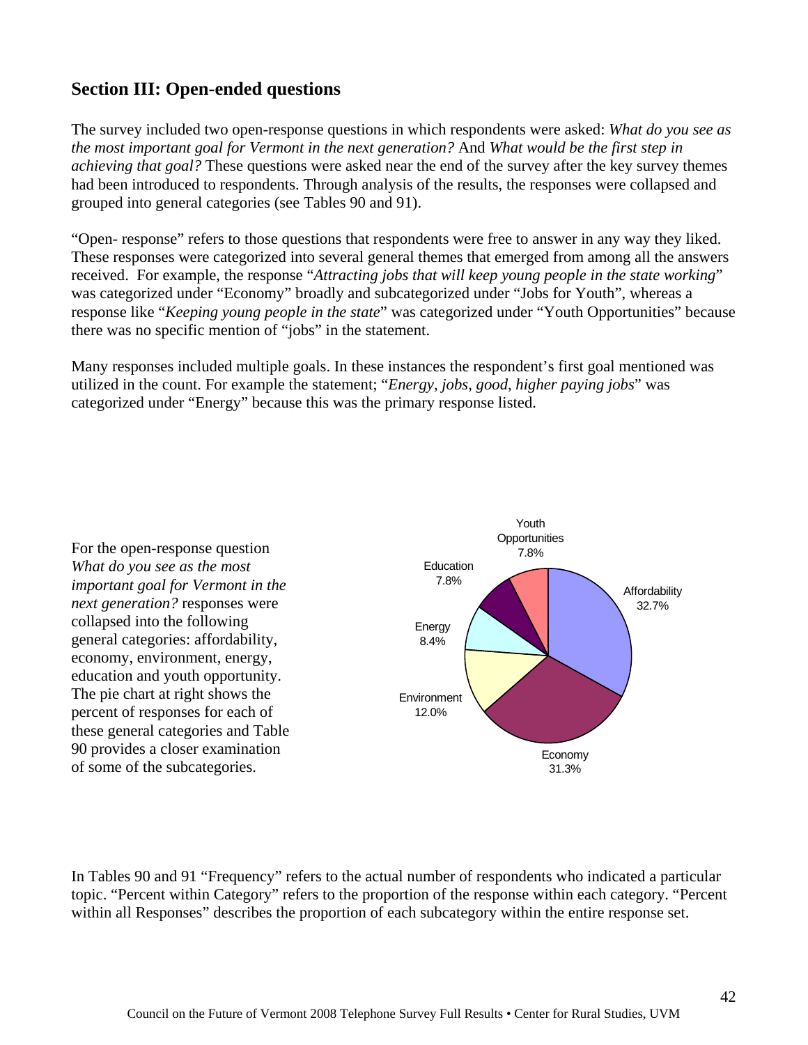## Section III: Open-ended questions

The survey included two open-response questions in which respondents were asked: *What do you see as the most important goal for Vermont in the next generation?* And *What would be the first step in achieving that goal?* These questions were asked near the end of the survey after the key survey themes had been introduced to respondents. Through analysis of the results, the responses were collapsed and grouped into general categories (see Tables 90 and 91).

"Open- response" refers to those questions that respondents were free to answer in any way they liked. These responses were categorized into several general themes that emerged from among all the answers received. For example, the response "*Attracting jobs that will keep young people in the state working*" was categorized under "Economy" broadly and subcategorized under "Jobs for Youth", whereas a response like "*Keeping young people in the state*" was categorized under "Youth Opportunities" because there was no specific mention of "jobs" in the statement.

Many responses included multiple goals. In these instances the respondent's first goal mentioned was utilized in the count. For example the statement; "*Energy, jobs, good, higher paying jobs*" was categorized under "Energy" because this was the primary response listed.

For the open-response question *What do you see as the most important goal for Vermont in the next generation?* responses were collapsed into the following general categories: affordability, economy, environment, energy, education and youth opportunity. The pie chart at right shows the percent of responses for each of these general categories and Table 90 provides a closer examination of some of the subcategories.

| Category | Percent |
|---|---|
| Affordability | 32.7% |
| Economy | 31.3% |
| Environment | 12.0% |
| Energy | 8.4% |
| Education | 7.8% |
| Youth Opportunities | 7.8% |

In Tables 90 and 91 "Frequency" refers to the actual number of respondents who indicated a particular topic. "Percent within Category" refers to the proportion of the response within each category. "Percent within all Responses" describes the proportion of each subcategory within the entire response set.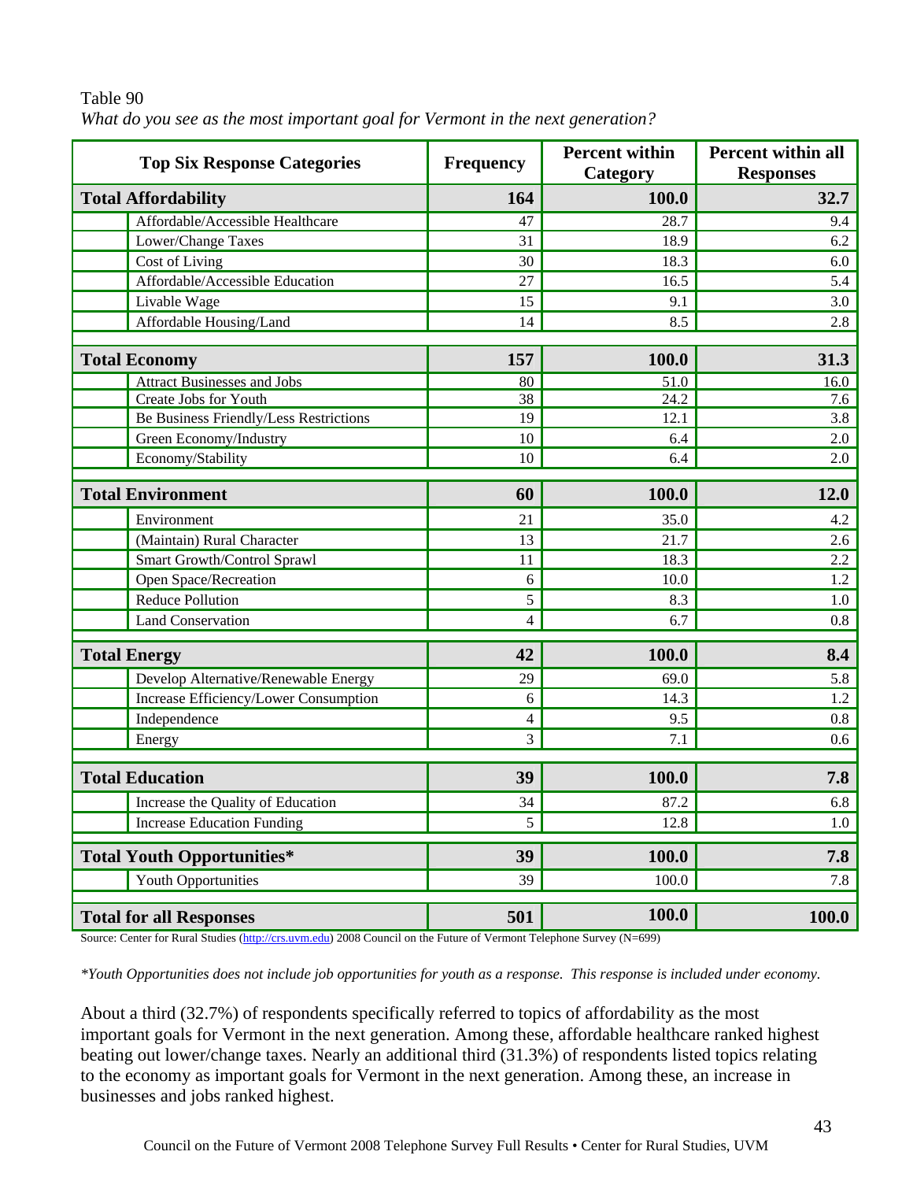Table 90

*What do you see as the most important goal for Vermont in the next generation?*

| Top Six Response Categories | Frequency | Percent within Category | Percent within all Responses |
|---|---|---|---|
| **Total Affordability** | **164** | **100.0** | **32.7** |
| Affordable/Accessible Healthcare | 47 | 28.7 | 9.4 |
| Lower/Change Taxes | 31 | 18.9 | 6.2 |
| Cost of Living | 30 | 18.3 | 6.0 |
| Affordable/Accessible Education | 27 | 16.5 | 5.4 |
| Livable Wage | 15 | 9.1 | 3.0 |
| Affordable Housing/Land | 14 | 8.5 | 2.8 |
| **Total Economy** | **157** | **100.0** | **31.3** |
| Attract Businesses and Jobs | 80 | 51.0 | 16.0 |
| Create Jobs for Youth | 38 | 24.2 | 7.6 |
| Be Business Friendly/Less Restrictions | 19 | 12.1 | 3.8 |
| Green Economy/Industry | 10 | 6.4 | 2.0 |
| Economy/Stability | 10 | 6.4 | 2.0 |
| **Total Environment** | **60** | **100.0** | **12.0** |
| Environment | 21 | 35.0 | 4.2 |
| (Maintain) Rural Character | 13 | 21.7 | 2.6 |
| Smart Growth/Control Sprawl | 11 | 18.3 | 2.2 |
| Open Space/Recreation | 6 | 10.0 | 1.2 |
| Reduce Pollution | 5 | 8.3 | 1.0 |
| Land Conservation | 4 | 6.7 | 0.8 |
| **Total Energy** | **42** | **100.0** | **8.4** |
| Develop Alternative/Renewable Energy | 29 | 69.0 | 5.8 |
| Increase Efficiency/Lower Consumption | 6 | 14.3 | 1.2 |
| Independence | 4 | 9.5 | 0.8 |
| Energy | 3 | 7.1 | 0.6 |
| **Total Education** | **39** | **100.0** | **7.8** |
| Increase the Quality of Education | 34 | 87.2 | 6.8 |
| Increase Education Funding | 5 | 12.8 | 1.0 |
| **Total Youth Opportunities*** | **39** | **100.0** | **7.8** |
| Youth Opportunities | 39 | 100.0 | 7.8 |
| **Total for all Responses** | **501** | **100.0** | **100.0** |

Source: Center for Rural Studies (http://crs.uvm.edu) 2008 Council on the Future of Vermont Telephone Survey (N=699)

*\*Youth Opportunities does not include job opportunities for youth as a response. This response is included under economy.*

About a third (32.7%) of respondents specifically referred to topics of affordability as the most important goals for Vermont in the next generation. Among these, affordable healthcare ranked highest beating out lower/change taxes. Nearly an additional third (31.3%) of respondents listed topics relating to the economy as important goals for Vermont in the next generation. Among these, an increase in businesses and jobs ranked highest.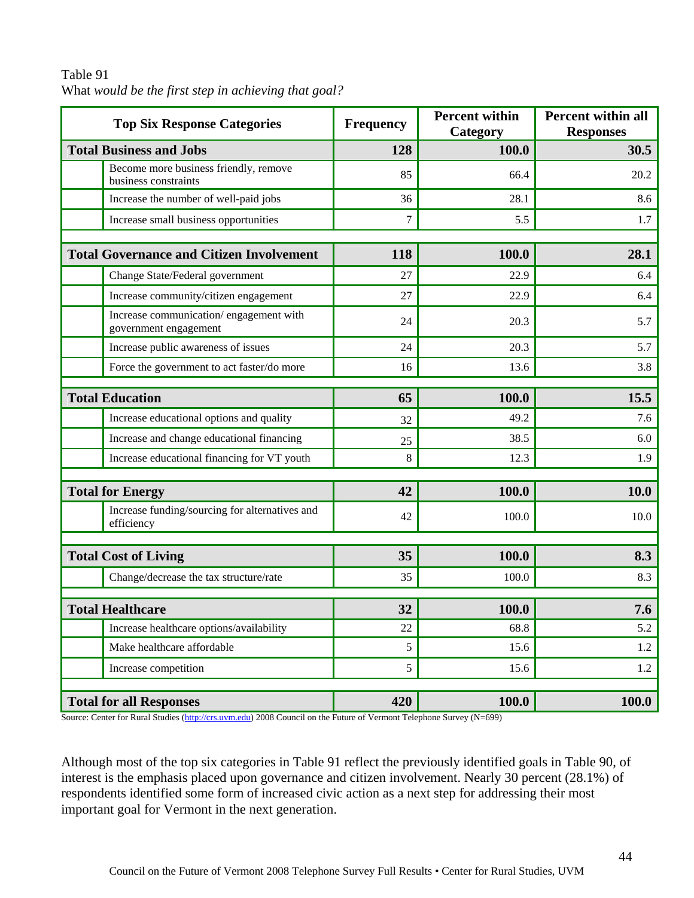Table 91
What *would be the first step in achieving that goal?*

| Top Six Response Categories | | Frequency | Percent within Category | Percent within all Responses |
|---|---|---|---|---|
| **Total Business and Jobs** | | **128** | **100.0** | **30.5** |
| | Become more business friendly, remove business constraints | 85 | 66.4 | 20.2 |
| | Increase the number of well-paid jobs | 36 | 28.1 | 8.6 |
| | Increase small business opportunities | 7 | 5.5 | 1.7 |
| **Total Governance and Citizen Involvement** | | **118** | **100.0** | **28.1** |
| | Change State/Federal government | 27 | 22.9 | 6.4 |
| | Increase community/citizen engagement | 27 | 22.9 | 6.4 |
| | Increase communication/ engagement with government engagement | 24 | 20.3 | 5.7 |
| | Increase public awareness of issues | 24 | 20.3 | 5.7 |
| | Force the government to act faster/do more | 16 | 13.6 | 3.8 |
| **Total Education** | | **65** | **100.0** | **15.5** |
| | Increase educational options and quality | 32 | 49.2 | 7.6 |
| | Increase and change educational financing | 25 | 38.5 | 6.0 |
| | Increase educational financing for VT youth | 8 | 12.3 | 1.9 |
| **Total for Energy** | | **42** | **100.0** | **10.0** |
| | Increase funding/sourcing for alternatives and efficiency | 42 | 100.0 | 10.0 |
| **Total Cost of Living** | | **35** | **100.0** | **8.3** |
| | Change/decrease the tax structure/rate | 35 | 100.0 | 8.3 |
| **Total Healthcare** | | **32** | **100.0** | **7.6** |
| | Increase healthcare options/availability | 22 | 68.8 | 5.2 |
| | Make healthcare affordable | 5 | 15.6 | 1.2 |
| | Increase competition | 5 | 15.6 | 1.2 |
| **Total for all Responses** | | **420** | **100.0** | **100.0** |

Source: Center for Rural Studies (http://crs.uvm.edu) 2008 Council on the Future of Vermont Telephone Survey (N=699)

Although most of the top six categories in Table 91 reflect the previously identified goals in Table 90, of interest is the emphasis placed upon governance and citizen involvement. Nearly 30 percent (28.1%) of respondents identified some form of increased civic action as a next step for addressing their most important goal for Vermont in the next generation.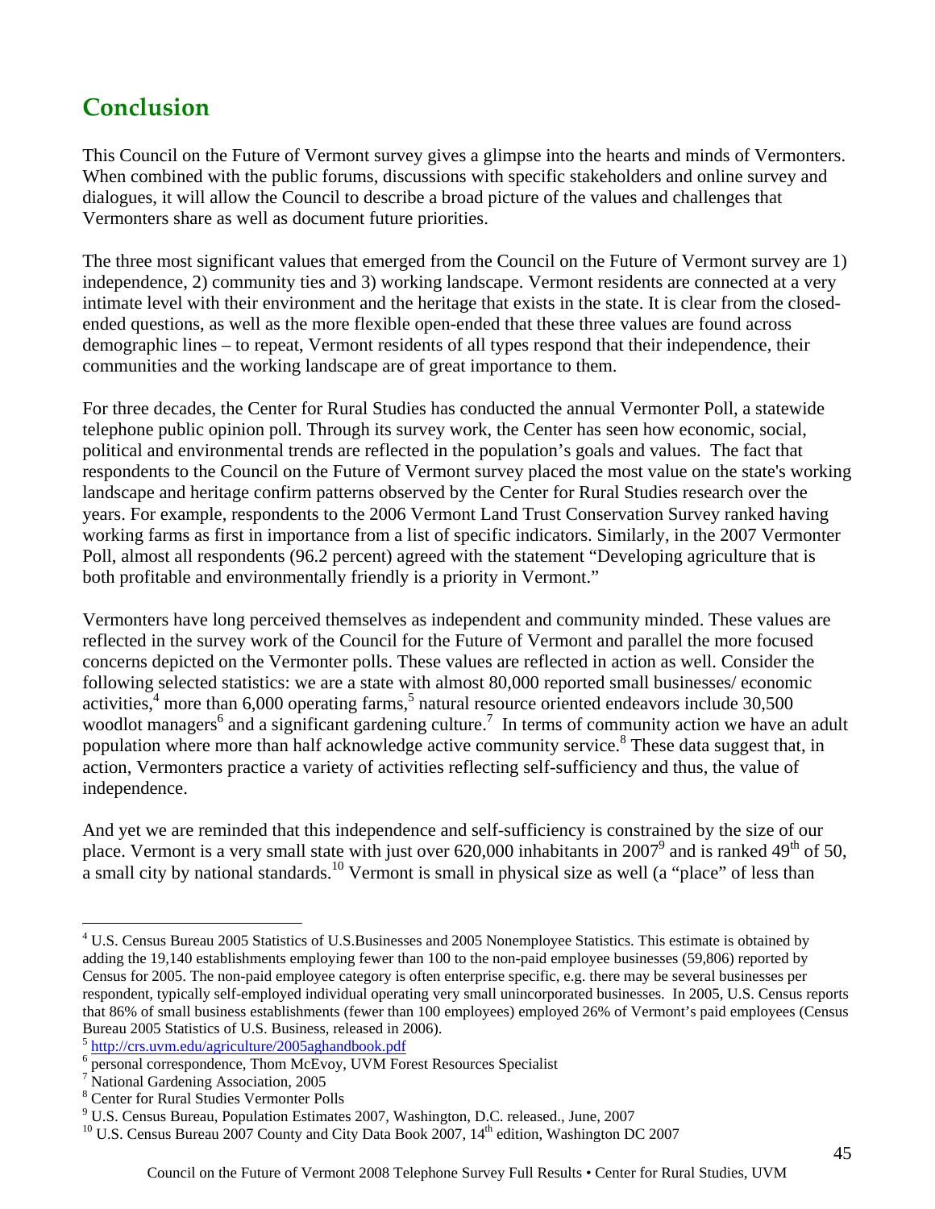## Conclusion

This Council on the Future of Vermont survey gives a glimpse into the hearts and minds of Vermonters. When combined with the public forums, discussions with specific stakeholders and online survey and dialogues, it will allow the Council to describe a broad picture of the values and challenges that Vermonters share as well as document future priorities.

The three most significant values that emerged from the Council on the Future of Vermont survey are 1) independence, 2) community ties and 3) working landscape. Vermont residents are connected at a very intimate level with their environment and the heritage that exists in the state. It is clear from the closed-ended questions, as well as the more flexible open-ended that these three values are found across demographic lines – to repeat, Vermont residents of all types respond that their independence, their communities and the working landscape are of great importance to them.

For three decades, the Center for Rural Studies has conducted the annual Vermonter Poll, a statewide telephone public opinion poll. Through its survey work, the Center has seen how economic, social, political and environmental trends are reflected in the population's goals and values. The fact that respondents to the Council on the Future of Vermont survey placed the most value on the state's working landscape and heritage confirm patterns observed by the Center for Rural Studies research over the years. For example, respondents to the 2006 Vermont Land Trust Conservation Survey ranked having working farms as first in importance from a list of specific indicators. Similarly, in the 2007 Vermonter Poll, almost all respondents (96.2 percent) agreed with the statement "Developing agriculture that is both profitable and environmentally friendly is a priority in Vermont."

Vermonters have long perceived themselves as independent and community minded. These values are reflected in the survey work of the Council for the Future of Vermont and parallel the more focused concerns depicted on the Vermonter polls. These values are reflected in action as well. Consider the following selected statistics: we are a state with almost 80,000 reported small businesses/ economic activities,[4] more than 6,000 operating farms,[5] natural resource oriented endeavors include 30,500 woodlot managers[6] and a significant gardening culture.[7] In terms of community action we have an adult population where more than half acknowledge active community service.[8] These data suggest that, in action, Vermonters practice a variety of activities reflecting self-sufficiency and thus, the value of independence.

And yet we are reminded that this independence and self-sufficiency is constrained by the size of our place. Vermont is a very small state with just over 620,000 inhabitants in 2007[9] and is ranked 49th of 50, a small city by national standards.[10] Vermont is small in physical size as well (a "place" of less than

---

[4] U.S. Census Bureau 2005 Statistics of U.S.Businesses and 2005 Nonemployee Statistics. This estimate is obtained by adding the 19,140 establishments employing fewer than 100 to the non-paid employee businesses (59,806) reported by Census for 2005. The non-paid employee category is often enterprise specific, e.g. there may be several businesses per respondent, typically self-employed individual operating very small unincorporated businesses. In 2005, U.S. Census reports that 86% of small business establishments (fewer than 100 employees) employed 26% of Vermont's paid employees (Census Bureau 2005 Statistics of U.S. Business, released in 2006).

[5] http://crs.uvm.edu/agriculture/2005aghandbook.pdf

[6] personal correspondence, Thom McEvoy, UVM Forest Resources Specialist

[7] National Gardening Association, 2005

[8] Center for Rural Studies Vermonter Polls

[9] U.S. Census Bureau, Population Estimates 2007, Washington, D.C. released., June, 2007

[10] U.S. Census Bureau 2007 County and City Data Book 2007, 14th edition, Washington DC 2007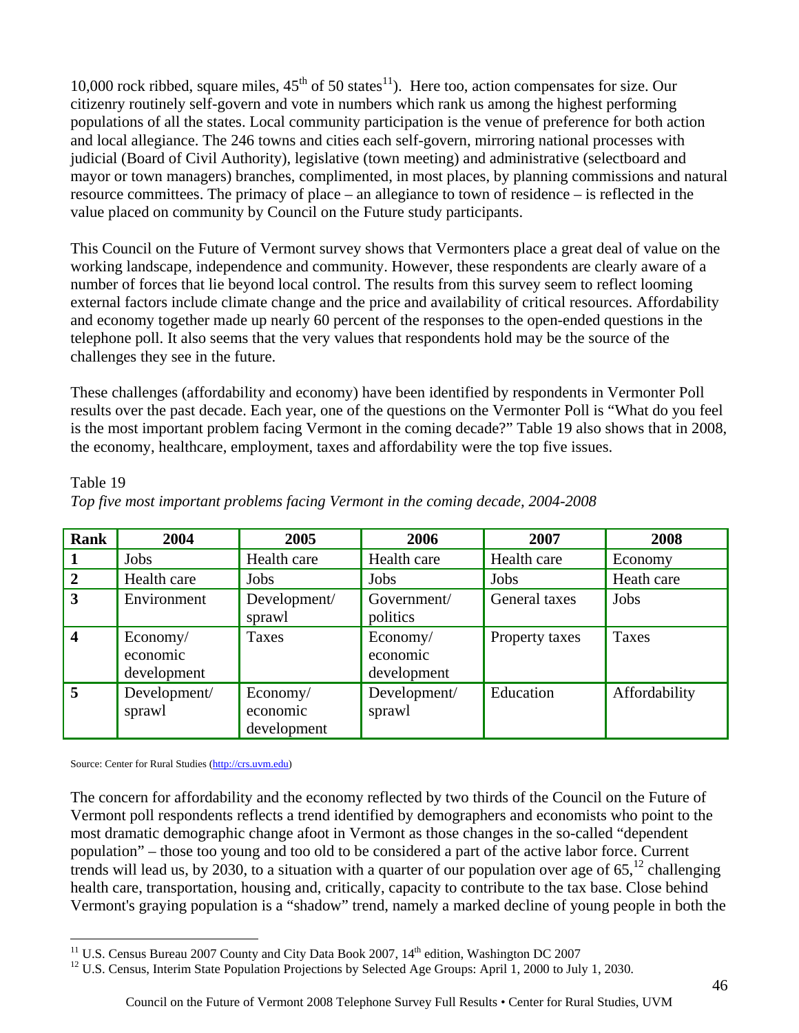10,000 rock ribbed, square miles, 45th of 50 states[11]). Here too, action compensates for size. Our citizenry routinely self-govern and vote in numbers which rank us among the highest performing populations of all the states. Local community participation is the venue of preference for both action and local allegiance. The 246 towns and cities each self-govern, mirroring national processes with judicial (Board of Civil Authority), legislative (town meeting) and administrative (selectboard and mayor or town managers) branches, complimented, in most places, by planning commissions and natural resource committees. The primacy of place – an allegiance to town of residence – is reflected in the value placed on community by Council on the Future study participants.

This Council on the Future of Vermont survey shows that Vermonters place a great deal of value on the working landscape, independence and community. However, these respondents are clearly aware of a number of forces that lie beyond local control. The results from this survey seem to reflect looming external factors include climate change and the price and availability of critical resources. Affordability and economy together made up nearly 60 percent of the responses to the open-ended questions in the telephone poll. It also seems that the very values that respondents hold may be the source of the challenges they see in the future.

These challenges (affordability and economy) have been identified by respondents in Vermonter Poll results over the past decade. Each year, one of the questions on the Vermonter Poll is "What do you feel is the most important problem facing Vermont in the coming decade?" Table 19 also shows that in 2008, the economy, healthcare, employment, taxes and affordability were the top five issues.

Table 19

*Top five most important problems facing Vermont in the coming decade, 2004-2008*

| Rank | 2004 | 2005 | 2006 | 2007 | 2008 |
|---|---|---|---|---|---|
| 1 | Jobs | Health care | Health care | Health care | Economy |
| 2 | Health care | Jobs | Jobs | Jobs | Heath care |
| 3 | Environment | Development/ sprawl | Government/ politics | General taxes | Jobs |
| 4 | Economy/ economic development | Taxes | Economy/ economic development | Property taxes | Taxes |
| 5 | Development/ sprawl | Economy/ economic development | Development/ sprawl | Education | Affordability |

Source: Center for Rural Studies (http://crs.uvm.edu)

The concern for affordability and the economy reflected by two thirds of the Council on the Future of Vermont poll respondents reflects a trend identified by demographers and economists who point to the most dramatic demographic change afoot in Vermont as those changes in the so-called "dependent population" – those too young and too old to be considered a part of the active labor force. Current trends will lead us, by 2030, to a situation with a quarter of our population over age of 65,[12] challenging health care, transportation, housing and, critically, capacity to contribute to the tax base. Close behind Vermont's graying population is a "shadow" trend, namely a marked decline of young people in both the

[11] U.S. Census Bureau 2007 County and City Data Book 2007, 14th edition, Washington DC 2007

[12] U.S. Census, Interim State Population Projections by Selected Age Groups: April 1, 2000 to July 1, 2030.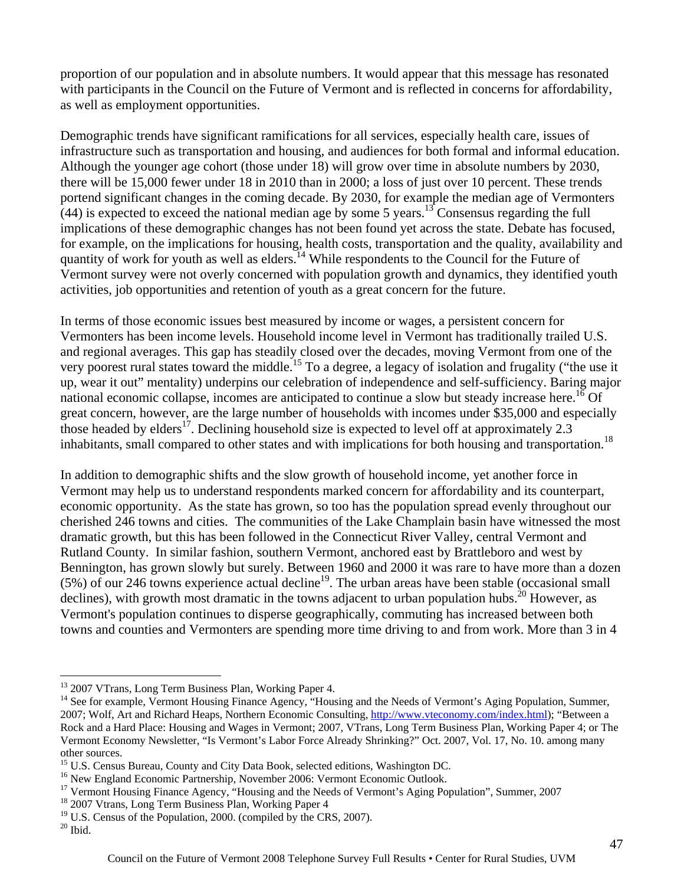proportion of our population and in absolute numbers. It would appear that this message has resonated with participants in the Council on the Future of Vermont and is reflected in concerns for affordability, as well as employment opportunities.

Demographic trends have significant ramifications for all services, especially health care, issues of infrastructure such as transportation and housing, and audiences for both formal and informal education. Although the younger age cohort (those under 18) will grow over time in absolute numbers by 2030, there will be 15,000 fewer under 18 in 2010 than in 2000; a loss of just over 10 percent. These trends portend significant changes in the coming decade. By 2030, for example the median age of Vermonters (44) is expected to exceed the national median age by some 5 years.[13] Consensus regarding the full implications of these demographic changes has not been found yet across the state. Debate has focused, for example, on the implications for housing, health costs, transportation and the quality, availability and quantity of work for youth as well as elders.[14] While respondents to the Council for the Future of Vermont survey were not overly concerned with population growth and dynamics, they identified youth activities, job opportunities and retention of youth as a great concern for the future.

In terms of those economic issues best measured by income or wages, a persistent concern for Vermonters has been income levels. Household income level in Vermont has traditionally trailed U.S. and regional averages. This gap has steadily closed over the decades, moving Vermont from one of the very poorest rural states toward the middle.[15] To a degree, a legacy of isolation and frugality ("the use it up, wear it out" mentality) underpins our celebration of independence and self-sufficiency. Baring major national economic collapse, incomes are anticipated to continue a slow but steady increase here.[16] Of great concern, however, are the large number of households with incomes under $35,000 and especially those headed by elders[17]. Declining household size is expected to level off at approximately 2.3 inhabitants, small compared to other states and with implications for both housing and transportation.[18]

In addition to demographic shifts and the slow growth of household income, yet another force in Vermont may help us to understand respondents marked concern for affordability and its counterpart, economic opportunity. As the state has grown, so too has the population spread evenly throughout our cherished 246 towns and cities. The communities of the Lake Champlain basin have witnessed the most dramatic growth, but this has been followed in the Connecticut River Valley, central Vermont and Rutland County. In similar fashion, southern Vermont, anchored east by Brattleboro and west by Bennington, has grown slowly but surely. Between 1960 and 2000 it was rare to have more than a dozen (5%) of our 246 towns experience actual decline[19]. The urban areas have been stable (occasional small declines), with growth most dramatic in the towns adjacent to urban population hubs.[20] However, as Vermont's population continues to disperse geographically, commuting has increased between both towns and counties and Vermonters are spending more time driving to and from work. More than 3 in 4

---

[13] 2007 VTrans, Long Term Business Plan, Working Paper 4.

[14] See for example, Vermont Housing Finance Agency, "Housing and the Needs of Vermont's Aging Population, Summer, 2007; Wolf, Art and Richard Heaps, Northern Economic Consulting, http://www.vteconomy.com/index.html); "Between a Rock and a Hard Place: Housing and Wages in Vermont; 2007, VTrans, Long Term Business Plan, Working Paper 4; or The Vermont Economy Newsletter, "Is Vermont's Labor Force Already Shrinking?" Oct. 2007, Vol. 17, No. 10. among many other sources.

[15] U.S. Census Bureau, County and City Data Book, selected editions, Washington DC.

[16] New England Economic Partnership, November 2006: Vermont Economic Outlook.

[17] Vermont Housing Finance Agency, "Housing and the Needs of Vermont's Aging Population", Summer, 2007

[18] 2007 Vtrans, Long Term Business Plan, Working Paper 4

[19] U.S. Census of the Population, 2000. (compiled by the CRS, 2007).

[20] Ibid.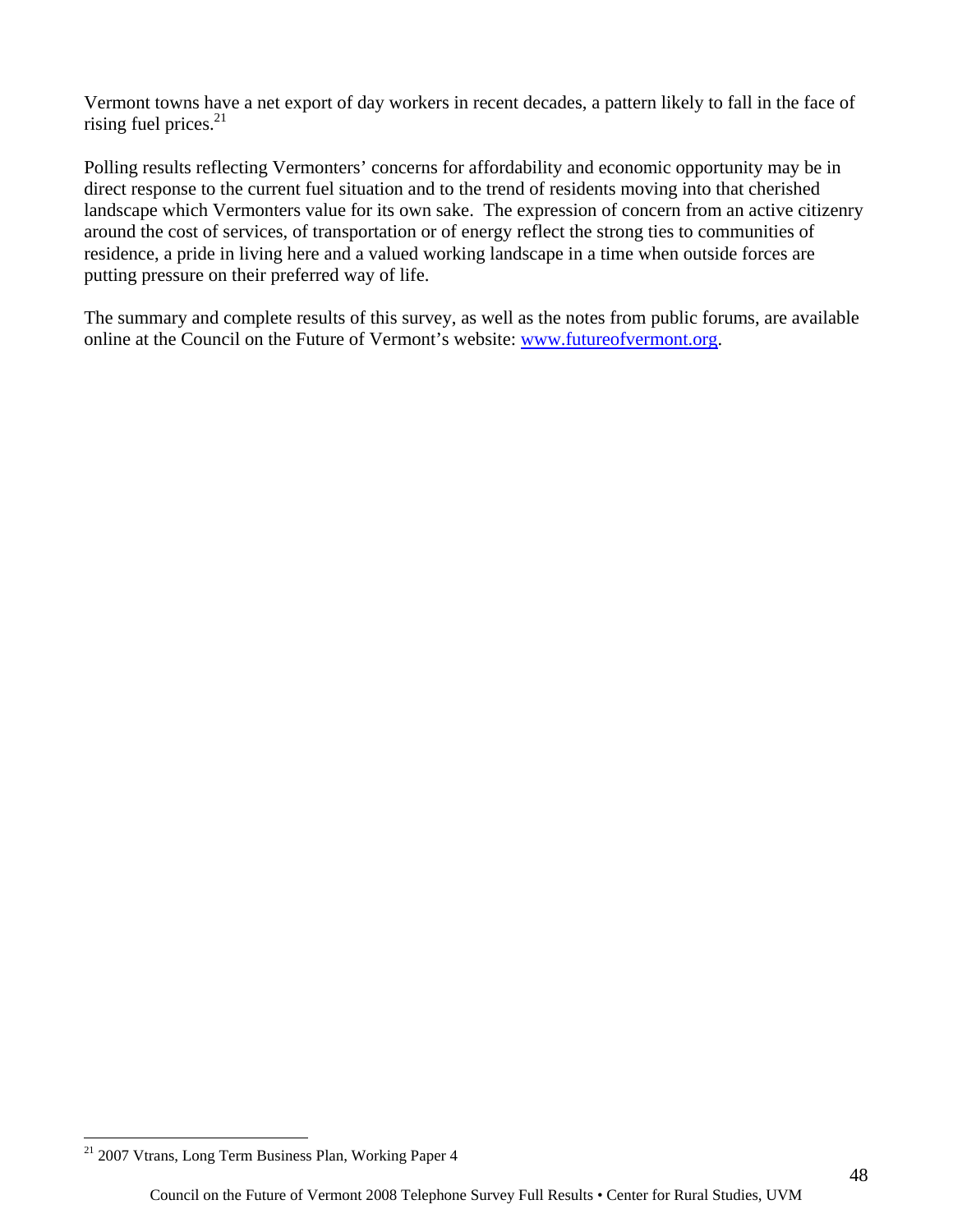Vermont towns have a net export of day workers in recent decades, a pattern likely to fall in the face of rising fuel prices.[21]

Polling results reflecting Vermonters' concerns for affordability and economic opportunity may be in direct response to the current fuel situation and to the trend of residents moving into that cherished landscape which Vermonters value for its own sake. The expression of concern from an active citizenry around the cost of services, of transportation or of energy reflect the strong ties to communities of residence, a pride in living here and a valued working landscape in a time when outside forces are putting pressure on their preferred way of life.

The summary and complete results of this survey, as well as the notes from public forums, are available online at the Council on the Future of Vermont's website: [www.futureofvermont.org](http://www.futureofvermont.org).

---

[21] 2007 Vtrans, Long Term Business Plan, Working Paper 4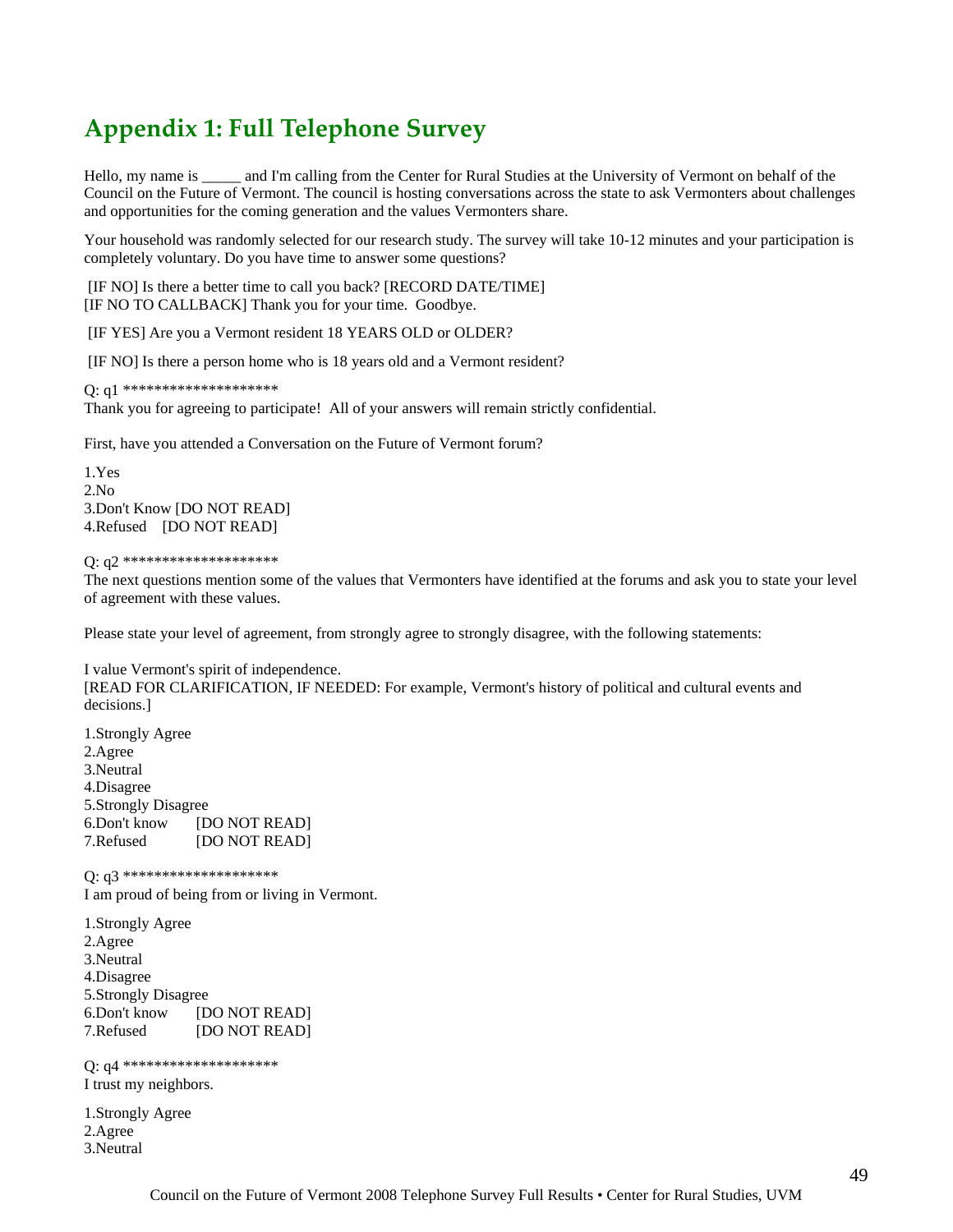# Appendix 1: Full Telephone Survey

Hello, my name is _____ and I'm calling from the Center for Rural Studies at the University of Vermont on behalf of the Council on the Future of Vermont. The council is hosting conversations across the state to ask Vermonters about challenges and opportunities for the coming generation and the values Vermonters share.

Your household was randomly selected for our research study. The survey will take 10-12 minutes and your participation is completely voluntary. Do you have time to answer some questions?

[IF NO] Is there a better time to call you back? [RECORD DATE/TIME]
[IF NO TO CALLBACK] Thank you for your time. Goodbye.

[IF YES] Are you a Vermont resident 18 YEARS OLD or OLDER?

[IF NO] Is there a person home who is 18 years old and a Vermont resident?

Q: q1 ********************
Thank you for agreeing to participate! All of your answers will remain strictly confidential.

First, have you attended a Conversation on the Future of Vermont forum?

1.Yes
2.No
3.Don't Know [DO NOT READ]
4.Refused [DO NOT READ]

Q: q2 ********************
The next questions mention some of the values that Vermonters have identified at the forums and ask you to state your level of agreement with these values.

Please state your level of agreement, from strongly agree to strongly disagree, with the following statements:

I value Vermont's spirit of independence.
[READ FOR CLARIFICATION, IF NEEDED: For example, Vermont's history of political and cultural events and decisions.]

1.Strongly Agree
2.Agree
3.Neutral
4.Disagree
5.Strongly Disagree
6.Don't know [DO NOT READ]
7.Refused [DO NOT READ]

Q: q3 ********************
I am proud of being from or living in Vermont.

1.Strongly Agree
2.Agree
3.Neutral
4.Disagree
5.Strongly Disagree
6.Don't know [DO NOT READ]
7.Refused [DO NOT READ]

Q: q4 ********************
I trust my neighbors.

1.Strongly Agree
2.Agree
3.Neutral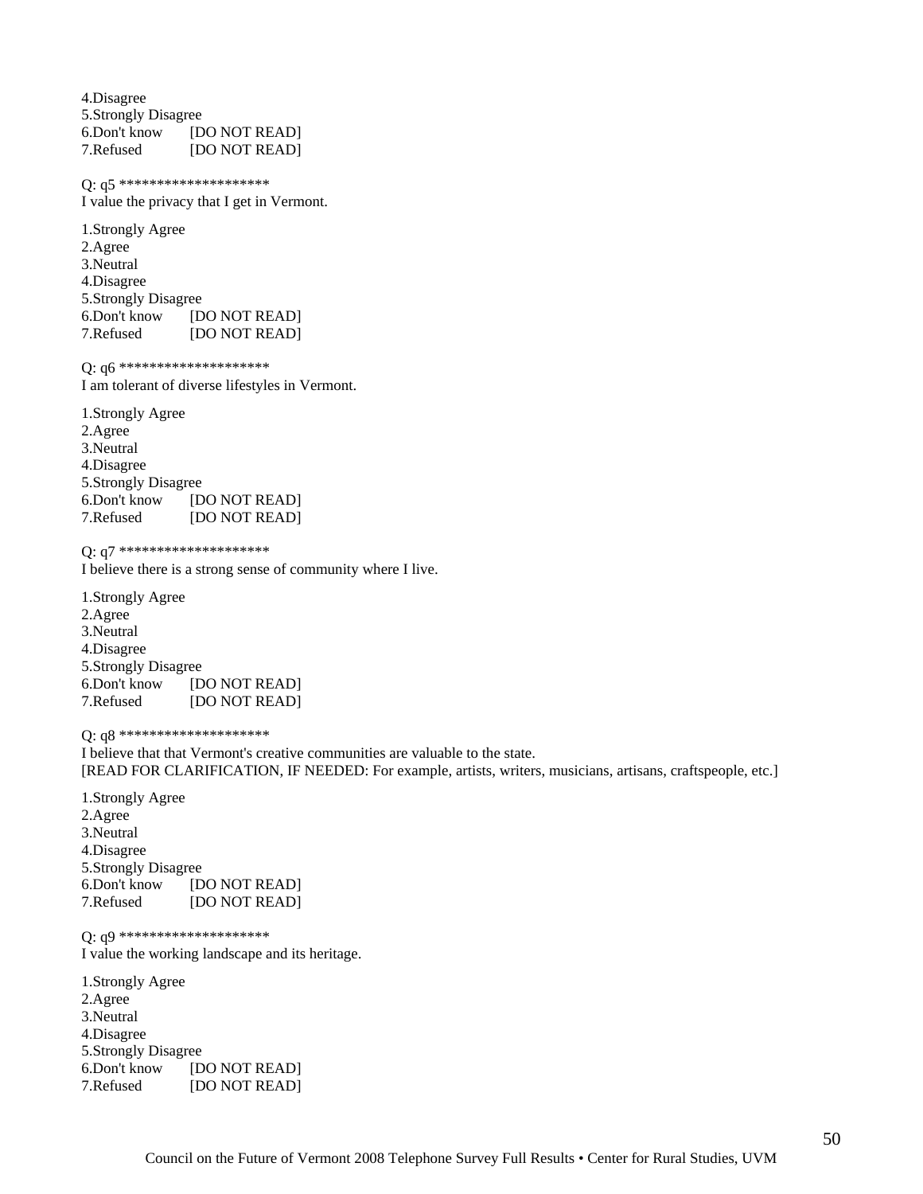4.Disagree
5.Strongly Disagree
6.Don't know [DO NOT READ]
7.Refused [DO NOT READ]

Q: q5 ********************
I value the privacy that I get in Vermont.

1.Strongly Agree
2.Agree
3.Neutral
4.Disagree
5.Strongly Disagree
6.Don't know [DO NOT READ]
7.Refused [DO NOT READ]

Q: q6 ********************
I am tolerant of diverse lifestyles in Vermont.

1.Strongly Agree
2.Agree
3.Neutral
4.Disagree
5.Strongly Disagree
6.Don't know [DO NOT READ]
7.Refused [DO NOT READ]

Q: q7 ********************
I believe there is a strong sense of community where I live.

1.Strongly Agree
2.Agree
3.Neutral
4.Disagree
5.Strongly Disagree
6.Don't know [DO NOT READ]
7.Refused [DO NOT READ]

Q: q8 ********************
I believe that that Vermont's creative communities are valuable to the state.
[READ FOR CLARIFICATION, IF NEEDED: For example, artists, writers, musicians, artisans, craftspeople, etc.]

1.Strongly Agree
2.Agree
3.Neutral
4.Disagree
5.Strongly Disagree
6.Don't know [DO NOT READ]
7.Refused [DO NOT READ]

Q: q9 ********************
I value the working landscape and its heritage.

1.Strongly Agree
2.Agree
3.Neutral
4.Disagree
5.Strongly Disagree
6.Don't know [DO NOT READ]
7.Refused [DO NOT READ]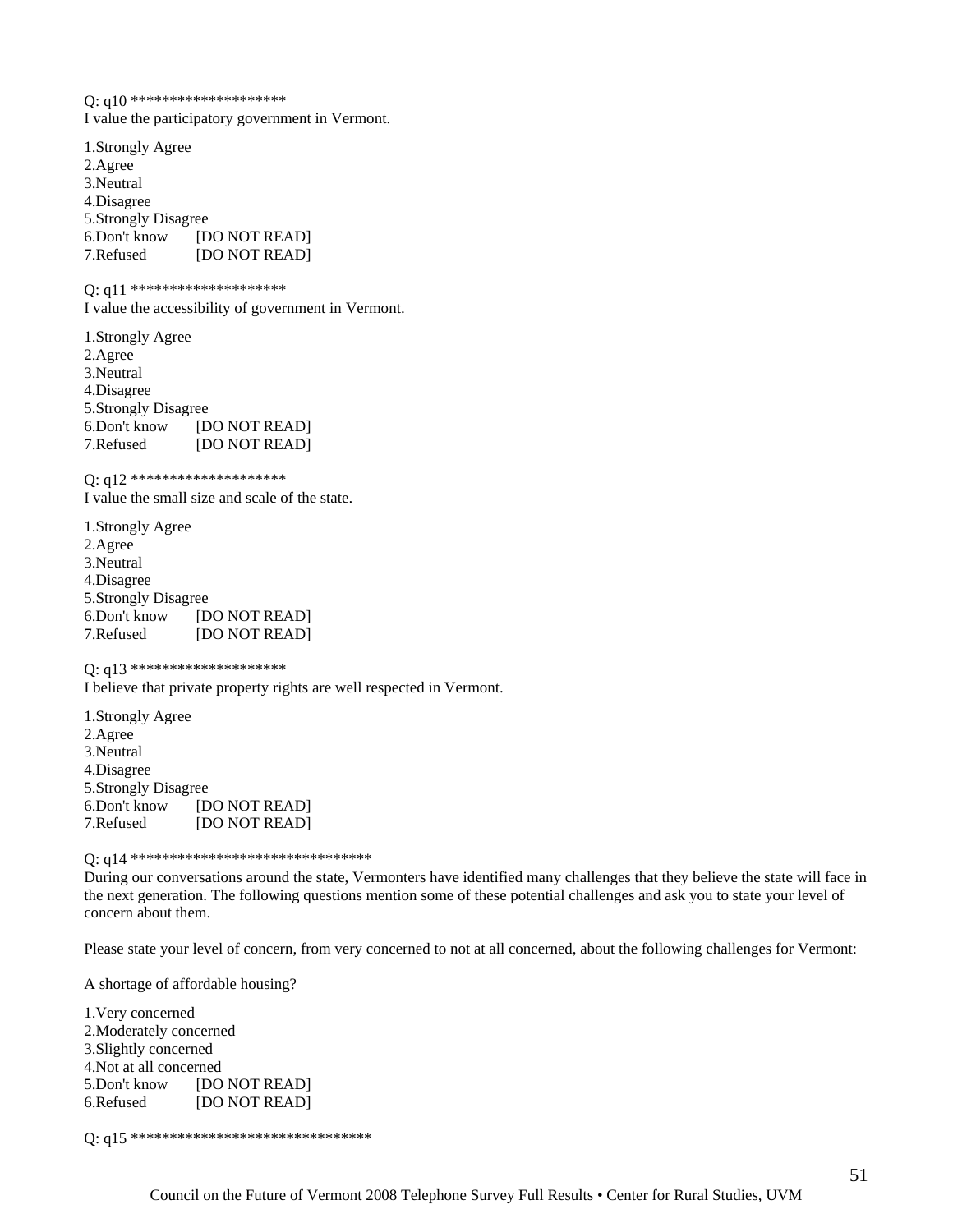Q: q10 ********************
I value the participatory government in Vermont.

1.Strongly Agree
2.Agree
3.Neutral
4.Disagree
5.Strongly Disagree
6.Don't know [DO NOT READ]
7.Refused [DO NOT READ]

Q: q11 ********************
I value the accessibility of government in Vermont.

1.Strongly Agree
2.Agree
3.Neutral
4.Disagree
5.Strongly Disagree
6.Don't know [DO NOT READ]
7.Refused [DO NOT READ]

Q: q12 ********************
I value the small size and scale of the state.

1.Strongly Agree
2.Agree
3.Neutral
4.Disagree
5.Strongly Disagree
6.Don't know [DO NOT READ]
7.Refused [DO NOT READ]

Q: q13 ********************
I believe that private property rights are well respected in Vermont.

1.Strongly Agree
2.Agree
3.Neutral
4.Disagree
5.Strongly Disagree
6.Don't know [DO NOT READ]
7.Refused [DO NOT READ]

Q: q14 ********************************
During our conversations around the state, Vermonters have identified many challenges that they believe the state will face in the next generation. The following questions mention some of these potential challenges and ask you to state your level of concern about them.

Please state your level of concern, from very concerned to not at all concerned, about the following challenges for Vermont:

A shortage of affordable housing?

1.Very concerned
2.Moderately concerned
3.Slightly concerned
4.Not at all concerned
5.Don't know [DO NOT READ]
6.Refused [DO NOT READ]

Q: q15 ********************************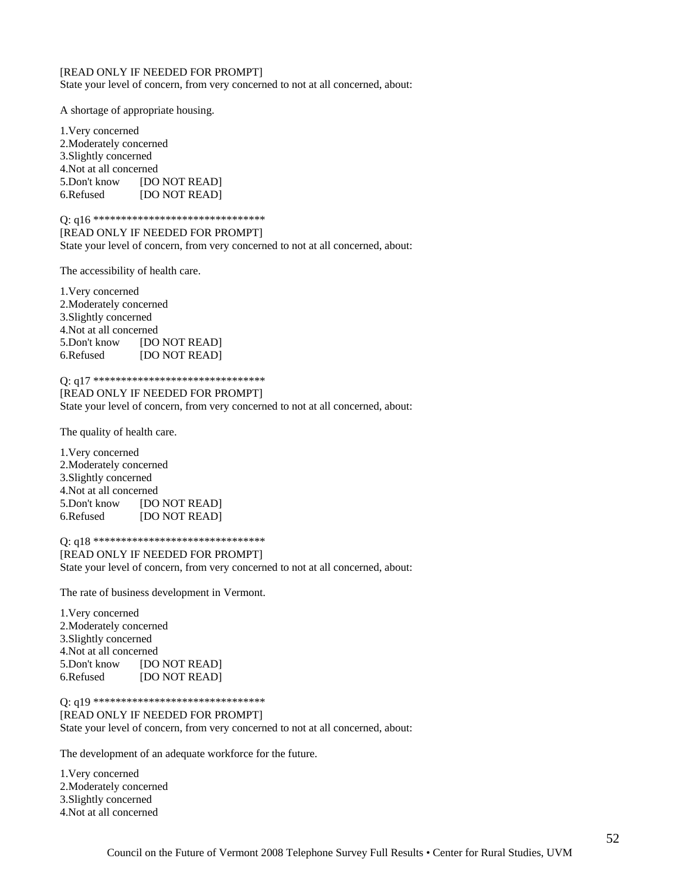[READ ONLY IF NEEDED FOR PROMPT]
State your level of concern, from very concerned to not at all concerned, about:

A shortage of appropriate housing.

1.Very concerned
2.Moderately concerned
3.Slightly concerned
4.Not at all concerned
5.Don't know [DO NOT READ]
6.Refused [DO NOT READ]

Q: q16 ********************************
[READ ONLY IF NEEDED FOR PROMPT]
State your level of concern, from very concerned to not at all concerned, about:

The accessibility of health care.

1.Very concerned
2.Moderately concerned
3.Slightly concerned
4.Not at all concerned
5.Don't know [DO NOT READ]
6.Refused [DO NOT READ]

Q: q17 ********************************
[READ ONLY IF NEEDED FOR PROMPT]
State your level of concern, from very concerned to not at all concerned, about:

The quality of health care.

1.Very concerned
2.Moderately concerned
3.Slightly concerned
4.Not at all concerned
5.Don't know [DO NOT READ]
6.Refused [DO NOT READ]

Q: q18 ********************************
[READ ONLY IF NEEDED FOR PROMPT]
State your level of concern, from very concerned to not at all concerned, about:

The rate of business development in Vermont.

1.Very concerned
2.Moderately concerned
3.Slightly concerned
4.Not at all concerned
5.Don't know [DO NOT READ]
6.Refused [DO NOT READ]

Q: q19 ********************************
[READ ONLY IF NEEDED FOR PROMPT]
State your level of concern, from very concerned to not at all concerned, about:

The development of an adequate workforce for the future.

1.Very concerned
2.Moderately concerned
3.Slightly concerned
4.Not at all concerned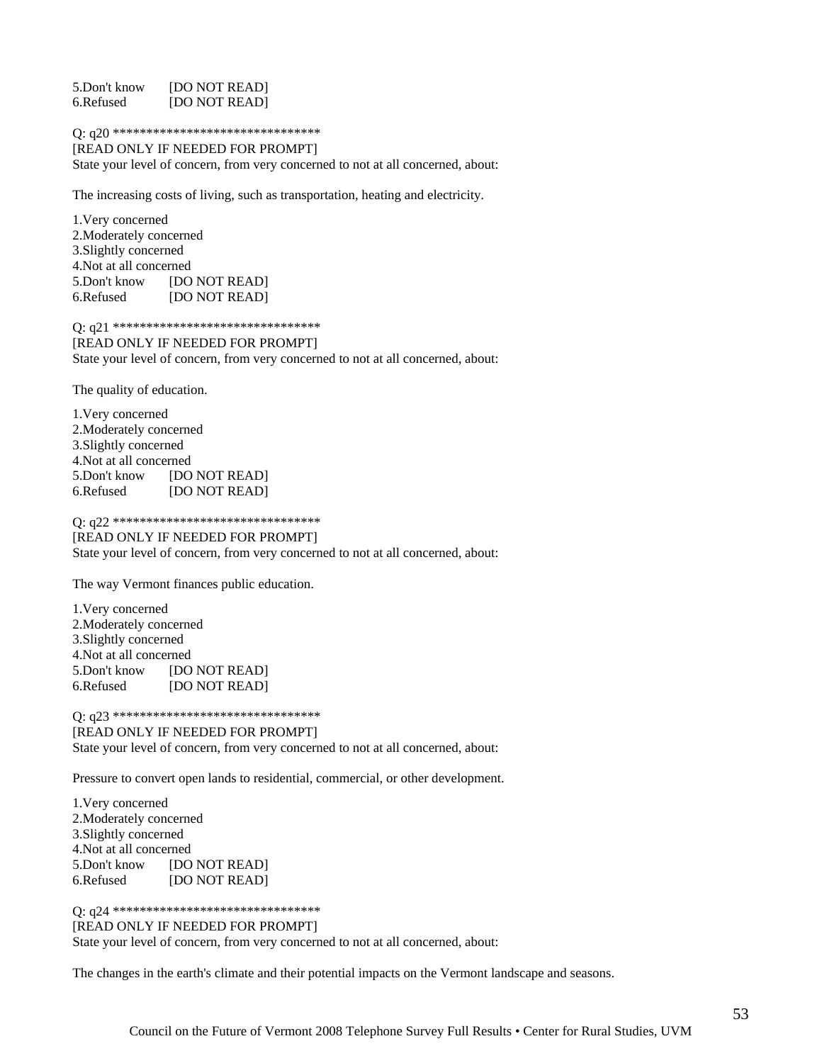5.Don't know [DO NOT READ]
6.Refused [DO NOT READ]

Q: q20 *******************************
[READ ONLY IF NEEDED FOR PROMPT]
State your level of concern, from very concerned to not at all concerned, about:

The increasing costs of living, such as transportation, heating and electricity.

1.Very concerned
2.Moderately concerned
3.Slightly concerned
4.Not at all concerned
5.Don't know [DO NOT READ]
6.Refused [DO NOT READ]

Q: q21 *******************************
[READ ONLY IF NEEDED FOR PROMPT]
State your level of concern, from very concerned to not at all concerned, about:

The quality of education.

1.Very concerned
2.Moderately concerned
3.Slightly concerned
4.Not at all concerned
5.Don't know [DO NOT READ]
6.Refused [DO NOT READ]

Q: q22 *******************************
[READ ONLY IF NEEDED FOR PROMPT]
State your level of concern, from very concerned to not at all concerned, about:

The way Vermont finances public education.

1.Very concerned
2.Moderately concerned
3.Slightly concerned
4.Not at all concerned
5.Don't know [DO NOT READ]
6.Refused [DO NOT READ]

Q: q23 *******************************
[READ ONLY IF NEEDED FOR PROMPT]
State your level of concern, from very concerned to not at all concerned, about:

Pressure to convert open lands to residential, commercial, or other development.

1.Very concerned
2.Moderately concerned
3.Slightly concerned
4.Not at all concerned
5.Don't know [DO NOT READ]
6.Refused [DO NOT READ]

Q: q24 *******************************
[READ ONLY IF NEEDED FOR PROMPT]
State your level of concern, from very concerned to not at all concerned, about:

The changes in the earth's climate and their potential impacts on the Vermont landscape and seasons.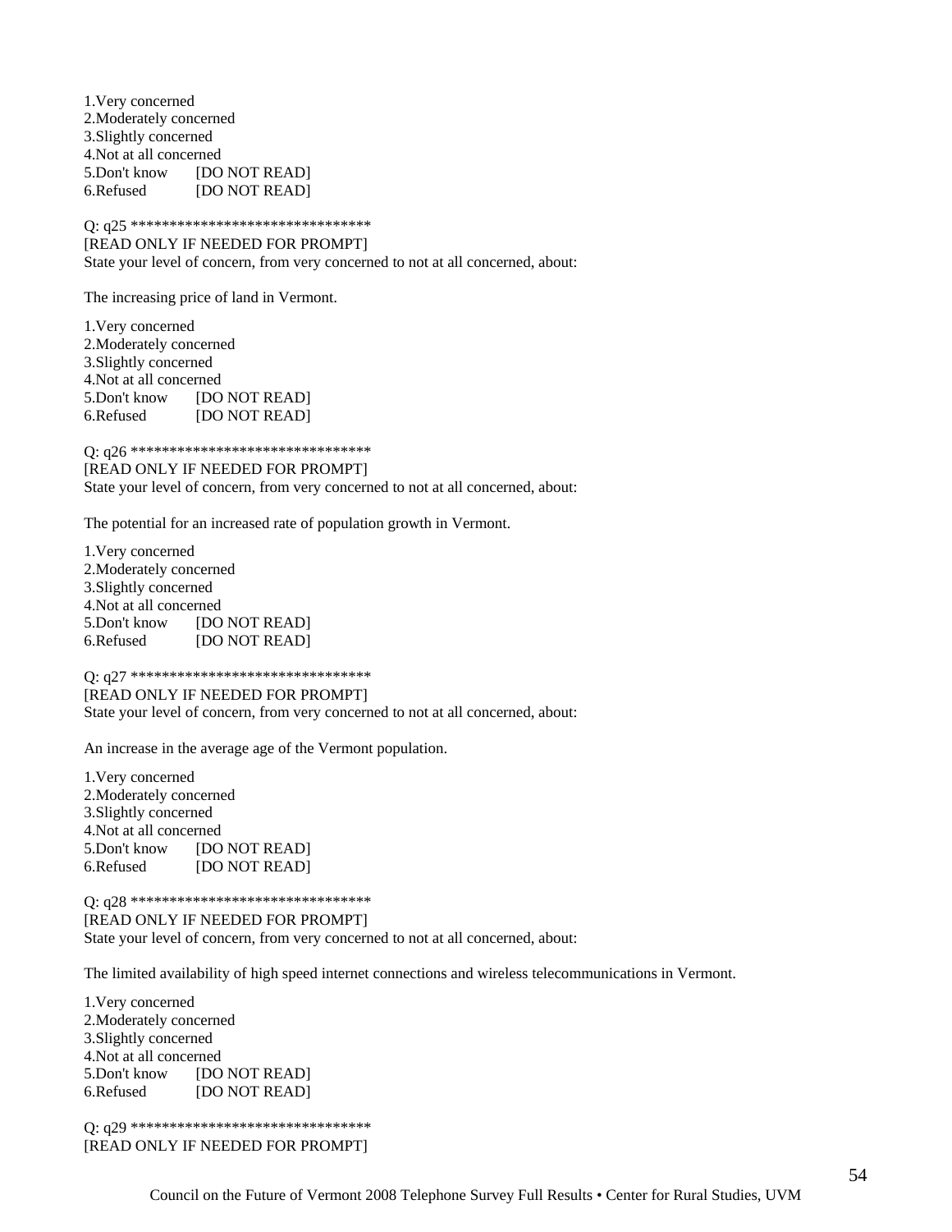1.Very concerned
2.Moderately concerned
3.Slightly concerned
4.Not at all concerned
5.Don't know [DO NOT READ]
6.Refused [DO NOT READ]

Q: q25 ********************************
[READ ONLY IF NEEDED FOR PROMPT]
State your level of concern, from very concerned to not at all concerned, about:

The increasing price of land in Vermont.

1.Very concerned
2.Moderately concerned
3.Slightly concerned
4.Not at all concerned
5.Don't know [DO NOT READ]
6.Refused [DO NOT READ]

Q: q26 ********************************
[READ ONLY IF NEEDED FOR PROMPT]
State your level of concern, from very concerned to not at all concerned, about:

The potential for an increased rate of population growth in Vermont.

1.Very concerned
2.Moderately concerned
3.Slightly concerned
4.Not at all concerned
5.Don't know [DO NOT READ]
6.Refused [DO NOT READ]

Q: q27 ********************************
[READ ONLY IF NEEDED FOR PROMPT]
State your level of concern, from very concerned to not at all concerned, about:

An increase in the average age of the Vermont population.

1.Very concerned
2.Moderately concerned
3.Slightly concerned
4.Not at all concerned
5.Don't know [DO NOT READ]
6.Refused [DO NOT READ]

Q: q28 ********************************
[READ ONLY IF NEEDED FOR PROMPT]
State your level of concern, from very concerned to not at all concerned, about:

The limited availability of high speed internet connections and wireless telecommunications in Vermont.

1.Very concerned
2.Moderately concerned
3.Slightly concerned
4.Not at all concerned
5.Don't know [DO NOT READ]
6.Refused [DO NOT READ]

Q: q29 ********************************
[READ ONLY IF NEEDED FOR PROMPT]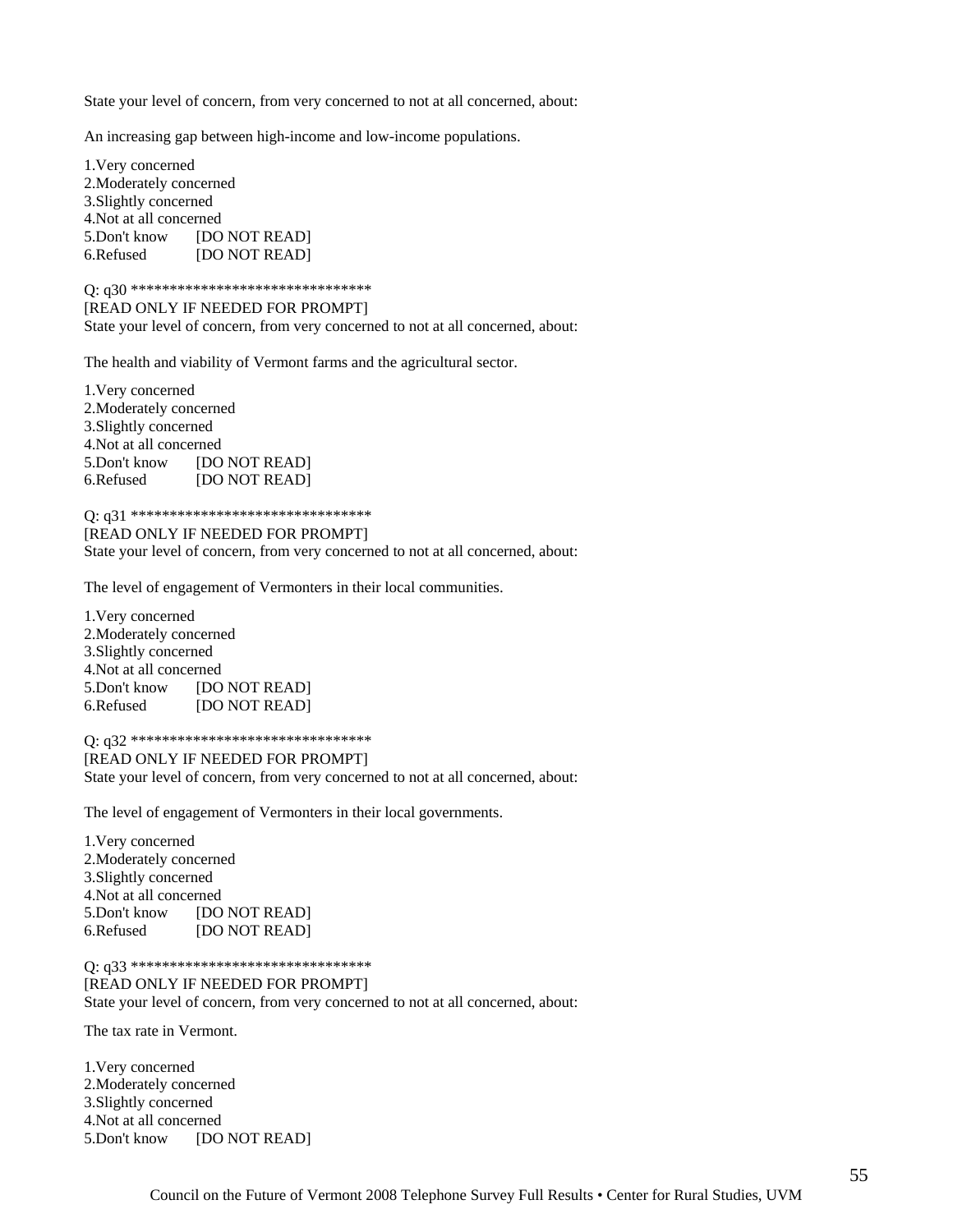State your level of concern, from very concerned to not at all concerned, about:

An increasing gap between high-income and low-income populations.

1.Very concerned
2.Moderately concerned
3.Slightly concerned
4.Not at all concerned
5.Don't know [DO NOT READ]
6.Refused [DO NOT READ]

Q: q30 ********************************
[READ ONLY IF NEEDED FOR PROMPT]
State your level of concern, from very concerned to not at all concerned, about:

The health and viability of Vermont farms and the agricultural sector.

1.Very concerned
2.Moderately concerned
3.Slightly concerned
4.Not at all concerned
5.Don't know [DO NOT READ]
6.Refused [DO NOT READ]

Q: q31 ********************************
[READ ONLY IF NEEDED FOR PROMPT]
State your level of concern, from very concerned to not at all concerned, about:

The level of engagement of Vermonters in their local communities.

1.Very concerned
2.Moderately concerned
3.Slightly concerned
4.Not at all concerned
5.Don't know [DO NOT READ]
6.Refused [DO NOT READ]

Q: q32 ********************************
[READ ONLY IF NEEDED FOR PROMPT]
State your level of concern, from very concerned to not at all concerned, about:

The level of engagement of Vermonters in their local governments.

1.Very concerned
2.Moderately concerned
3.Slightly concerned
4.Not at all concerned
5.Don't know [DO NOT READ]
6.Refused [DO NOT READ]

Q: q33 ********************************
[READ ONLY IF NEEDED FOR PROMPT]
State your level of concern, from very concerned to not at all concerned, about:

The tax rate in Vermont.

1.Very concerned
2.Moderately concerned
3.Slightly concerned
4.Not at all concerned
5.Don't know [DO NOT READ]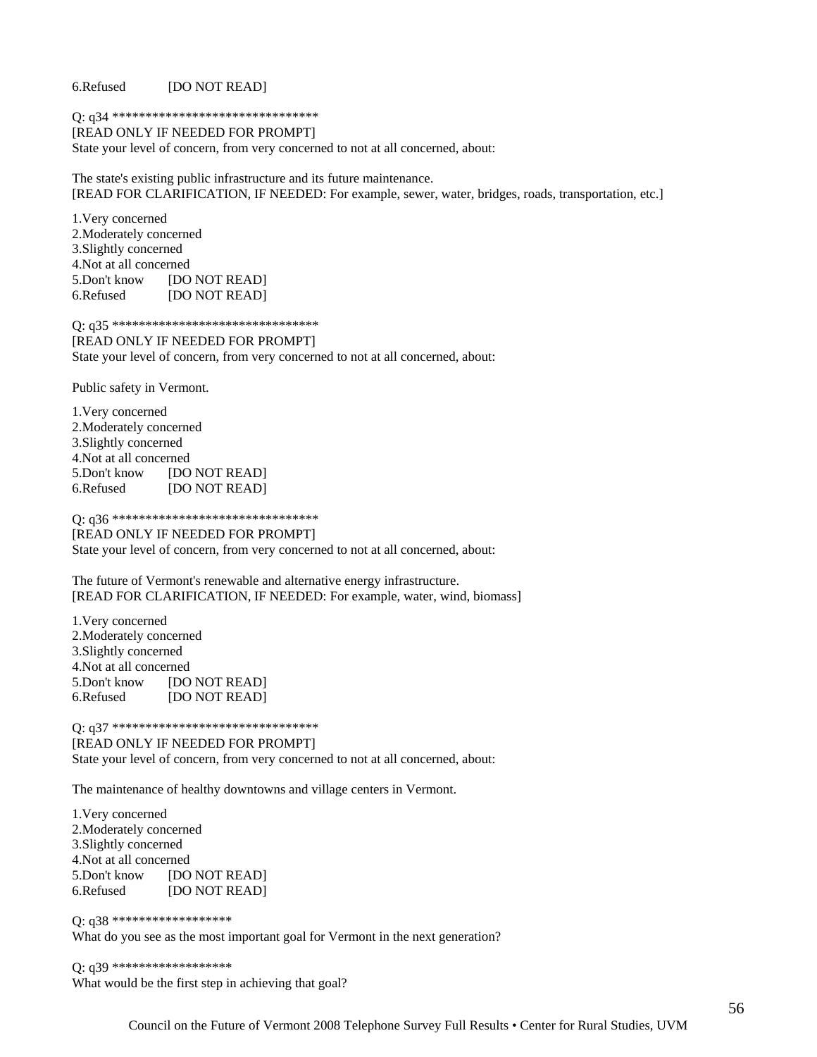6.Refused [DO NOT READ]

Q: q34 *******************************
[READ ONLY IF NEEDED FOR PROMPT]
State your level of concern, from very concerned to not at all concerned, about:

The state's existing public infrastructure and its future maintenance.
[READ FOR CLARIFICATION, IF NEEDED: For example, sewer, water, bridges, roads, transportation, etc.]

1.Very concerned
2.Moderately concerned
3.Slightly concerned
4.Not at all concerned
5.Don't know [DO NOT READ]
6.Refused [DO NOT READ]

Q: q35 *******************************
[READ ONLY IF NEEDED FOR PROMPT]
State your level of concern, from very concerned to not at all concerned, about:

Public safety in Vermont.

1.Very concerned
2.Moderately concerned
3.Slightly concerned
4.Not at all concerned
5.Don't know [DO NOT READ]
6.Refused [DO NOT READ]

Q: q36 *******************************
[READ ONLY IF NEEDED FOR PROMPT]
State your level of concern, from very concerned to not at all concerned, about:

The future of Vermont's renewable and alternative energy infrastructure.
[READ FOR CLARIFICATION, IF NEEDED: For example, water, wind, biomass]

1.Very concerned
2.Moderately concerned
3.Slightly concerned
4.Not at all concerned
5.Don't know [DO NOT READ]
6.Refused [DO NOT READ]

Q: q37 *******************************
[READ ONLY IF NEEDED FOR PROMPT]
State your level of concern, from very concerned to not at all concerned, about:

The maintenance of healthy downtowns and village centers in Vermont.

1.Very concerned
2.Moderately concerned
3.Slightly concerned
4.Not at all concerned
5.Don't know [DO NOT READ]
6.Refused [DO NOT READ]

Q: q38 ******************
What do you see as the most important goal for Vermont in the next generation?

Q: q39 ******************
What would be the first step in achieving that goal?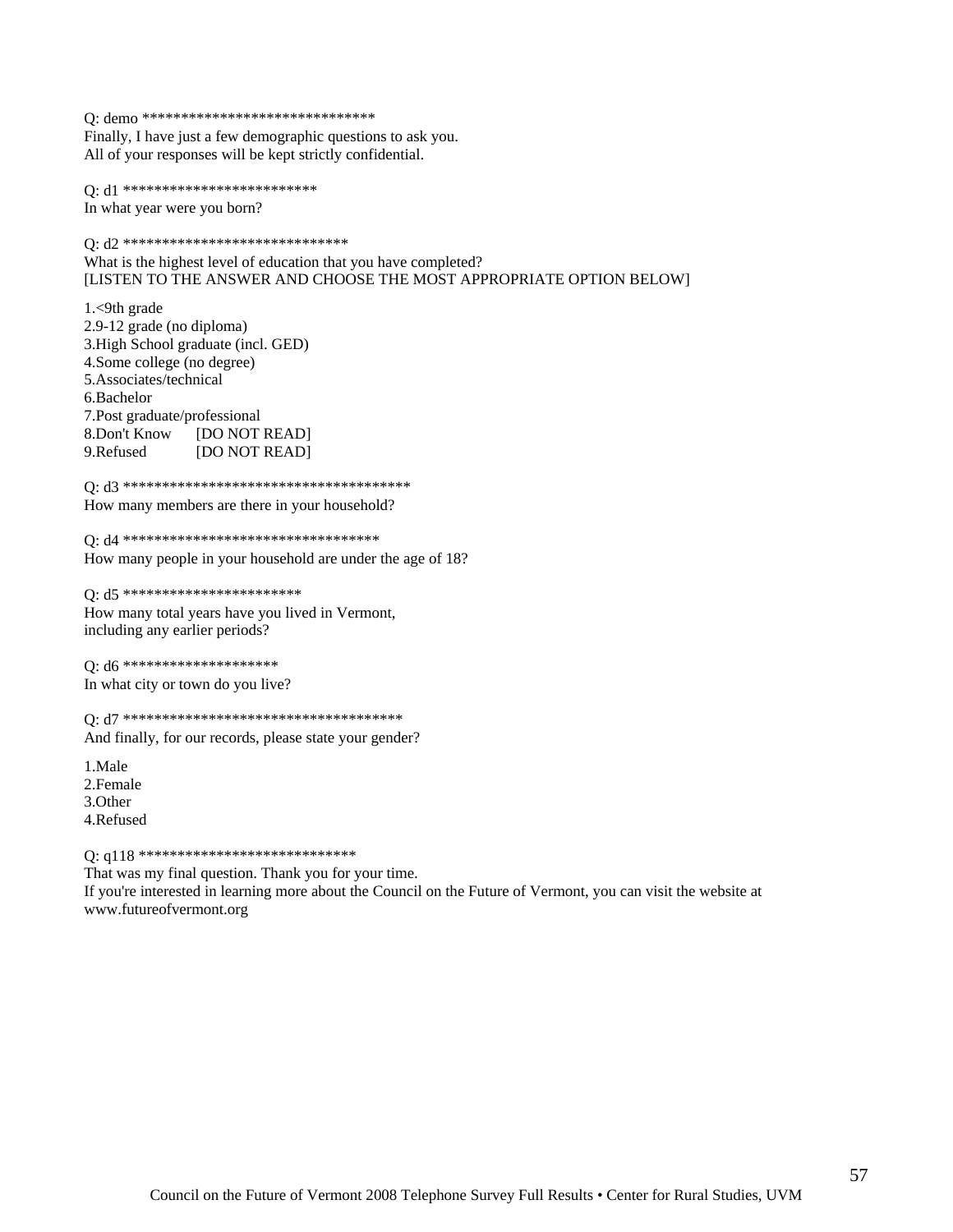Q: demo ******************************
Finally, I have just a few demographic questions to ask you.
All of your responses will be kept strictly confidential.

Q: d1 *************************
In what year were you born?

Q: d2 *****************************
What is the highest level of education that you have completed?
[LISTEN TO THE ANSWER AND CHOOSE THE MOST APPROPRIATE OPTION BELOW]

1.<9th grade
2.9-12 grade (no diploma)
3.High School graduate (incl. GED)
4.Some college (no degree)
5.Associates/technical
6.Bachelor
7.Post graduate/professional
8.Don't Know [DO NOT READ]
9.Refused [DO NOT READ]

Q: d3 *************************************
How many members are there in your household?

Q: d4 *********************************
How many people in your household are under the age of 18?

Q: d5 ***********************
How many total years have you lived in Vermont,
including any earlier periods?

Q: d6 *******************
In what city or town do you live?

Q: d7 ************************************
And finally, for our records, please state your gender?

1.Male
2.Female
3.Other
4.Refused

Q: q118 *****************************
That was my final question. Thank you for your time.
If you're interested in learning more about the Council on the Future of Vermont, you can visit the website at www.futureofvermont.org